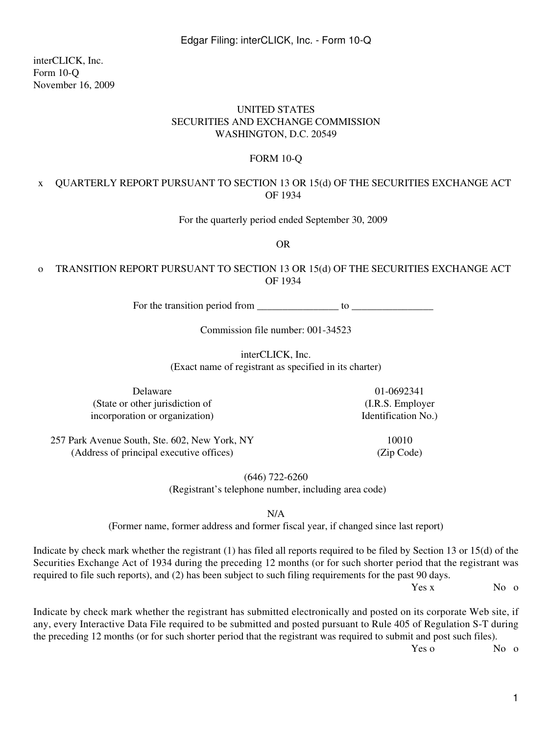interCLICK, Inc.
Form 10-Q
November 16, 2009

UNITED STATES
SECURITIES AND EXCHANGE COMMISSION
WASHINGTON, D.C. 20549

# FORM 10-Q

x QUARTERLY REPORT PURSUANT TO SECTION 13 OR 15(d) OF THE SECURITIES EXCHANGE ACT OF 1934

For the quarterly period ended September 30, 2009

OR

o TRANSITION REPORT PURSUANT TO SECTION 13 OR 15(d) OF THE SECURITIES EXCHANGE ACT OF 1934

For the transition period from ________________ to ________________

Commission file number: 001-34523

interCLICK, Inc.
(Exact name of registrant as specified in its charter)

| Delaware | 01-0692341 |
|---|---|
| (State or other jurisdiction of incorporation or organization) | (I.R.S. Employer Identification No.) |
| 257 Park Avenue South, Ste. 602, New York, NY | 10010 |
| (Address of principal executive offices) | (Zip Code) |

(646) 722-6260
(Registrant's telephone number, including area code)

N/A
(Former name, former address and former fiscal year, if changed since last report)

Indicate by check mark whether the registrant (1) has filed all reports required to be filed by Section 13 or 15(d) of the Securities Exchange Act of 1934 during the preceding 12 months (or for such shorter period that the registrant was required to file such reports), and (2) has been subject to such filing requirements for the past 90 days.

Yes x No o

Indicate by check mark whether the registrant has submitted electronically and posted on its corporate Web site, if any, every Interactive Data File required to be submitted and posted pursuant to Rule 405 of Regulation S-T during the preceding 12 months (or for such shorter period that the registrant was required to submit and post such files).

Yes o No o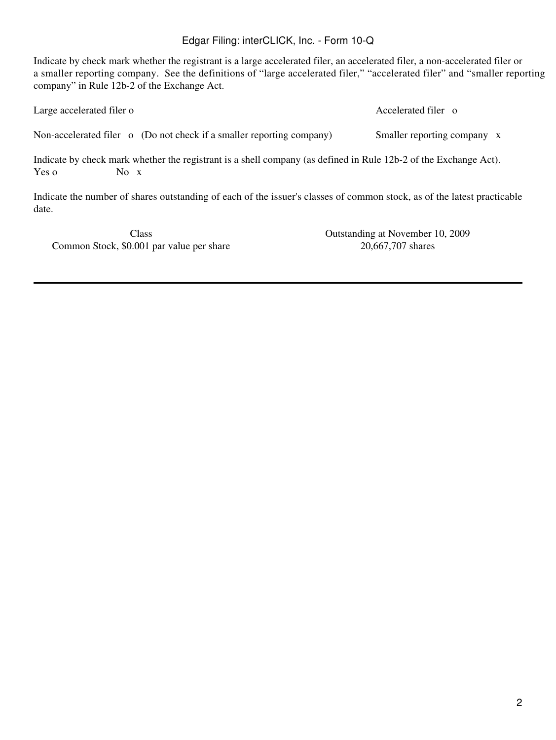Indicate by check mark whether the registrant is a large accelerated filer, an accelerated filer, a non-accelerated filer or a smaller reporting company. See the definitions of "large accelerated filer," "accelerated filer" and "smaller reporting company" in Rule 12b-2 of the Exchange Act.

| | |
|---|---|
| Large accelerated filer o | Accelerated filer o |
| Non-accelerated filer o (Do not check if a smaller reporting company) | Smaller reporting company x |

Indicate by check mark whether the registrant is a shell company (as defined in Rule 12b-2 of the Exchange Act).
Yes o No x

Indicate the number of shares outstanding of each of the issuer's classes of common stock, as of the latest practicable date.

| Class | Outstanding at November 10, 2009 |
|---|---|
| Common Stock, $0.001 par value per share | 20,667,707 shares |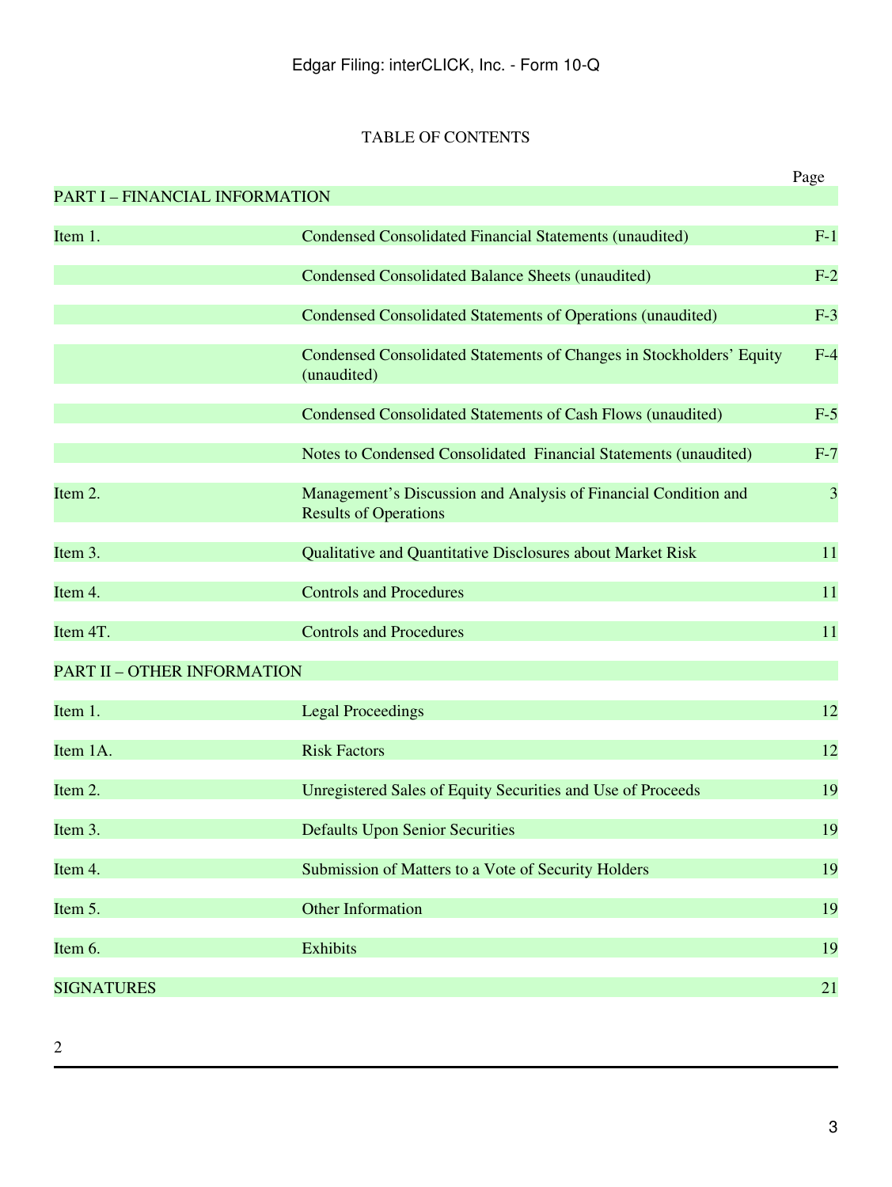# TABLE OF CONTENTS

| | | Page |
|---|---|---|
| PART I – FINANCIAL INFORMATION | | |
| Item 1. | Condensed Consolidated Financial Statements (unaudited) | F-1 |
| | Condensed Consolidated Balance Sheets (unaudited) | F-2 |
| | Condensed Consolidated Statements of Operations (unaudited) | F-3 |
| | Condensed Consolidated Statements of Changes in Stockholders' Equity (unaudited) | F-4 |
| | Condensed Consolidated Statements of Cash Flows (unaudited) | F-5 |
| | Notes to Condensed Consolidated Financial Statements (unaudited) | F-7 |
| Item 2. | Management's Discussion and Analysis of Financial Condition and Results of Operations | 3 |
| Item 3. | Qualitative and Quantitative Disclosures about Market Risk | 11 |
| Item 4. | Controls and Procedures | 11 |
| Item 4T. | Controls and Procedures | 11 |
| PART II – OTHER INFORMATION | | |
| Item 1. | Legal Proceedings | 12 |
| Item 1A. | Risk Factors | 12 |
| Item 2. | Unregistered Sales of Equity Securities and Use of Proceeds | 19 |
| Item 3. | Defaults Upon Senior Securities | 19 |
| Item 4. | Submission of Matters to a Vote of Security Holders | 19 |
| Item 5. | Other Information | 19 |
| Item 6. | Exhibits | 19 |
| SIGNATURES | | 21 |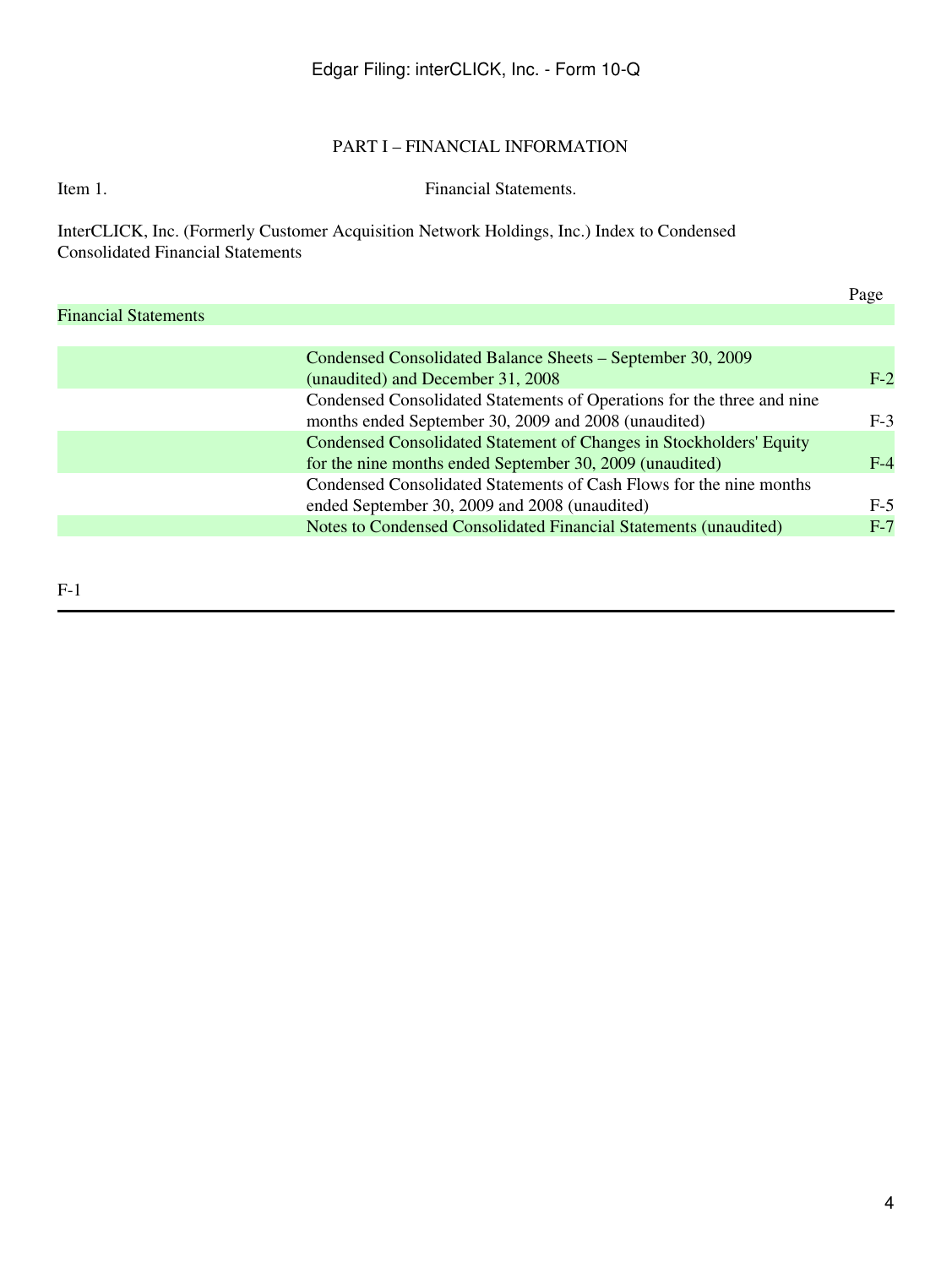## PART I – FINANCIAL INFORMATION

Item 1. Financial Statements.

InterCLICK, Inc. (Formerly Customer Acquisition Network Holdings, Inc.) Index to Condensed Consolidated Financial Statements

| | | Page |
|---|---|---|
| Financial Statements | | |
| | Condensed Consolidated Balance Sheets – September 30, 2009 (unaudited) and December 31, 2008 | F-2 |
| | Condensed Consolidated Statements of Operations for the three and nine months ended September 30, 2009 and 2008 (unaudited) | F-3 |
| | Condensed Consolidated Statement of Changes in Stockholders' Equity for the nine months ended September 30, 2009 (unaudited) | F-4 |
| | Condensed Consolidated Statements of Cash Flows for the nine months ended September 30, 2009 and 2008 (unaudited) | F-5 |
| | Notes to Condensed Consolidated Financial Statements (unaudited) | F-7 |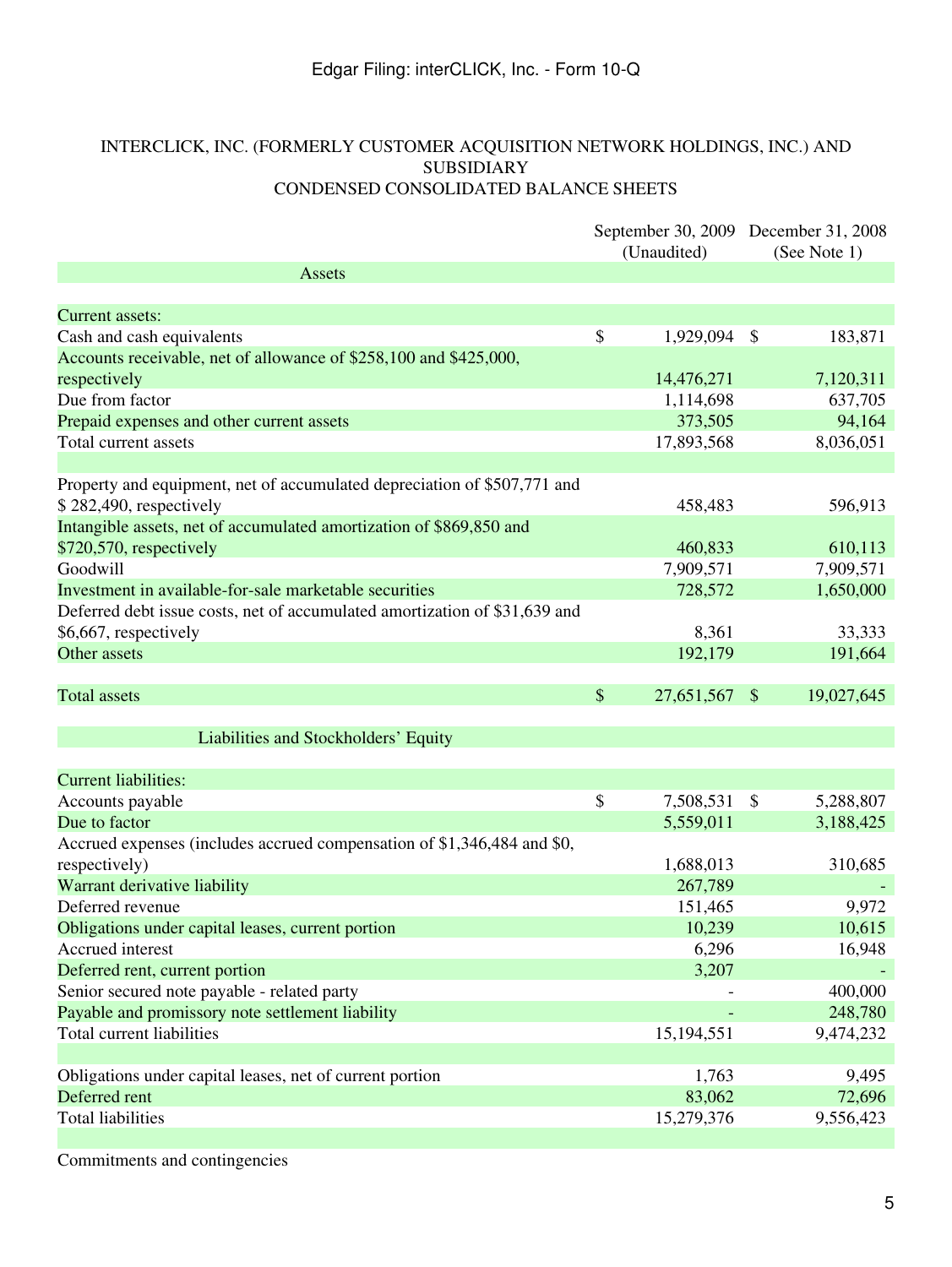# INTERCLICK, INC. (FORMERLY CUSTOMER ACQUISITION NETWORK HOLDINGS, INC.) AND SUBSIDIARY
## CONDENSED CONSOLIDATED BALANCE SHEETS

| | September 30, 2009 (Unaudited) | December 31, 2008 (See Note 1) |
|---|---|---|
| **Assets** | | |
| Current assets: | | |
| Cash and cash equivalents | $ 1,929,094 | $ 183,871 |
| Accounts receivable, net of allowance of $258,100 and $425,000, respectively | 14,476,271 | 7,120,311 |
| Due from factor | 1,114,698 | 637,705 |
| Prepaid expenses and other current assets | 373,505 | 94,164 |
| Total current assets | 17,893,568 | 8,036,051 |
| | | |
| Property and equipment, net of accumulated depreciation of $507,771 and $ 282,490, respectively | 458,483 | 596,913 |
| Intangible assets, net of accumulated amortization of $869,850 and $720,570, respectively | 460,833 | 610,113 |
| Goodwill | 7,909,571 | 7,909,571 |
| Investment in available-for-sale marketable securities | 728,572 | 1,650,000 |
| Deferred debt issue costs, net of accumulated amortization of $31,639 and $6,667, respectively | 8,361 | 33,333 |
| Other assets | 192,179 | 191,664 |
| | | |
| Total assets | $ 27,651,567 | $ 19,027,645 |
| | | |
| **Liabilities and Stockholders' Equity** | | |
| Current liabilities: | | |
| Accounts payable | $ 7,508,531 | $ 5,288,807 |
| Due to factor | 5,559,011 | 3,188,425 |
| Accrued expenses (includes accrued compensation of $1,346,484 and $0, respectively) | 1,688,013 | 310,685 |
| Warrant derivative liability | 267,789 | - |
| Deferred revenue | 151,465 | 9,972 |
| Obligations under capital leases, current portion | 10,239 | 10,615 |
| Accrued interest | 6,296 | 16,948 |
| Deferred rent, current portion | 3,207 | - |
| Senior secured note payable - related party | - | 400,000 |
| Payable and promissory note settlement liability | - | 248,780 |
| Total current liabilities | 15,194,551 | 9,474,232 |
| | | |
| Obligations under capital leases, net of current portion | 1,763 | 9,495 |
| Deferred rent | 83,062 | 72,696 |
| Total liabilities | 15,279,376 | 9,556,423 |
| | | |
| Commitments and contingencies | | |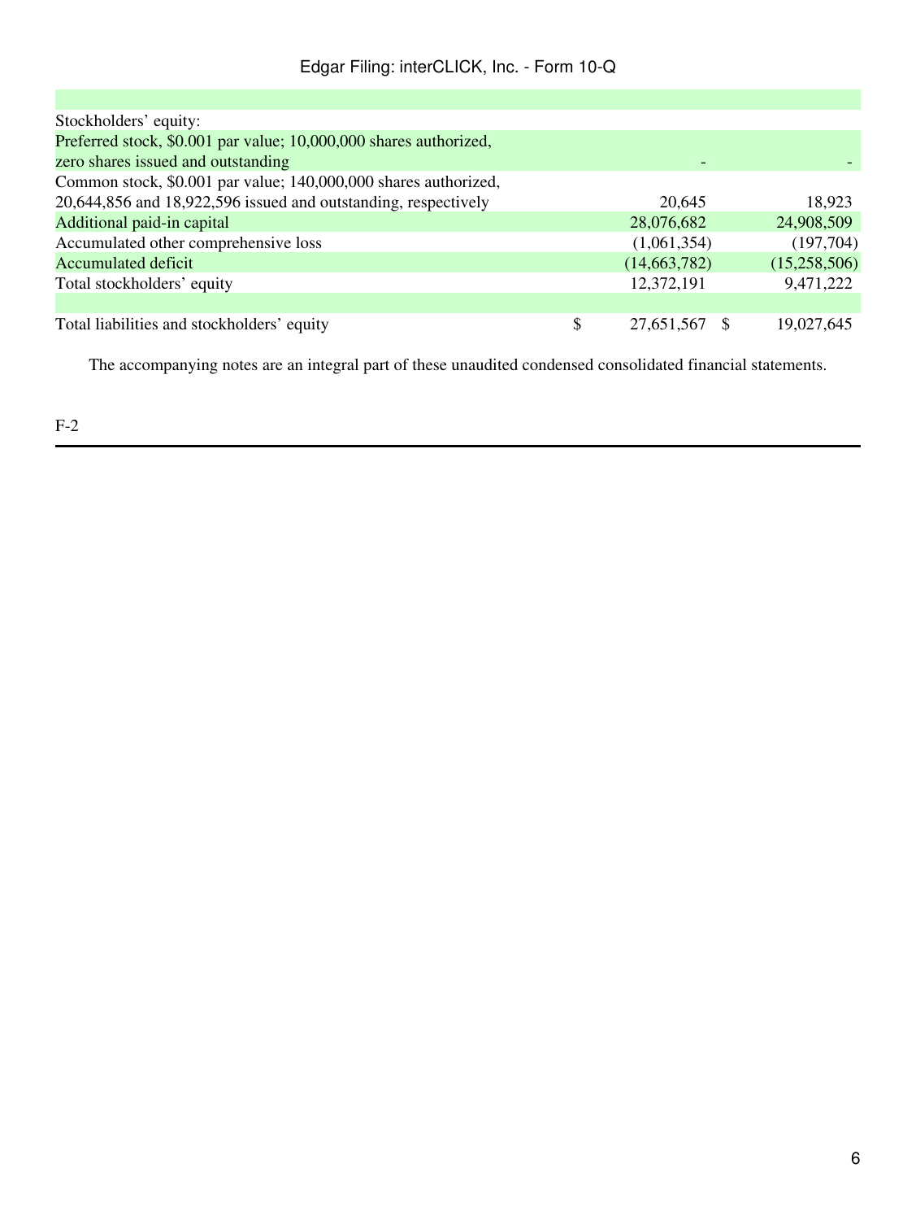| | | |
|---|---|---|
| Stockholders' equity: | | |
| Preferred stock, $0.001 par value; 10,000,000 shares authorized, zero shares issued and outstanding | - | - |
| Common stock, $0.001 par value; 140,000,000 shares authorized, 20,644,856 and 18,922,596 issued and outstanding, respectively | 20,645 | 18,923 |
| Additional paid-in capital | 28,076,682 | 24,908,509 |
| Accumulated other comprehensive loss | (1,061,354) | (197,704) |
| Accumulated deficit | (14,663,782) | (15,258,506) |
| Total stockholders' equity | 12,372,191 | 9,471,222 |
| | | |
| Total liabilities and stockholders' equity | $ 27,651,567 | $ 19,027,645 |

The accompanying notes are an integral part of these unaudited condensed consolidated financial statements.

F-2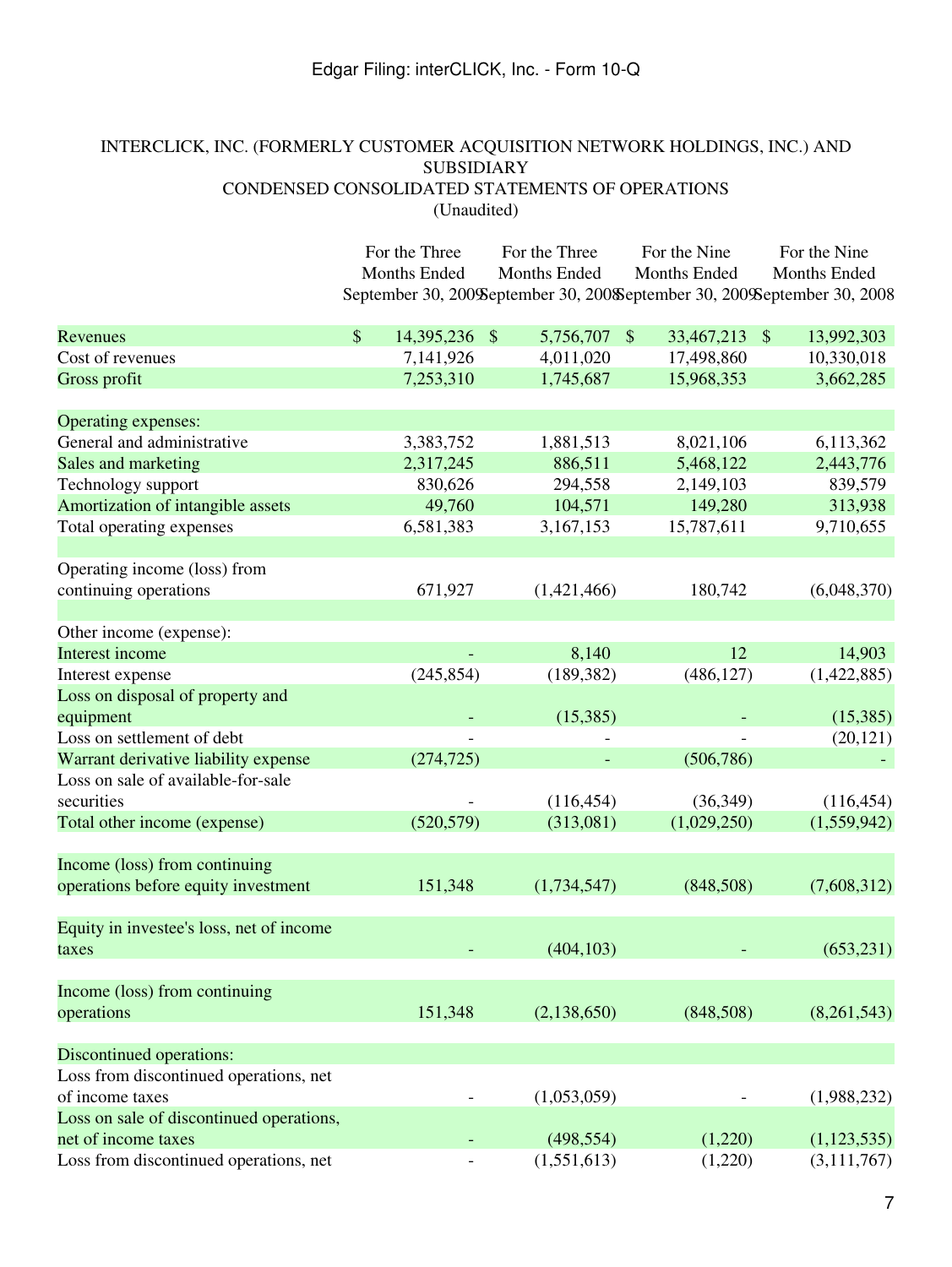# INTERCLICK, INC. (FORMERLY CUSTOMER ACQUISITION NETWORK HOLDINGS, INC.) AND SUBSIDIARY

## CONDENSED CONSOLIDATED STATEMENTS OF OPERATIONS

(Unaudited)

| | For the Three Months Ended September 30, 2009 | For the Three Months Ended September 30, 2008 | For the Nine Months Ended September 30, 2009 | For the Nine Months Ended September 30, 2008 |
|---|---|---|---|---|
| Revenues | $ 14,395,236 | $ 5,756,707 | $ 33,467,213 | $ 13,992,303 |
| Cost of revenues | 7,141,926 | 4,011,020 | 17,498,860 | 10,330,018 |
| Gross profit | 7,253,310 | 1,745,687 | 15,968,353 | 3,662,285 |
| | | | | |
| Operating expenses: | | | | |
| General and administrative | 3,383,752 | 1,881,513 | 8,021,106 | 6,113,362 |
| Sales and marketing | 2,317,245 | 886,511 | 5,468,122 | 2,443,776 |
| Technology support | 830,626 | 294,558 | 2,149,103 | 839,579 |
| Amortization of intangible assets | 49,760 | 104,571 | 149,280 | 313,938 |
| Total operating expenses | 6,581,383 | 3,167,153 | 15,787,611 | 9,710,655 |
| | | | | |
| Operating income (loss) from continuing operations | 671,927 | (1,421,466) | 180,742 | (6,048,370) |
| | | | | |
| Other income (expense): | | | | |
| Interest income | - | 8,140 | 12 | 14,903 |
| Interest expense | (245,854) | (189,382) | (486,127) | (1,422,885) |
| Loss on disposal of property and equipment | - | (15,385) | - | (15,385) |
| Loss on settlement of debt | - | - | - | (20,121) |
| Warrant derivative liability expense | (274,725) | - | (506,786) | - |
| Loss on sale of available-for-sale securities | - | (116,454) | (36,349) | (116,454) |
| Total other income (expense) | (520,579) | (313,081) | (1,029,250) | (1,559,942) |
| | | | | |
| Income (loss) from continuing operations before equity investment | 151,348 | (1,734,547) | (848,508) | (7,608,312) |
| | | | | |
| Equity in investee's loss, net of income taxes | - | (404,103) | - | (653,231) |
| | | | | |
| Income (loss) from continuing operations | 151,348 | (2,138,650) | (848,508) | (8,261,543) |
| | | | | |
| Discontinued operations: | | | | |
| Loss from discontinued operations, net of income taxes | - | (1,053,059) | - | (1,988,232) |
| Loss on sale of discontinued operations, net of income taxes | - | (498,554) | (1,220) | (1,123,535) |
| Loss from discontinued operations, net | - | (1,551,613) | (1,220) | (3,111,767) |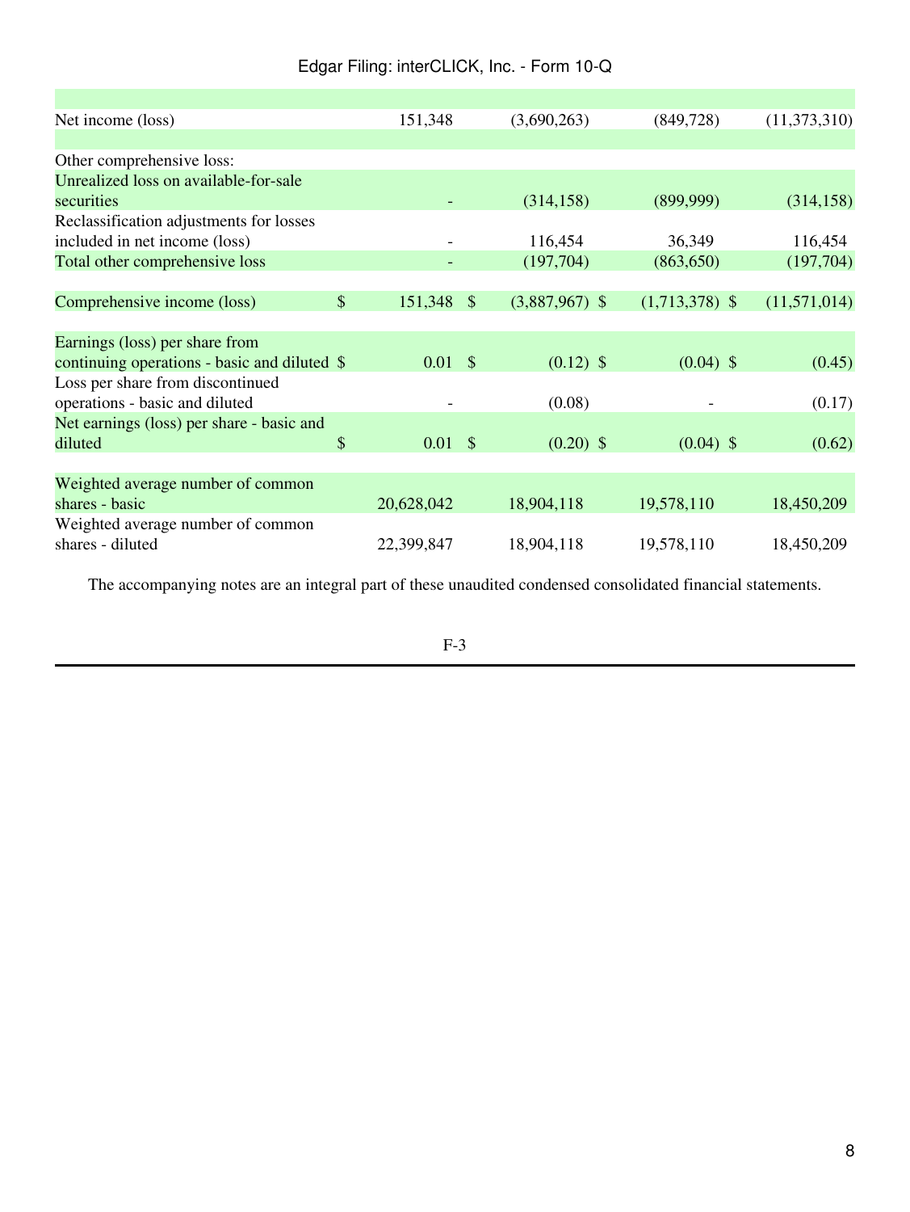| | | | | |
|---|---|---|---|---|
| Net income (loss) | 151,348 | (3,690,263) | (849,728) | (11,373,310) |
| | | | | |
| Other comprehensive loss: | | | | |
| Unrealized loss on available-for-sale securities | - | (314,158) | (899,999) | (314,158) |
| Reclassification adjustments for losses included in net income (loss) | - | 116,454 | 36,349 | 116,454 |
| Total other comprehensive loss | - | (197,704) | (863,650) | (197,704) |
| | | | | |
| Comprehensive income (loss) | $ 151,348 | $ (3,887,967) | $ (1,713,378) | $ (11,571,014) |
| | | | | |
| Earnings (loss) per share from continuing operations - basic and diluted | $ 0.01 | $ (0.12) | $ (0.04) | $ (0.45) |
| Loss per share from discontinued operations - basic and diluted | - | (0.08) | - | (0.17) |
| Net earnings (loss) per share - basic and diluted | $ 0.01 | $ (0.20) | $ (0.04) | $ (0.62) |
| | | | | |
| Weighted average number of common shares - basic | 20,628,042 | 18,904,118 | 19,578,110 | 18,450,209 |
| Weighted average number of common shares - diluted | 22,399,847 | 18,904,118 | 19,578,110 | 18,450,209 |

The accompanying notes are an integral part of these unaudited condensed consolidated financial statements.

F-3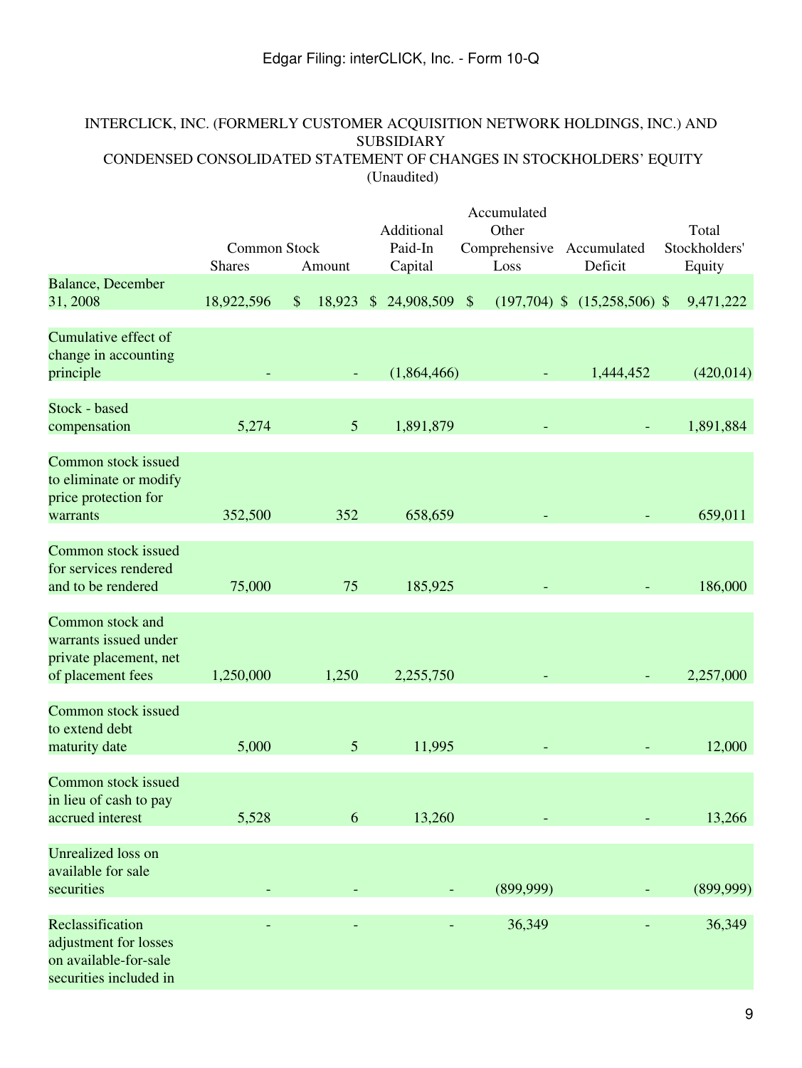INTERCLICK, INC. (FORMERLY CUSTOMER ACQUISITION NETWORK HOLDINGS, INC.) AND SUBSIDIARY
CONDENSED CONSOLIDATED STATEMENT OF CHANGES IN STOCKHOLDERS' EQUITY
(Unaudited)

| | Common Stock Shares | Common Stock Amount | Additional Paid-In Capital | Accumulated Other Comprehensive Loss | Accumulated Deficit | Total Stockholders' Equity |
|---|---|---|---|---|---|---|
| Balance, December 31, 2008 | 18,922,596 | $ 18,923 | $ 24,908,509 | $ (197,704) | $ (15,258,506) | $ 9,471,222 |
| Cumulative effect of change in accounting principle | - | - | (1,864,466) | - | 1,444,452 | (420,014) |
| Stock - based compensation | 5,274 | 5 | 1,891,879 | - | - | 1,891,884 |
| Common stock issued to eliminate or modify price protection for warrants | 352,500 | 352 | 658,659 | - | - | 659,011 |
| Common stock issued for services rendered and to be rendered | 75,000 | 75 | 185,925 | - | - | 186,000 |
| Common stock and warrants issued under private placement, net of placement fees | 1,250,000 | 1,250 | 2,255,750 | - | - | 2,257,000 |
| Common stock issued to extend debt maturity date | 5,000 | 5 | 11,995 | - | - | 12,000 |
| Common stock issued in lieu of cash to pay accrued interest | 5,528 | 6 | 13,260 | - | - | 13,266 |
| Unrealized loss on available for sale securities | - | - | - | (899,999) | - | (899,999) |
| Reclassification adjustment for losses on available-for-sale securities included in | - | - | - | 36,349 | - | 36,349 |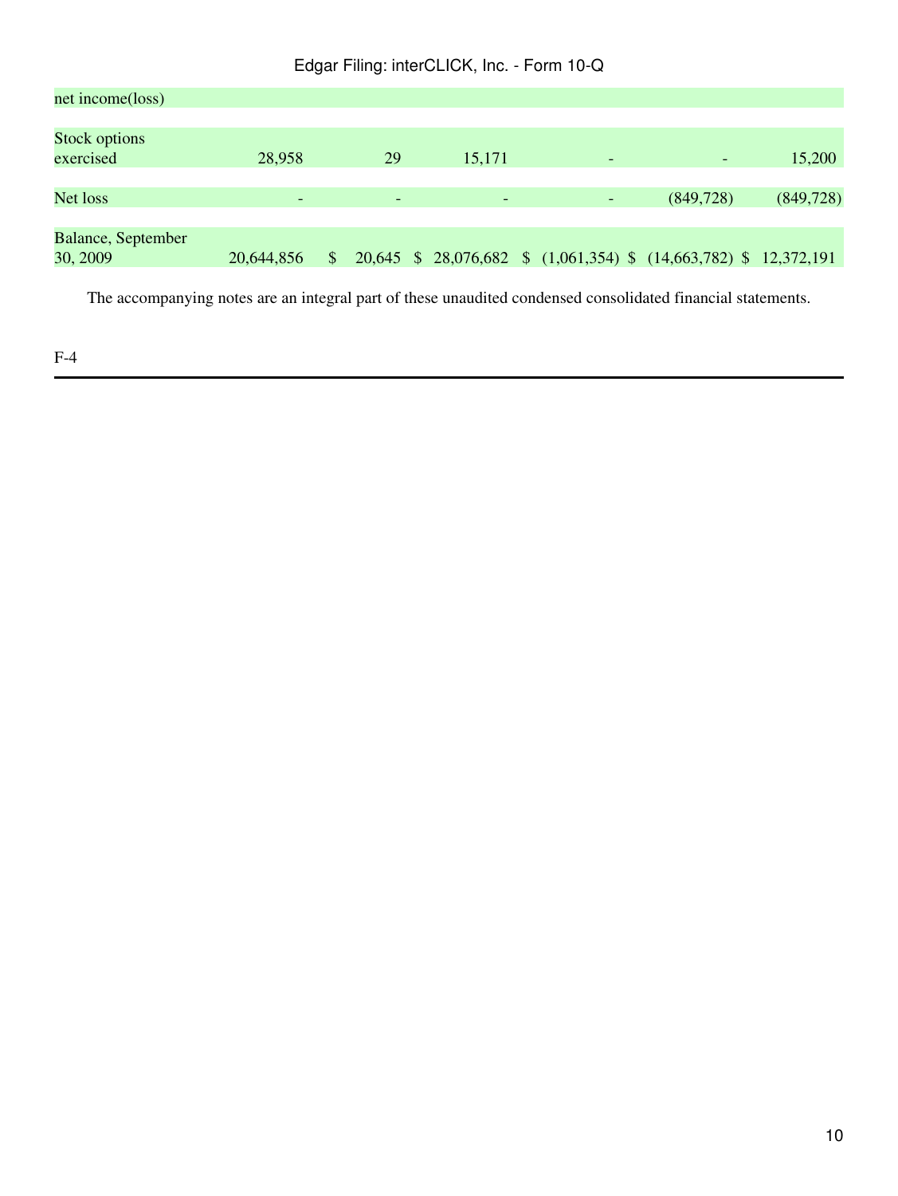| | | | | | | |
|---|---|---|---|---|---|---|
| net income(loss) | | | | | | |
| Stock options exercised | 28,958 | 29 | 15,171 | - | - | 15,200 |
| Net loss | - | - | - | - | (849,728) | (849,728) |
| Balance, September 30, 2009 | 20,644,856 | $ 20,645 | $ 28,076,682 | $ (1,061,354) | $ (14,663,782) | $ 12,372,191 |

The accompanying notes are an integral part of these unaudited condensed consolidated financial statements.

F-4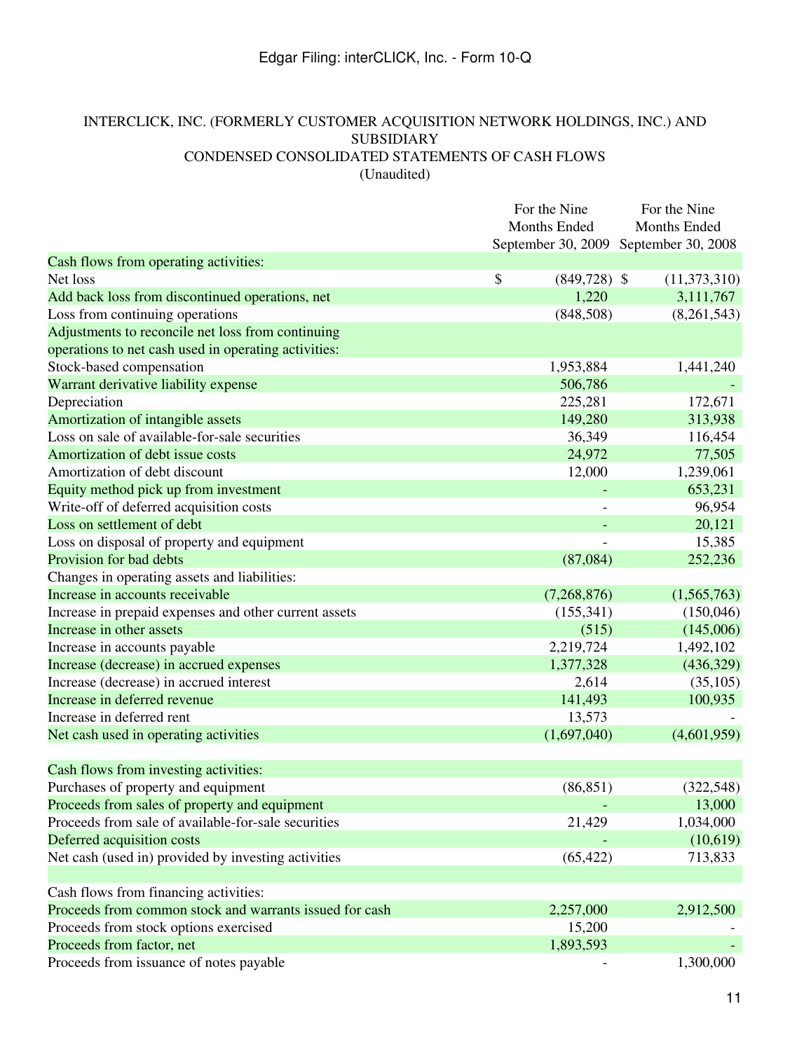INTERCLICK, INC. (FORMERLY CUSTOMER ACQUISITION NETWORK HOLDINGS, INC.) AND SUBSIDIARY
CONDENSED CONSOLIDATED STATEMENTS OF CASH FLOWS
(Unaudited)

| | For the Nine Months Ended September 30, 2009 | For the Nine Months Ended September 30, 2008 |
|---|---|---|
| Cash flows from operating activities: | | |
| Net loss | $ (849,728) | $ (11,373,310) |
| Add back loss from discontinued operations, net | 1,220 | 3,111,767 |
| Loss from continuing operations | (848,508) | (8,261,543) |
| Adjustments to reconcile net loss from continuing operations to net cash used in operating activities: | | |
| Stock-based compensation | 1,953,884 | 1,441,240 |
| Warrant derivative liability expense | 506,786 | - |
| Depreciation | 225,281 | 172,671 |
| Amortization of intangible assets | 149,280 | 313,938 |
| Loss on sale of available-for-sale securities | 36,349 | 116,454 |
| Amortization of debt issue costs | 24,972 | 77,505 |
| Amortization of debt discount | 12,000 | 1,239,061 |
| Equity method pick up from investment | - | 653,231 |
| Write-off of deferred acquisition costs | - | 96,954 |
| Loss on settlement of debt | - | 20,121 |
| Loss on disposal of property and equipment | - | 15,385 |
| Provision for bad debts | (87,084) | 252,236 |
| Changes in operating assets and liabilities: | | |
| Increase in accounts receivable | (7,268,876) | (1,565,763) |
| Increase in prepaid expenses and other current assets | (155,341) | (150,046) |
| Increase in other assets | (515) | (145,006) |
| Increase in accounts payable | 2,219,724 | 1,492,102 |
| Increase (decrease) in accrued expenses | 1,377,328 | (436,329) |
| Increase (decrease) in accrued interest | 2,614 | (35,105) |
| Increase in deferred revenue | 141,493 | 100,935 |
| Increase in deferred rent | 13,573 | - |
| Net cash used in operating activities | (1,697,040) | (4,601,959) |
| | | |
| Cash flows from investing activities: | | |
| Purchases of property and equipment | (86,851) | (322,548) |
| Proceeds from sales of property and equipment | - | 13,000 |
| Proceeds from sale of available-for-sale securities | 21,429 | 1,034,000 |
| Deferred acquisition costs | - | (10,619) |
| Net cash (used in) provided by investing activities | (65,422) | 713,833 |
| | | |
| Cash flows from financing activities: | | |
| Proceeds from common stock and warrants issued for cash | 2,257,000 | 2,912,500 |
| Proceeds from stock options exercised | 15,200 | - |
| Proceeds from factor, net | 1,893,593 | - |
| Proceeds from issuance of notes payable | - | 1,300,000 |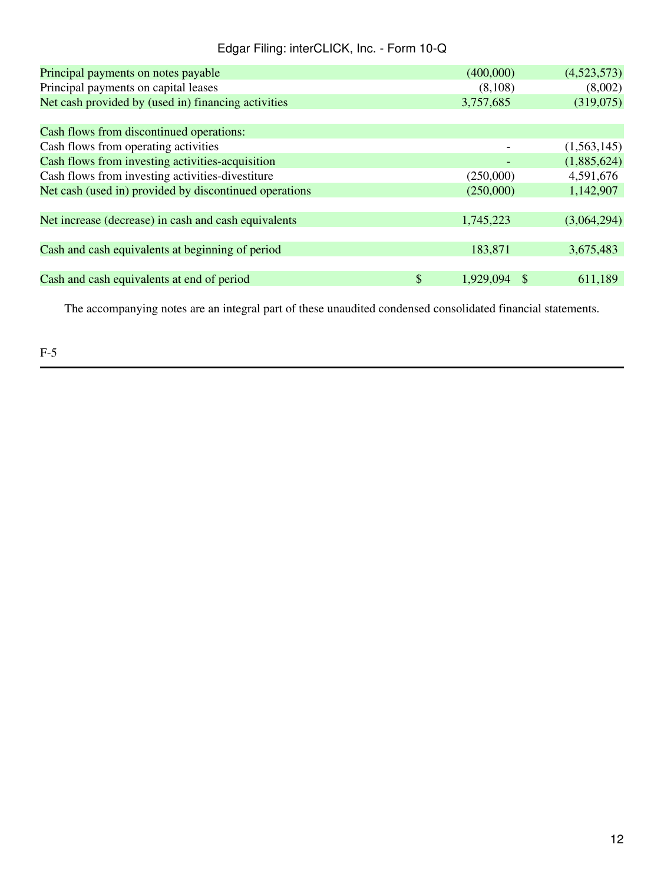| | | |
|---|---|---|
| Principal payments on notes payable | (400,000) | (4,523,573) |
| Principal payments on capital leases | (8,108) | (8,002) |
| Net cash provided by (used in) financing activities | 3,757,685 | (319,075) |
| | | |
| Cash flows from discontinued operations: | | |
| Cash flows from operating activities | - | (1,563,145) |
| Cash flows from investing activities-acquisition | - | (1,885,624) |
| Cash flows from investing activities-divestiture | (250,000) | 4,591,676 |
| Net cash (used in) provided by discontinued operations | (250,000) | 1,142,907 |
| | | |
| Net increase (decrease) in cash and cash equivalents | 1,745,223 | (3,064,294) |
| | | |
| Cash and cash equivalents at beginning of period | 183,871 | 3,675,483 |
| | | |
| Cash and cash equivalents at end of period | $ 1,929,094 | $ 611,189 |

The accompanying notes are an integral part of these unaudited condensed consolidated financial statements.

F-5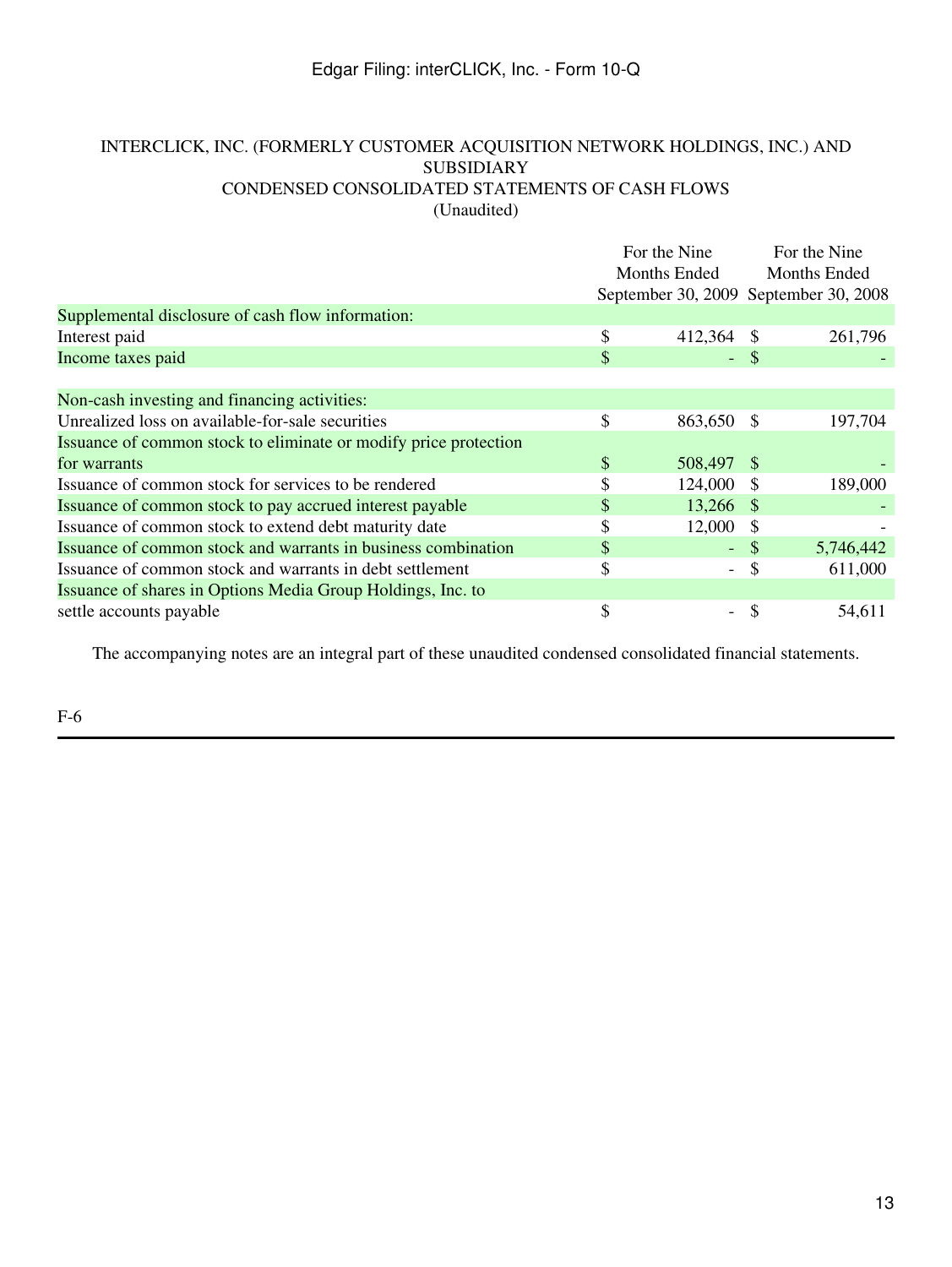INTERCLICK, INC. (FORMERLY CUSTOMER ACQUISITION NETWORK HOLDINGS, INC.) AND SUBSIDIARY
CONDENSED CONSOLIDATED STATEMENTS OF CASH FLOWS
(Unaudited)

| | For the Nine Months Ended September 30, 2009 | For the Nine Months Ended September 30, 2008 |
|---|---|---|
| Supplemental disclosure of cash flow information: | | |
| Interest paid | $ 412,364 | $ 261,796 |
| Income taxes paid | $ - | $ - |
| | | |
| Non-cash investing and financing activities: | | |
| Unrealized loss on available-for-sale securities | $ 863,650 | $ 197,704 |
| Issuance of common stock to eliminate or modify price protection for warrants | $ 508,497 | $ - |
| Issuance of common stock for services to be rendered | $ 124,000 | $ 189,000 |
| Issuance of common stock to pay accrued interest payable | $ 13,266 | $ - |
| Issuance of common stock to extend debt maturity date | $ 12,000 | $ - |
| Issuance of common stock and warrants in business combination | $ - | $ 5,746,442 |
| Issuance of common stock and warrants in debt settlement | $ - | $ 611,000 |
| Issuance of shares in Options Media Group Holdings, Inc. to settle accounts payable | $ - | $ 54,611 |

The accompanying notes are an integral part of these unaudited condensed consolidated financial statements.

F-6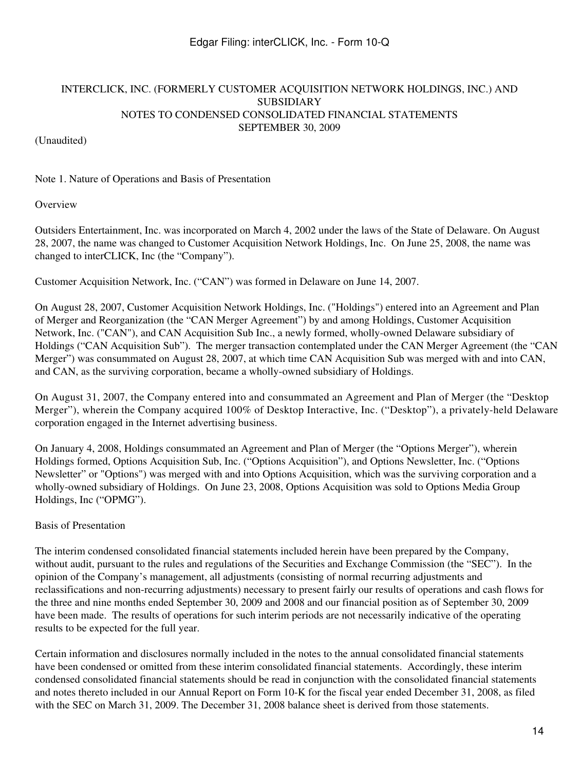# INTERCLICK, INC. (FORMERLY CUSTOMER ACQUISITION NETWORK HOLDINGS, INC.) AND SUBSIDIARY
## NOTES TO CONDENSED CONSOLIDATED FINANCIAL STATEMENTS
## SEPTEMBER 30, 2009

(Unaudited)

Note 1. Nature of Operations and Basis of Presentation

Overview

Outsiders Entertainment, Inc. was incorporated on March 4, 2002 under the laws of the State of Delaware. On August 28, 2007, the name was changed to Customer Acquisition Network Holdings, Inc. On June 25, 2008, the name was changed to interCLICK, Inc (the "Company").

Customer Acquisition Network, Inc. ("CAN") was formed in Delaware on June 14, 2007.

On August 28, 2007, Customer Acquisition Network Holdings, Inc. ("Holdings") entered into an Agreement and Plan of Merger and Reorganization (the "CAN Merger Agreement") by and among Holdings, Customer Acquisition Network, Inc. ("CAN"), and CAN Acquisition Sub Inc., a newly formed, wholly-owned Delaware subsidiary of Holdings ("CAN Acquisition Sub"). The merger transaction contemplated under the CAN Merger Agreement (the "CAN Merger") was consummated on August 28, 2007, at which time CAN Acquisition Sub was merged with and into CAN, and CAN, as the surviving corporation, became a wholly-owned subsidiary of Holdings.

On August 31, 2007, the Company entered into and consummated an Agreement and Plan of Merger (the "Desktop Merger"), wherein the Company acquired 100% of Desktop Interactive, Inc. ("Desktop"), a privately-held Delaware corporation engaged in the Internet advertising business.

On January 4, 2008, Holdings consummated an Agreement and Plan of Merger (the "Options Merger"), wherein Holdings formed, Options Acquisition Sub, Inc. ("Options Acquisition"), and Options Newsletter, Inc. ("Options Newsletter" or "Options") was merged with and into Options Acquisition, which was the surviving corporation and a wholly-owned subsidiary of Holdings. On June 23, 2008, Options Acquisition was sold to Options Media Group Holdings, Inc ("OPMG").

Basis of Presentation

The interim condensed consolidated financial statements included herein have been prepared by the Company, without audit, pursuant to the rules and regulations of the Securities and Exchange Commission (the "SEC"). In the opinion of the Company's management, all adjustments (consisting of normal recurring adjustments and reclassifications and non-recurring adjustments) necessary to present fairly our results of operations and cash flows for the three and nine months ended September 30, 2009 and 2008 and our financial position as of September 30, 2009 have been made. The results of operations for such interim periods are not necessarily indicative of the operating results to be expected for the full year.

Certain information and disclosures normally included in the notes to the annual consolidated financial statements have been condensed or omitted from these interim consolidated financial statements. Accordingly, these interim condensed consolidated financial statements should be read in conjunction with the consolidated financial statements and notes thereto included in our Annual Report on Form 10-K for the fiscal year ended December 31, 2008, as filed with the SEC on March 31, 2009. The December 31, 2008 balance sheet is derived from those statements.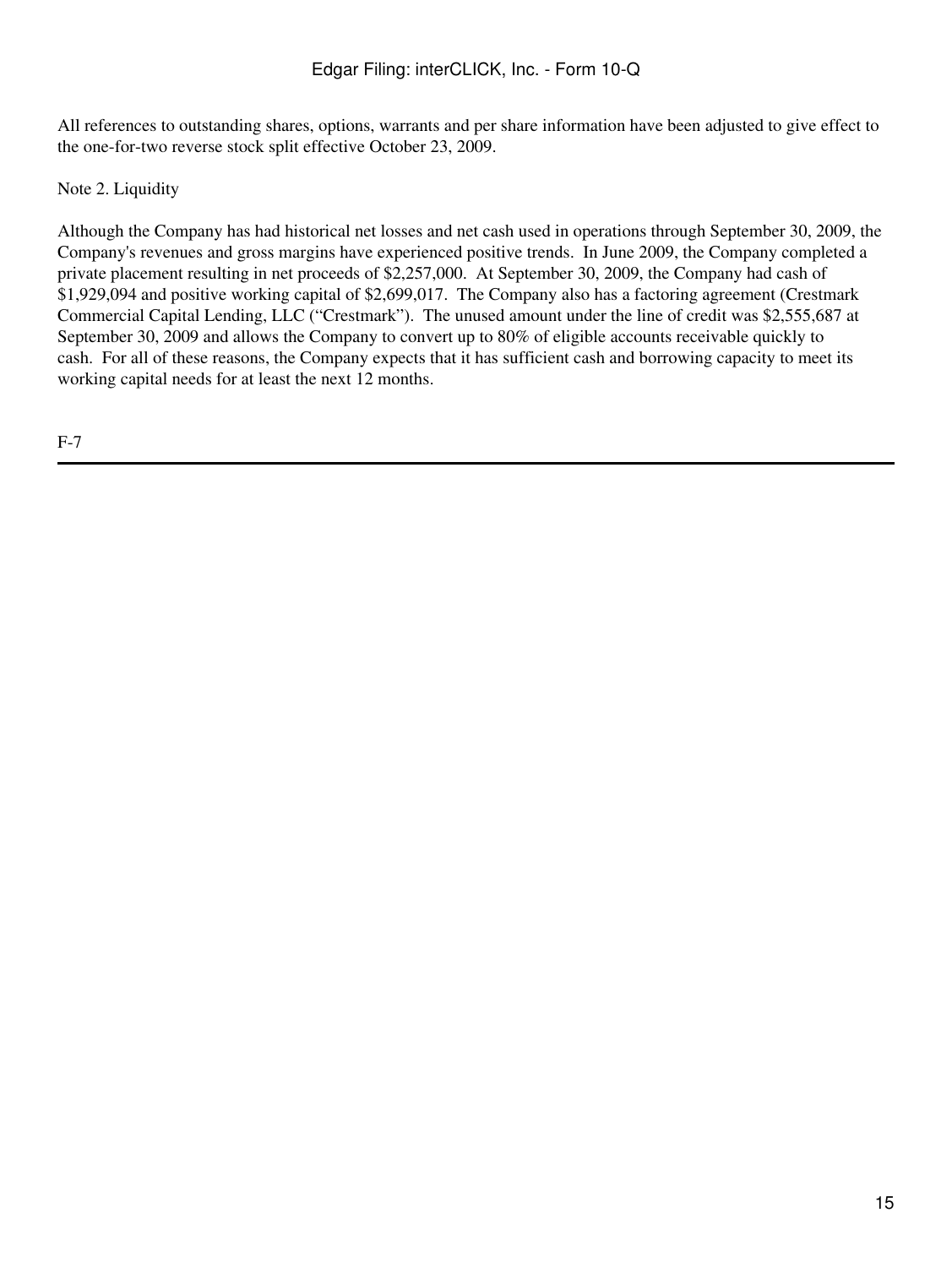All references to outstanding shares, options, warrants and per share information have been adjusted to give effect to the one-for-two reverse stock split effective October 23, 2009.

Note 2. Liquidity

Although the Company has had historical net losses and net cash used in operations through September 30, 2009, the Company's revenues and gross margins have experienced positive trends. In June 2009, the Company completed a private placement resulting in net proceeds of $2,257,000. At September 30, 2009, the Company had cash of $1,929,094 and positive working capital of $2,699,017. The Company also has a factoring agreement (Crestmark Commercial Capital Lending, LLC ("Crestmark"). The unused amount under the line of credit was $2,555,687 at September 30, 2009 and allows the Company to convert up to 80% of eligible accounts receivable quickly to cash. For all of these reasons, the Company expects that it has sufficient cash and borrowing capacity to meet its working capital needs for at least the next 12 months.

F-7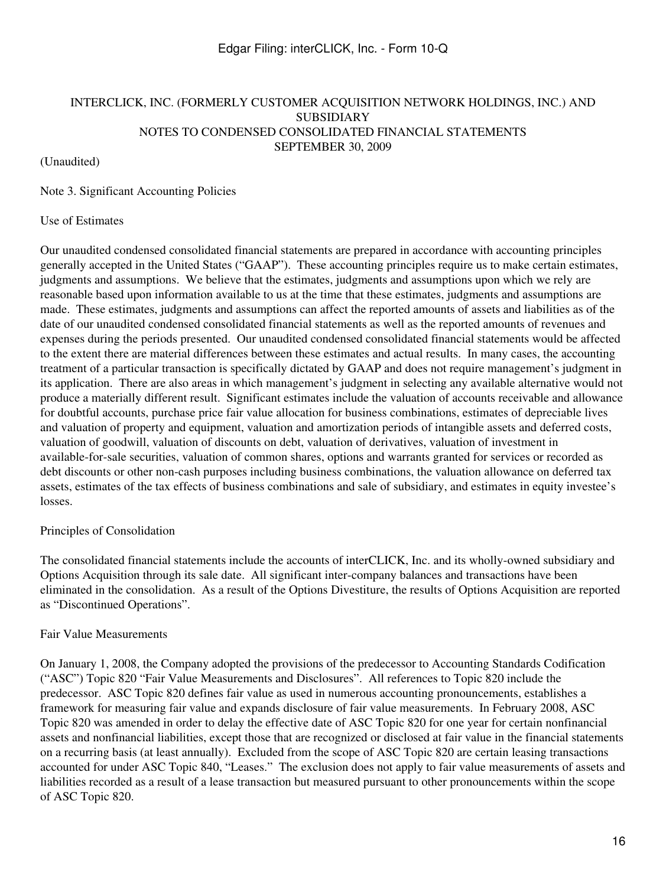# INTERCLICK, INC. (FORMERLY CUSTOMER ACQUISITION NETWORK HOLDINGS, INC.) AND SUBSIDIARY
## NOTES TO CONDENSED CONSOLIDATED FINANCIAL STATEMENTS
## SEPTEMBER 30, 2009

(Unaudited)

Note 3. Significant Accounting Policies

Use of Estimates

Our unaudited condensed consolidated financial statements are prepared in accordance with accounting principles generally accepted in the United States ("GAAP"). These accounting principles require us to make certain estimates, judgments and assumptions. We believe that the estimates, judgments and assumptions upon which we rely are reasonable based upon information available to us at the time that these estimates, judgments and assumptions are made. These estimates, judgments and assumptions can affect the reported amounts of assets and liabilities as of the date of our unaudited condensed consolidated financial statements as well as the reported amounts of revenues and expenses during the periods presented. Our unaudited condensed consolidated financial statements would be affected to the extent there are material differences between these estimates and actual results. In many cases, the accounting treatment of a particular transaction is specifically dictated by GAAP and does not require management's judgment in its application. There are also areas in which management's judgment in selecting any available alternative would not produce a materially different result. Significant estimates include the valuation of accounts receivable and allowance for doubtful accounts, purchase price fair value allocation for business combinations, estimates of depreciable lives and valuation of property and equipment, valuation and amortization periods of intangible assets and deferred costs, valuation of goodwill, valuation of discounts on debt, valuation of derivatives, valuation of investment in available-for-sale securities, valuation of common shares, options and warrants granted for services or recorded as debt discounts or other non-cash purposes including business combinations, the valuation allowance on deferred tax assets, estimates of the tax effects of business combinations and sale of subsidiary, and estimates in equity investee's losses.

Principles of Consolidation

The consolidated financial statements include the accounts of interCLICK, Inc. and its wholly-owned subsidiary and Options Acquisition through its sale date. All significant inter-company balances and transactions have been eliminated in the consolidation. As a result of the Options Divestiture, the results of Options Acquisition are reported as "Discontinued Operations".

Fair Value Measurements

On January 1, 2008, the Company adopted the provisions of the predecessor to Accounting Standards Codification ("ASC") Topic 820 "Fair Value Measurements and Disclosures". All references to Topic 820 include the predecessor. ASC Topic 820 defines fair value as used in numerous accounting pronouncements, establishes a framework for measuring fair value and expands disclosure of fair value measurements. In February 2008, ASC Topic 820 was amended in order to delay the effective date of ASC Topic 820 for one year for certain nonfinancial assets and nonfinancial liabilities, except those that are recognized or disclosed at fair value in the financial statements on a recurring basis (at least annually). Excluded from the scope of ASC Topic 820 are certain leasing transactions accounted for under ASC Topic 840, "Leases." The exclusion does not apply to fair value measurements of assets and liabilities recorded as a result of a lease transaction but measured pursuant to other pronouncements within the scope of ASC Topic 820.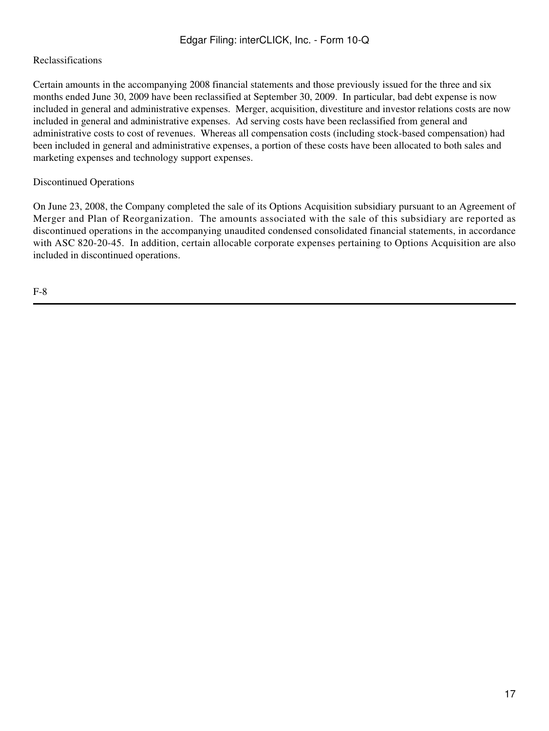Reclassifications

Certain amounts in the accompanying 2008 financial statements and those previously issued for the three and six months ended June 30, 2009 have been reclassified at September 30, 2009. In particular, bad debt expense is now included in general and administrative expenses. Merger, acquisition, divestiture and investor relations costs are now included in general and administrative expenses. Ad serving costs have been reclassified from general and administrative costs to cost of revenues. Whereas all compensation costs (including stock-based compensation) had been included in general and administrative expenses, a portion of these costs have been allocated to both sales and marketing expenses and technology support expenses.

Discontinued Operations

On June 23, 2008, the Company completed the sale of its Options Acquisition subsidiary pursuant to an Agreement of Merger and Plan of Reorganization. The amounts associated with the sale of this subsidiary are reported as discontinued operations in the accompanying unaudited condensed consolidated financial statements, in accordance with ASC 820-20-45. In addition, certain allocable corporate expenses pertaining to Options Acquisition are also included in discontinued operations.

F-8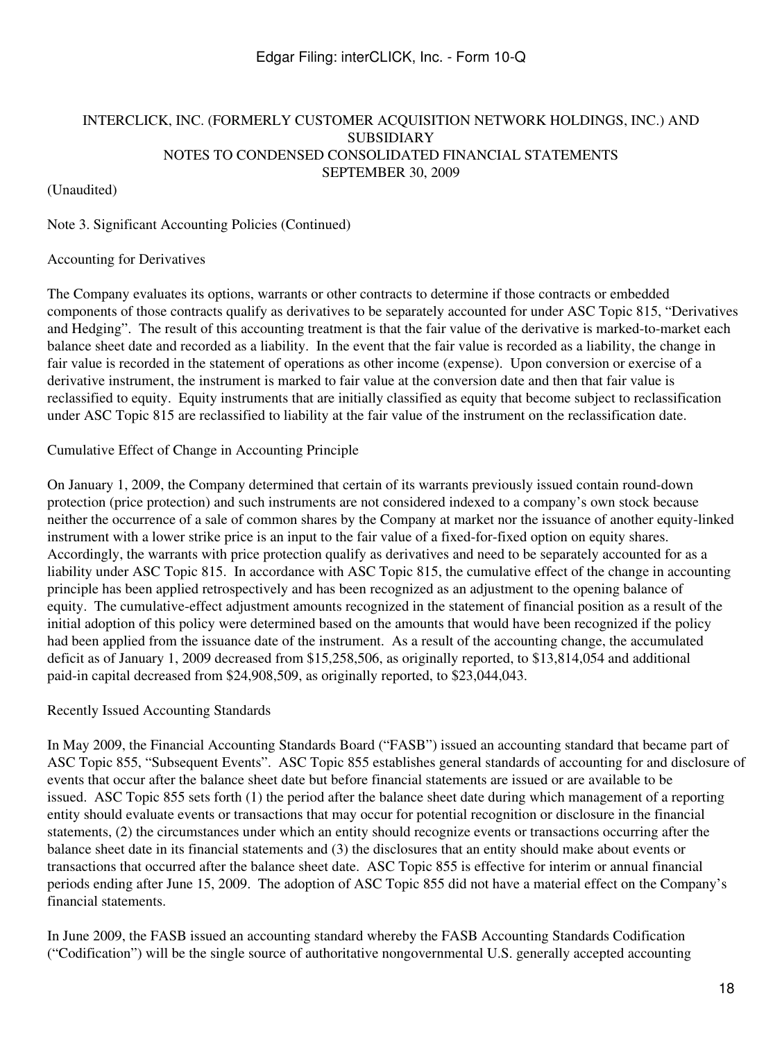INTERCLICK, INC. (FORMERLY CUSTOMER ACQUISITION NETWORK HOLDINGS, INC.) AND SUBSIDIARY
NOTES TO CONDENSED CONSOLIDATED FINANCIAL STATEMENTS
SEPTEMBER 30, 2009

(Unaudited)

Note 3. Significant Accounting Policies (Continued)

Accounting for Derivatives

The Company evaluates its options, warrants or other contracts to determine if those contracts or embedded components of those contracts qualify as derivatives to be separately accounted for under ASC Topic 815, "Derivatives and Hedging". The result of this accounting treatment is that the fair value of the derivative is marked-to-market each balance sheet date and recorded as a liability. In the event that the fair value is recorded as a liability, the change in fair value is recorded in the statement of operations as other income (expense). Upon conversion or exercise of a derivative instrument, the instrument is marked to fair value at the conversion date and then that fair value is reclassified to equity. Equity instruments that are initially classified as equity that become subject to reclassification under ASC Topic 815 are reclassified to liability at the fair value of the instrument on the reclassification date.

Cumulative Effect of Change in Accounting Principle

On January 1, 2009, the Company determined that certain of its warrants previously issued contain round-down protection (price protection) and such instruments are not considered indexed to a company's own stock because neither the occurrence of a sale of common shares by the Company at market nor the issuance of another equity-linked instrument with a lower strike price is an input to the fair value of a fixed-for-fixed option on equity shares. Accordingly, the warrants with price protection qualify as derivatives and need to be separately accounted for as a liability under ASC Topic 815. In accordance with ASC Topic 815, the cumulative effect of the change in accounting principle has been applied retrospectively and has been recognized as an adjustment to the opening balance of equity. The cumulative-effect adjustment amounts recognized in the statement of financial position as a result of the initial adoption of this policy were determined based on the amounts that would have been recognized if the policy had been applied from the issuance date of the instrument. As a result of the accounting change, the accumulated deficit as of January 1, 2009 decreased from $15,258,506, as originally reported, to $13,814,054 and additional paid-in capital decreased from $24,908,509, as originally reported, to $23,044,043.

Recently Issued Accounting Standards

In May 2009, the Financial Accounting Standards Board ("FASB") issued an accounting standard that became part of ASC Topic 855, "Subsequent Events". ASC Topic 855 establishes general standards of accounting for and disclosure of events that occur after the balance sheet date but before financial statements are issued or are available to be issued. ASC Topic 855 sets forth (1) the period after the balance sheet date during which management of a reporting entity should evaluate events or transactions that may occur for potential recognition or disclosure in the financial statements, (2) the circumstances under which an entity should recognize events or transactions occurring after the balance sheet date in its financial statements and (3) the disclosures that an entity should make about events or transactions that occurred after the balance sheet date. ASC Topic 855 is effective for interim or annual financial periods ending after June 15, 2009. The adoption of ASC Topic 855 did not have a material effect on the Company's financial statements.

In June 2009, the FASB issued an accounting standard whereby the FASB Accounting Standards Codification ("Codification") will be the single source of authoritative nongovernmental U.S. generally accepted accounting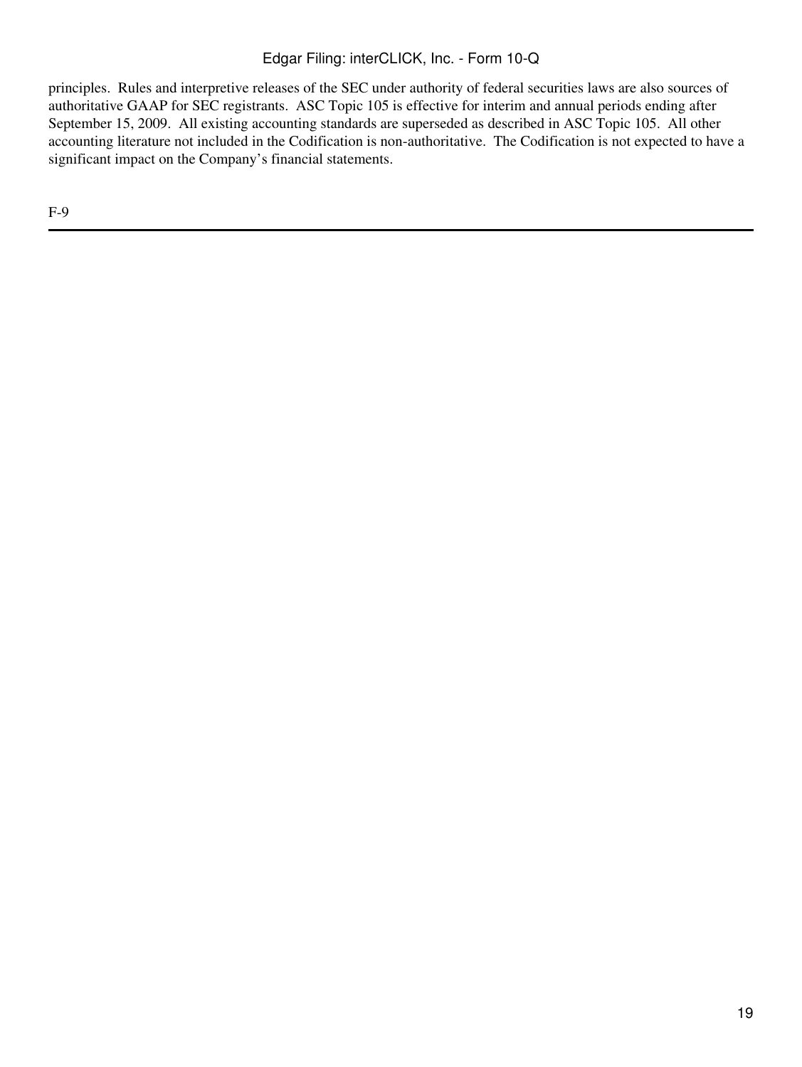principles.  Rules and interpretive releases of the SEC under authority of federal securities laws are also sources of authoritative GAAP for SEC registrants.  ASC Topic 105 is effective for interim and annual periods ending after September 15, 2009.  All existing accounting standards are superseded as described in ASC Topic 105.  All other accounting literature not included in the Codification is non-authoritative.  The Codification is not expected to have a significant impact on the Company's financial statements.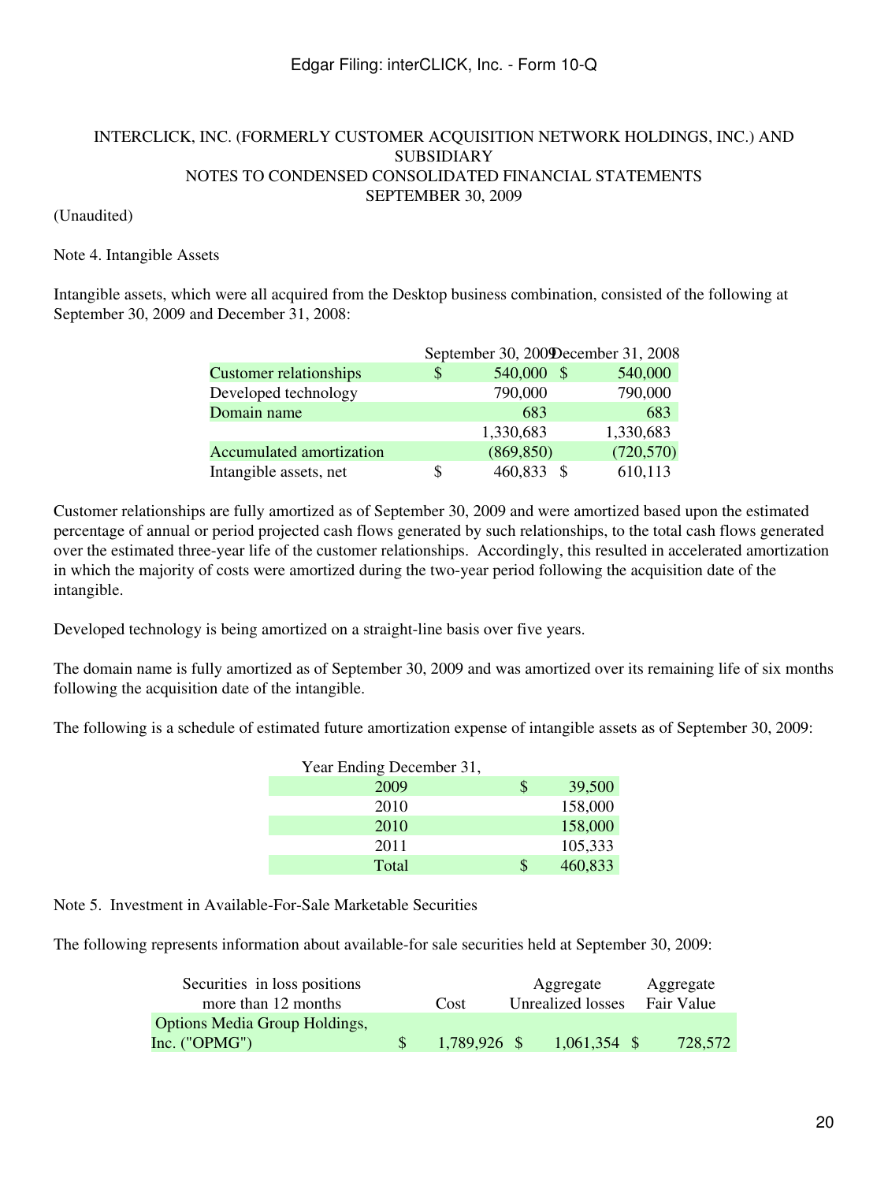INTERCLICK, INC. (FORMERLY CUSTOMER ACQUISITION NETWORK HOLDINGS, INC.) AND SUBSIDIARY
NOTES TO CONDENSED CONSOLIDATED FINANCIAL STATEMENTS
SEPTEMBER 30, 2009

(Unaudited)

Note 4. Intangible Assets

Intangible assets, which were all acquired from the Desktop business combination, consisted of the following at September 30, 2009 and December 31, 2008:

| | September 30, 2009 | December 31, 2008 |
|---|---|---|
| Customer relationships | $ 540,000 | $ 540,000 |
| Developed technology | 790,000 | 790,000 |
| Domain name | 683 | 683 |
| | 1,330,683 | 1,330,683 |
| Accumulated amortization | (869,850) | (720,570) |
| Intangible assets, net | $ 460,833 | $ 610,113 |

Customer relationships are fully amortized as of September 30, 2009 and were amortized based upon the estimated percentage of annual or period projected cash flows generated by such relationships, to the total cash flows generated over the estimated three-year life of the customer relationships. Accordingly, this resulted in accelerated amortization in which the majority of costs were amortized during the two-year period following the acquisition date of the intangible.

Developed technology is being amortized on a straight-line basis over five years.

The domain name is fully amortized as of September 30, 2009 and was amortized over its remaining life of six months following the acquisition date of the intangible.

The following is a schedule of estimated future amortization expense of intangible assets as of September 30, 2009:

| Year Ending December 31, | |
|---|---|
| 2009 | $ 39,500 |
| 2010 | 158,000 |
| 2010 | 158,000 |
| 2011 | 105,333 |
| Total | $ 460,833 |

Note 5. Investment in Available-For-Sale Marketable Securities

The following represents information about available-for sale securities held at September 30, 2009:

| Securities in loss positions more than 12 months | Cost | Aggregate Unrealized losses | Aggregate Fair Value |
|---|---|---|---|
| Options Media Group Holdings, Inc. ("OPMG") | $ 1,789,926 | $ 1,061,354 | $ 728,572 |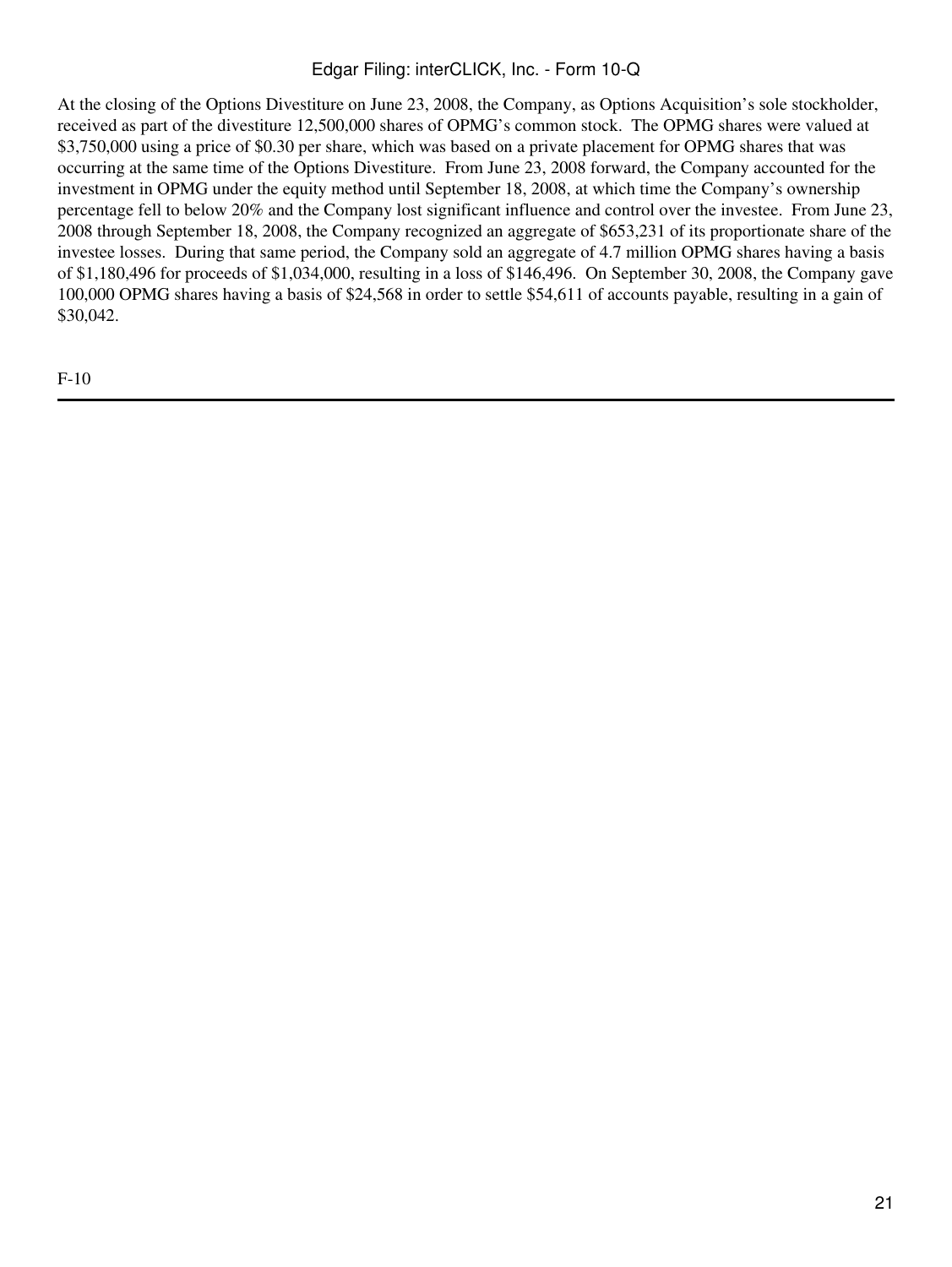At the closing of the Options Divestiture on June 23, 2008, the Company, as Options Acquisition's sole stockholder, received as part of the divestiture 12,500,000 shares of OPMG's common stock. The OPMG shares were valued at $3,750,000 using a price of $0.30 per share, which was based on a private placement for OPMG shares that was occurring at the same time of the Options Divestiture. From June 23, 2008 forward, the Company accounted for the investment in OPMG under the equity method until September 18, 2008, at which time the Company's ownership percentage fell to below 20% and the Company lost significant influence and control over the investee. From June 23, 2008 through September 18, 2008, the Company recognized an aggregate of $653,231 of its proportionate share of the investee losses. During that same period, the Company sold an aggregate of 4.7 million OPMG shares having a basis of $1,180,496 for proceeds of $1,034,000, resulting in a loss of $146,496. On September 30, 2008, the Company gave 100,000 OPMG shares having a basis of $24,568 in order to settle $54,611 of accounts payable, resulting in a gain of $30,042.

F-10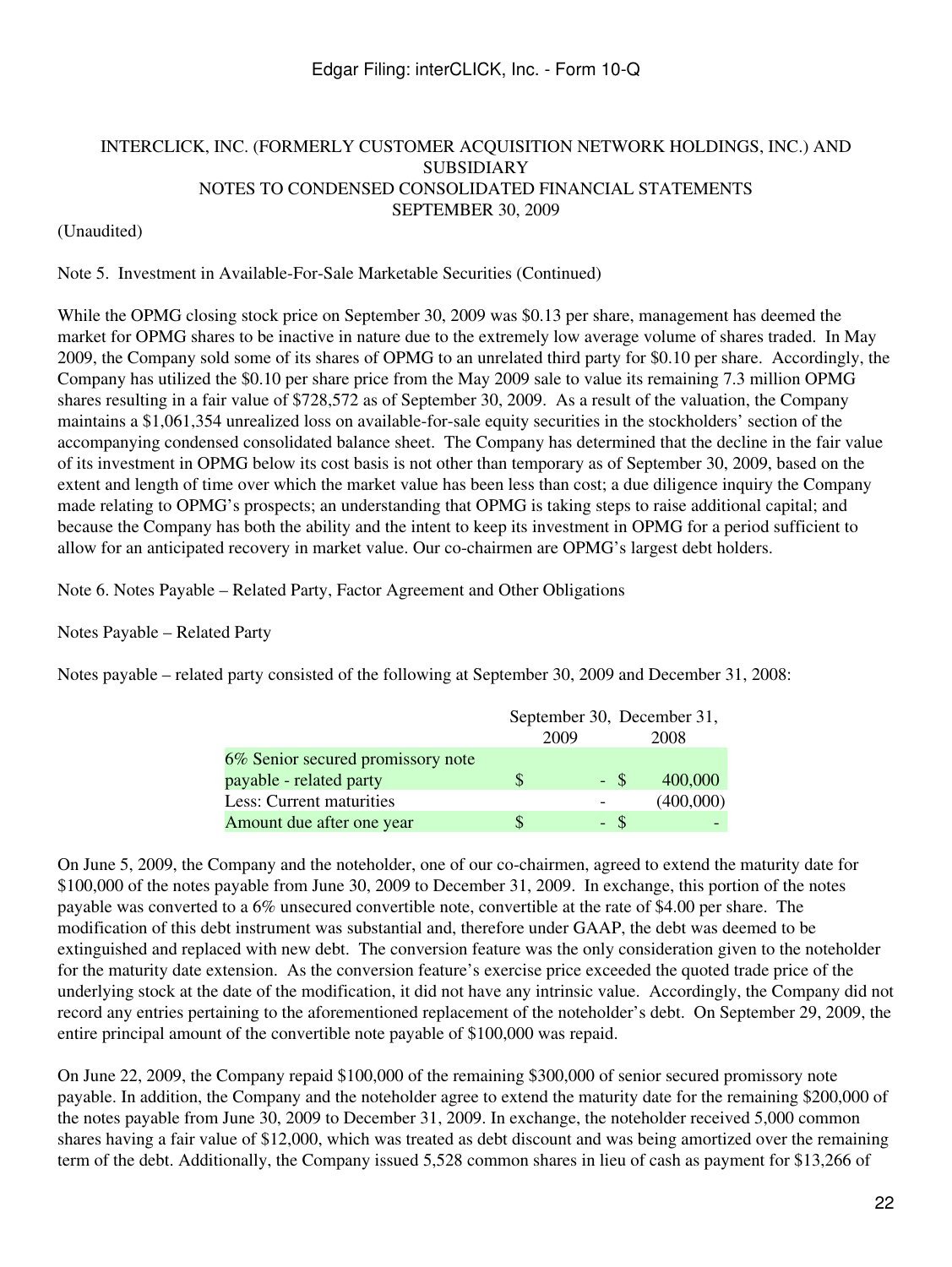INTERCLICK, INC. (FORMERLY CUSTOMER ACQUISITION NETWORK HOLDINGS, INC.) AND SUBSIDIARY
NOTES TO CONDENSED CONSOLIDATED FINANCIAL STATEMENTS
SEPTEMBER 30, 2009

(Unaudited)

Note 5. Investment in Available-For-Sale Marketable Securities (Continued)

While the OPMG closing stock price on September 30, 2009 was $0.13 per share, management has deemed the market for OPMG shares to be inactive in nature due to the extremely low average volume of shares traded. In May 2009, the Company sold some of its shares of OPMG to an unrelated third party for $0.10 per share. Accordingly, the Company has utilized the $0.10 per share price from the May 2009 sale to value its remaining 7.3 million OPMG shares resulting in a fair value of $728,572 as of September 30, 2009. As a result of the valuation, the Company maintains a $1,061,354 unrealized loss on available-for-sale equity securities in the stockholders' section of the accompanying condensed consolidated balance sheet. The Company has determined that the decline in the fair value of its investment in OPMG below its cost basis is not other than temporary as of September 30, 2009, based on the extent and length of time over which the market value has been less than cost; a due diligence inquiry the Company made relating to OPMG's prospects; an understanding that OPMG is taking steps to raise additional capital; and because the Company has both the ability and the intent to keep its investment in OPMG for a period sufficient to allow for an anticipated recovery in market value. Our co-chairmen are OPMG's largest debt holders.

Note 6. Notes Payable – Related Party, Factor Agreement and Other Obligations

Notes Payable – Related Party

Notes payable – related party consisted of the following at September 30, 2009 and December 31, 2008:

| | September 30, 2009 | December 31, 2008 |
|---|---|---|
| 6% Senior secured promissory note payable - related party | $ - | $ 400,000 |
| Less: Current maturities | - | (400,000) |
| Amount due after one year | $ - | $ - |

On June 5, 2009, the Company and the noteholder, one of our co-chairmen, agreed to extend the maturity date for $100,000 of the notes payable from June 30, 2009 to December 31, 2009. In exchange, this portion of the notes payable was converted to a 6% unsecured convertible note, convertible at the rate of $4.00 per share. The modification of this debt instrument was substantial and, therefore under GAAP, the debt was deemed to be extinguished and replaced with new debt. The conversion feature was the only consideration given to the noteholder for the maturity date extension. As the conversion feature's exercise price exceeded the quoted trade price of the underlying stock at the date of the modification, it did not have any intrinsic value. Accordingly, the Company did not record any entries pertaining to the aforementioned replacement of the noteholder's debt. On September 29, 2009, the entire principal amount of the convertible note payable of $100,000 was repaid.

On June 22, 2009, the Company repaid $100,000 of the remaining $300,000 of senior secured promissory note payable. In addition, the Company and the noteholder agree to extend the maturity date for the remaining $200,000 of the notes payable from June 30, 2009 to December 31, 2009. In exchange, the noteholder received 5,000 common shares having a fair value of $12,000, which was treated as debt discount and was being amortized over the remaining term of the debt. Additionally, the Company issued 5,528 common shares in lieu of cash as payment for $13,266 of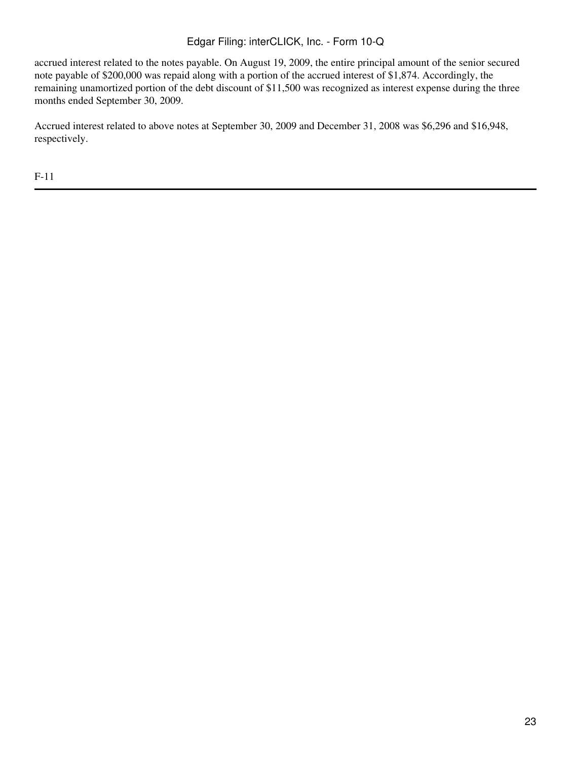accrued interest related to the notes payable. On August 19, 2009, the entire principal amount of the senior secured note payable of $200,000 was repaid along with a portion of the accrued interest of $1,874. Accordingly, the remaining unamortized portion of the debt discount of $11,500 was recognized as interest expense during the three months ended September 30, 2009.

Accrued interest related to above notes at September 30, 2009 and December 31, 2008 was $6,296 and $16,948, respectively.

F-11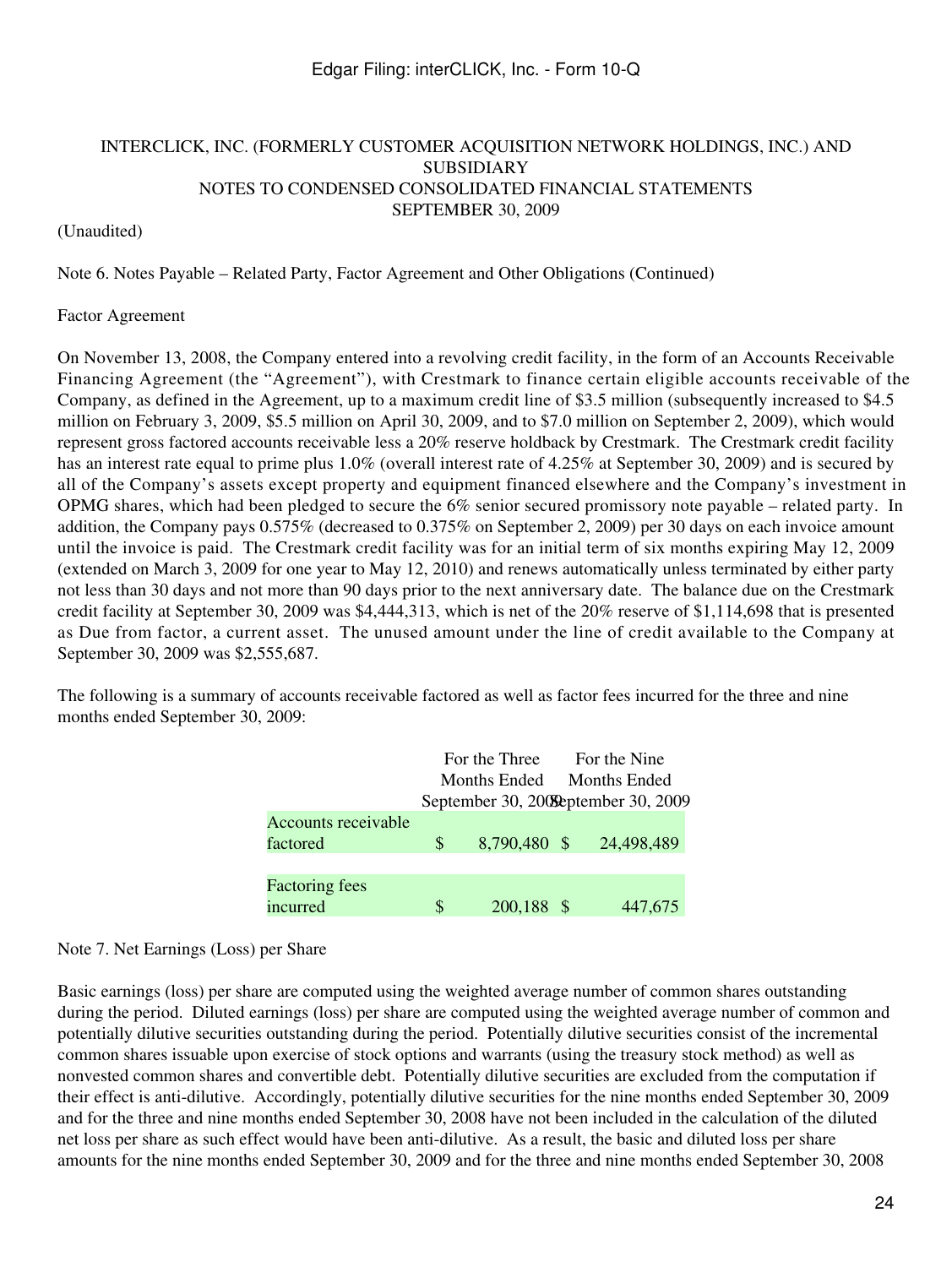INTERCLICK, INC. (FORMERLY CUSTOMER ACQUISITION NETWORK HOLDINGS, INC.) AND SUBSIDIARY
NOTES TO CONDENSED CONSOLIDATED FINANCIAL STATEMENTS
SEPTEMBER 30, 2009

(Unaudited)

Note 6. Notes Payable – Related Party, Factor Agreement and Other Obligations (Continued)

Factor Agreement

On November 13, 2008, the Company entered into a revolving credit facility, in the form of an Accounts Receivable Financing Agreement (the "Agreement"), with Crestmark to finance certain eligible accounts receivable of the Company, as defined in the Agreement, up to a maximum credit line of $3.5 million (subsequently increased to $4.5 million on February 3, 2009, $5.5 million on April 30, 2009, and to $7.0 million on September 2, 2009), which would represent gross factored accounts receivable less a 20% reserve holdback by Crestmark. The Crestmark credit facility has an interest rate equal to prime plus 1.0% (overall interest rate of 4.25% at September 30, 2009) and is secured by all of the Company's assets except property and equipment financed elsewhere and the Company's investment in OPMG shares, which had been pledged to secure the 6% senior secured promissory note payable – related party. In addition, the Company pays 0.575% (decreased to 0.375% on September 2, 2009) per 30 days on each invoice amount until the invoice is paid. The Crestmark credit facility was for an initial term of six months expiring May 12, 2009 (extended on March 3, 2009 for one year to May 12, 2010) and renews automatically unless terminated by either party not less than 30 days and not more than 90 days prior to the next anniversary date. The balance due on the Crestmark credit facility at September 30, 2009 was $4,444,313, which is net of the 20% reserve of $1,114,698 that is presented as Due from factor, a current asset. The unused amount under the line of credit available to the Company at September 30, 2009 was $2,555,687.

The following is a summary of accounts receivable factored as well as factor fees incurred for the three and nine months ended September 30, 2009:

| | For the Three Months Ended September 30, 2009 | For the Nine Months Ended September 30, 2009 |
|---|---|---|
| Accounts receivable factored | $ 8,790,480 | $ 24,498,489 |
| Factoring fees incurred | $ 200,188 | $ 447,675 |

Note 7. Net Earnings (Loss) per Share

Basic earnings (loss) per share are computed using the weighted average number of common shares outstanding during the period. Diluted earnings (loss) per share are computed using the weighted average number of common and potentially dilutive securities outstanding during the period. Potentially dilutive securities consist of the incremental common shares issuable upon exercise of stock options and warrants (using the treasury stock method) as well as nonvested common shares and convertible debt. Potentially dilutive securities are excluded from the computation if their effect is anti-dilutive. Accordingly, potentially dilutive securities for the nine months ended September 30, 2009 and for the three and nine months ended September 30, 2008 have not been included in the calculation of the diluted net loss per share as such effect would have been anti-dilutive. As a result, the basic and diluted loss per share amounts for the nine months ended September 30, 2009 and for the three and nine months ended September 30, 2008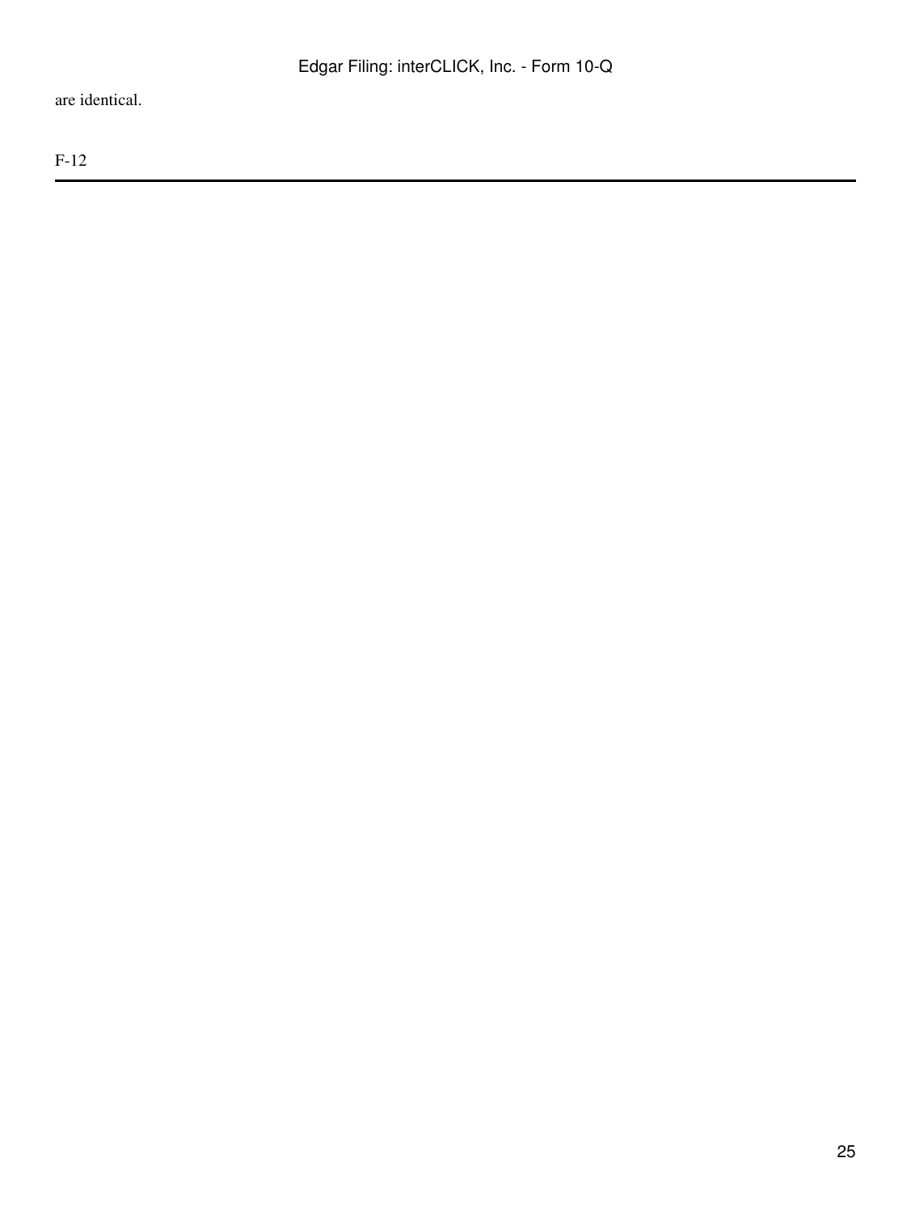are identical.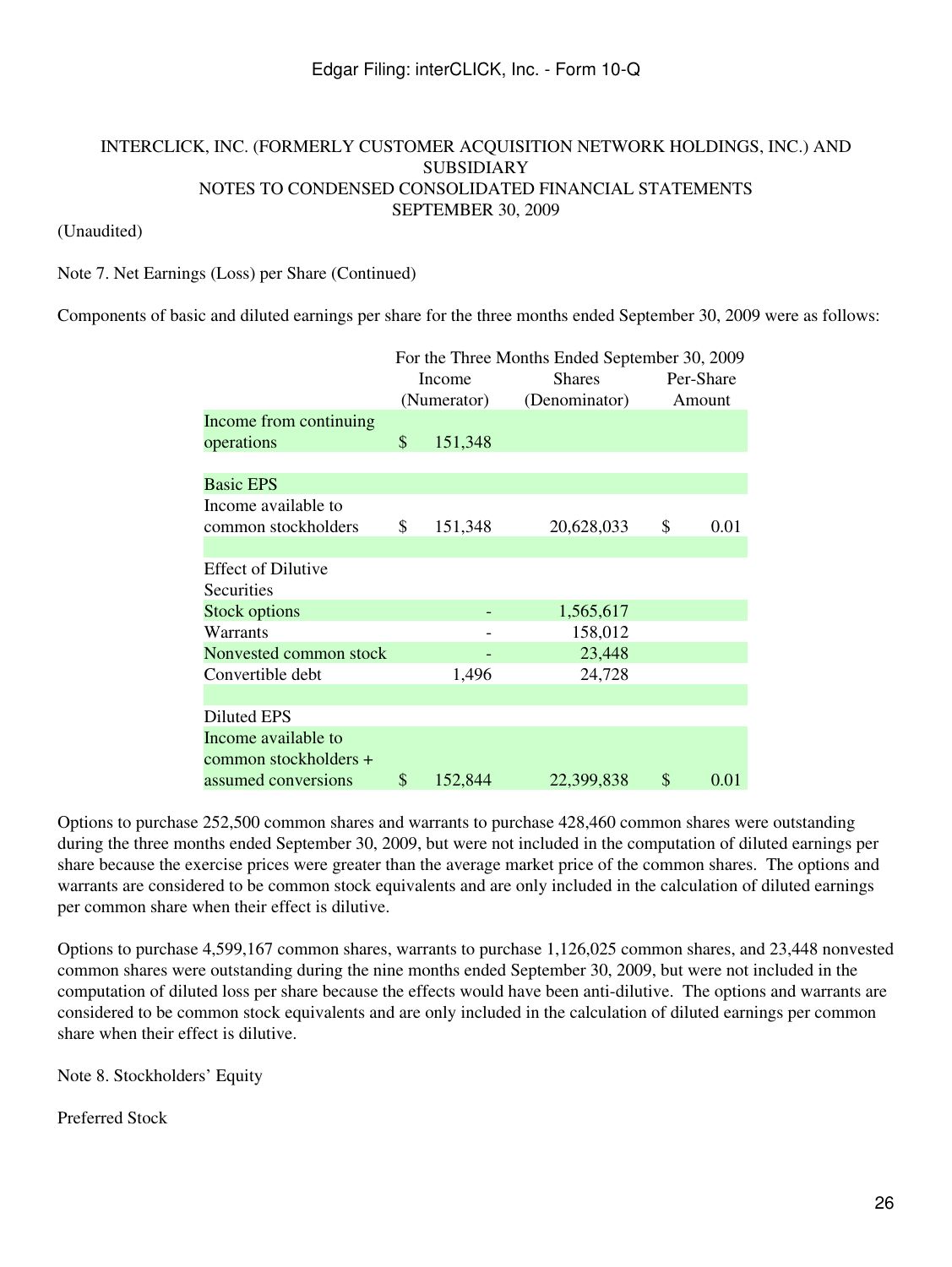INTERCLICK, INC. (FORMERLY CUSTOMER ACQUISITION NETWORK HOLDINGS, INC.) AND SUBSIDIARY
NOTES TO CONDENSED CONSOLIDATED FINANCIAL STATEMENTS
SEPTEMBER 30, 2009

(Unaudited)

Note 7. Net Earnings (Loss) per Share (Continued)

Components of basic and diluted earnings per share for the three months ended September 30, 2009 were as follows:

| | For the Three Months Ended September 30, 2009 | | |
|---|---|---|---|
| | Income (Numerator) | Shares (Denominator) | Per-Share Amount |
| Income from continuing operations | $ 151,348 | | |
| | | | |
| Basic EPS | | | |
| Income available to common stockholders | $ 151,348 | 20,628,033 | $ 0.01 |
| | | | |
| Effect of Dilutive Securities | | | |
| Stock options | - | 1,565,617 | |
| Warrants | - | 158,012 | |
| Nonvested common stock | - | 23,448 | |
| Convertible debt | 1,496 | 24,728 | |
| | | | |
| Diluted EPS | | | |
| Income available to common stockholders + assumed conversions | $ 152,844 | 22,399,838 | $ 0.01 |

Options to purchase 252,500 common shares and warrants to purchase 428,460 common shares were outstanding during the three months ended September 30, 2009, but were not included in the computation of diluted earnings per share because the exercise prices were greater than the average market price of the common shares. The options and warrants are considered to be common stock equivalents and are only included in the calculation of diluted earnings per common share when their effect is dilutive.

Options to purchase 4,599,167 common shares, warrants to purchase 1,126,025 common shares, and 23,448 nonvested common shares were outstanding during the nine months ended September 30, 2009, but were not included in the computation of diluted loss per share because the effects would have been anti-dilutive. The options and warrants are considered to be common stock equivalents and are only included in the calculation of diluted earnings per common share when their effect is dilutive.

Note 8. Stockholders' Equity

Preferred Stock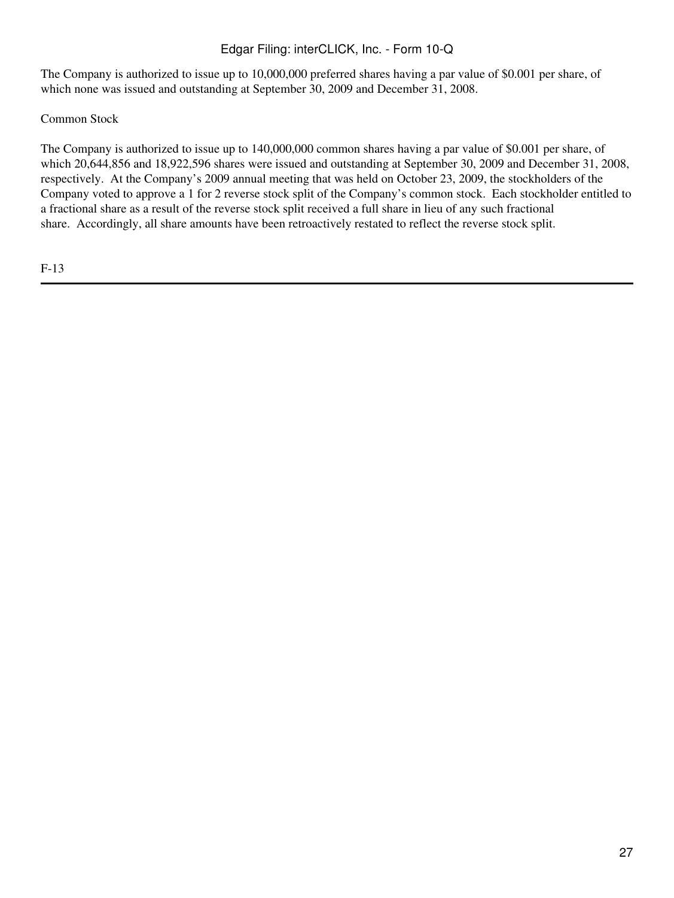The Company is authorized to issue up to 10,000,000 preferred shares having a par value of $0.001 per share, of which none was issued and outstanding at September 30, 2009 and December 31, 2008.

Common Stock

The Company is authorized to issue up to 140,000,000 common shares having a par value of $0.001 per share, of which 20,644,856 and 18,922,596 shares were issued and outstanding at September 30, 2009 and December 31, 2008, respectively. At the Company's 2009 annual meeting that was held on October 23, 2009, the stockholders of the Company voted to approve a 1 for 2 reverse stock split of the Company's common stock. Each stockholder entitled to a fractional share as a result of the reverse stock split received a full share in lieu of any such fractional share. Accordingly, all share amounts have been retroactively restated to reflect the reverse stock split.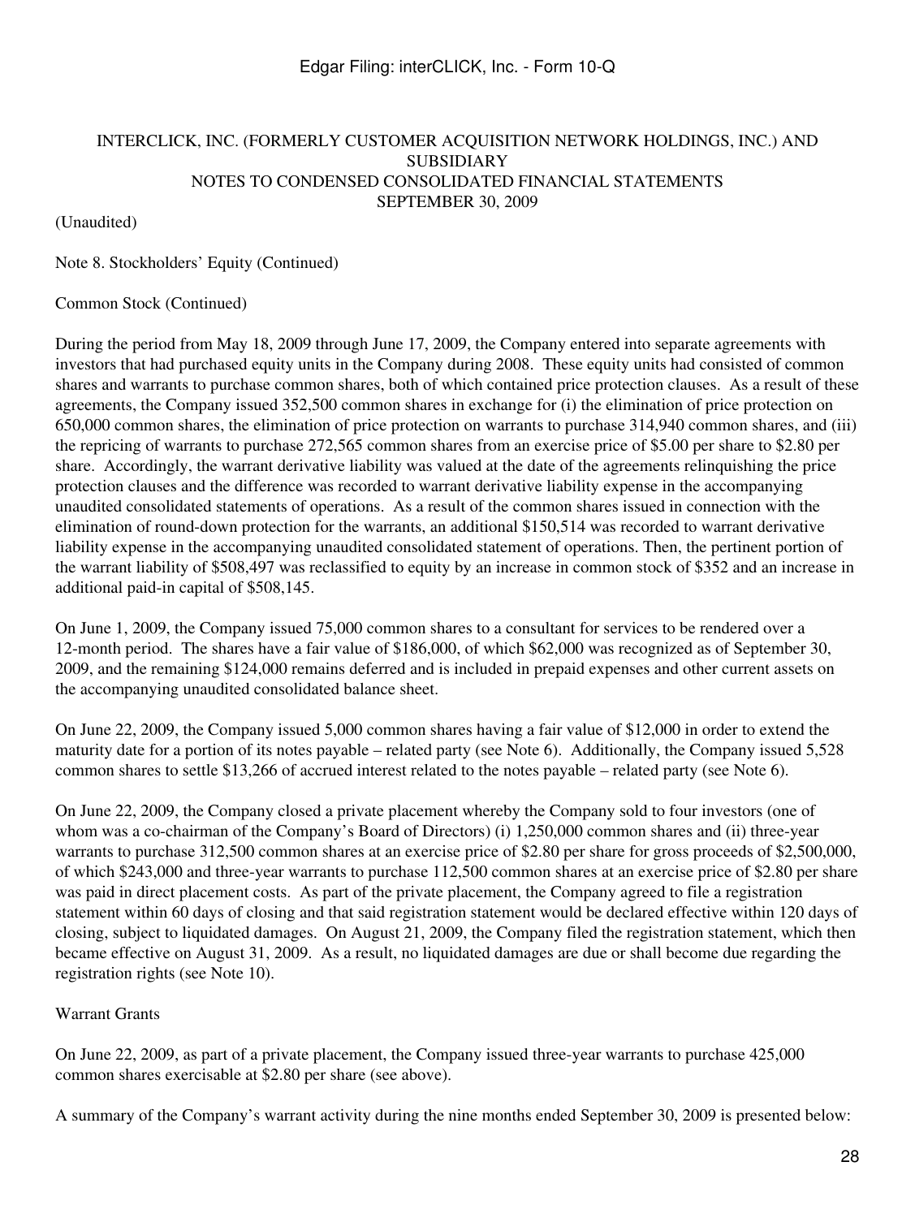INTERCLICK, INC. (FORMERLY CUSTOMER ACQUISITION NETWORK HOLDINGS, INC.) AND SUBSIDIARY
NOTES TO CONDENSED CONSOLIDATED FINANCIAL STATEMENTS
SEPTEMBER 30, 2009

(Unaudited)

Note 8. Stockholders' Equity (Continued)

Common Stock (Continued)

During the period from May 18, 2009 through June 17, 2009, the Company entered into separate agreements with investors that had purchased equity units in the Company during 2008. These equity units had consisted of common shares and warrants to purchase common shares, both of which contained price protection clauses. As a result of these agreements, the Company issued 352,500 common shares in exchange for (i) the elimination of price protection on 650,000 common shares, the elimination of price protection on warrants to purchase 314,940 common shares, and (iii) the repricing of warrants to purchase 272,565 common shares from an exercise price of $5.00 per share to $2.80 per share. Accordingly, the warrant derivative liability was valued at the date of the agreements relinquishing the price protection clauses and the difference was recorded to warrant derivative liability expense in the accompanying unaudited consolidated statements of operations. As a result of the common shares issued in connection with the elimination of round-down protection for the warrants, an additional $150,514 was recorded to warrant derivative liability expense in the accompanying unaudited consolidated statement of operations. Then, the pertinent portion of the warrant liability of $508,497 was reclassified to equity by an increase in common stock of $352 and an increase in additional paid-in capital of $508,145.

On June 1, 2009, the Company issued 75,000 common shares to a consultant for services to be rendered over a 12-month period. The shares have a fair value of $186,000, of which $62,000 was recognized as of September 30, 2009, and the remaining $124,000 remains deferred and is included in prepaid expenses and other current assets on the accompanying unaudited consolidated balance sheet.

On June 22, 2009, the Company issued 5,000 common shares having a fair value of $12,000 in order to extend the maturity date for a portion of its notes payable – related party (see Note 6). Additionally, the Company issued 5,528 common shares to settle $13,266 of accrued interest related to the notes payable – related party (see Note 6).

On June 22, 2009, the Company closed a private placement whereby the Company sold to four investors (one of whom was a co-chairman of the Company's Board of Directors) (i) 1,250,000 common shares and (ii) three-year warrants to purchase 312,500 common shares at an exercise price of $2.80 per share for gross proceeds of $2,500,000, of which $243,000 and three-year warrants to purchase 112,500 common shares at an exercise price of $2.80 per share was paid in direct placement costs. As part of the private placement, the Company agreed to file a registration statement within 60 days of closing and that said registration statement would be declared effective within 120 days of closing, subject to liquidated damages. On August 21, 2009, the Company filed the registration statement, which then became effective on August 31, 2009. As a result, no liquidated damages are due or shall become due regarding the registration rights (see Note 10).

Warrant Grants

On June 22, 2009, as part of a private placement, the Company issued three-year warrants to purchase 425,000 common shares exercisable at $2.80 per share (see above).

A summary of the Company's warrant activity during the nine months ended September 30, 2009 is presented below: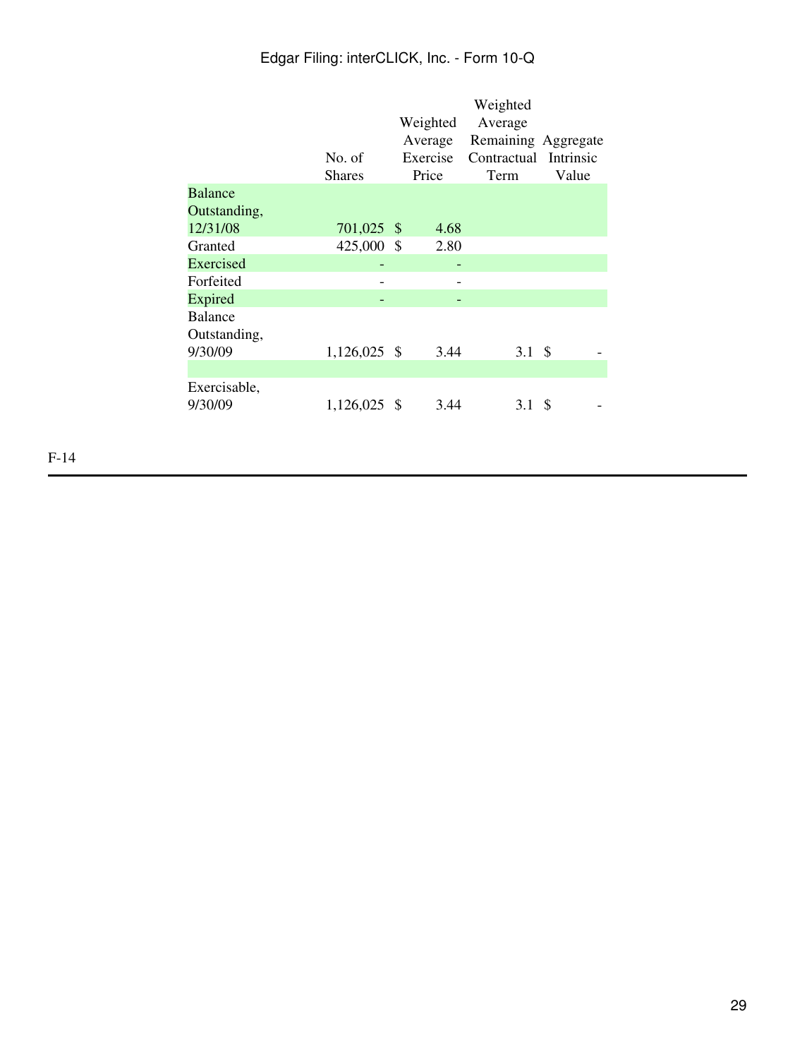| | No. of Shares | Weighted Average Exercise Price | Weighted Average Remaining Contractual Term | Aggregate Intrinsic Value |
|---|---|---|---|---|
| Balance Outstanding, 12/31/08 | 701,025 | $ 4.68 | | |
| Granted | 425,000 | $ 2.80 | | |
| Exercised | - | - | | |
| Forfeited | - | - | | |
| Expired | - | - | | |
| Balance Outstanding, 9/30/09 | 1,126,025 | $ 3.44 | 3.1 | $ - |
| | | | | |
| Exercisable, 9/30/09 | 1,126,025 | $ 3.44 | 3.1 | $ - |

F-14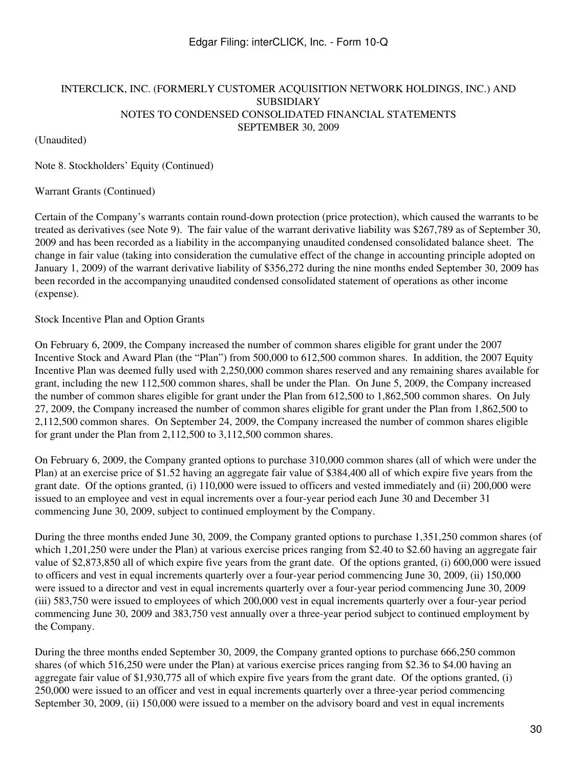INTERCLICK, INC. (FORMERLY CUSTOMER ACQUISITION NETWORK HOLDINGS, INC.) AND SUBSIDIARY
NOTES TO CONDENSED CONSOLIDATED FINANCIAL STATEMENTS
SEPTEMBER 30, 2009

(Unaudited)

Note 8. Stockholders' Equity (Continued)

Warrant Grants (Continued)

Certain of the Company's warrants contain round-down protection (price protection), which caused the warrants to be treated as derivatives (see Note 9). The fair value of the warrant derivative liability was $267,789 as of September 30, 2009 and has been recorded as a liability in the accompanying unaudited condensed consolidated balance sheet. The change in fair value (taking into consideration the cumulative effect of the change in accounting principle adopted on January 1, 2009) of the warrant derivative liability of $356,272 during the nine months ended September 30, 2009 has been recorded in the accompanying unaudited condensed consolidated statement of operations as other income (expense).

Stock Incentive Plan and Option Grants

On February 6, 2009, the Company increased the number of common shares eligible for grant under the 2007 Incentive Stock and Award Plan (the "Plan") from 500,000 to 612,500 common shares. In addition, the 2007 Equity Incentive Plan was deemed fully used with 2,250,000 common shares reserved and any remaining shares available for grant, including the new 112,500 common shares, shall be under the Plan. On June 5, 2009, the Company increased the number of common shares eligible for grant under the Plan from 612,500 to 1,862,500 common shares. On July 27, 2009, the Company increased the number of common shares eligible for grant under the Plan from 1,862,500 to 2,112,500 common shares. On September 24, 2009, the Company increased the number of common shares eligible for grant under the Plan from 2,112,500 to 3,112,500 common shares.

On February 6, 2009, the Company granted options to purchase 310,000 common shares (all of which were under the Plan) at an exercise price of $1.52 having an aggregate fair value of $384,400 all of which expire five years from the grant date. Of the options granted, (i) 110,000 were issued to officers and vested immediately and (ii) 200,000 were issued to an employee and vest in equal increments over a four-year period each June 30 and December 31 commencing June 30, 2009, subject to continued employment by the Company.

During the three months ended June 30, 2009, the Company granted options to purchase 1,351,250 common shares (of which 1,201,250 were under the Plan) at various exercise prices ranging from $2.40 to $2.60 having an aggregate fair value of $2,873,850 all of which expire five years from the grant date. Of the options granted, (i) 600,000 were issued to officers and vest in equal increments quarterly over a four-year period commencing June 30, 2009, (ii) 150,000 were issued to a director and vest in equal increments quarterly over a four-year period commencing June 30, 2009 (iii) 583,750 were issued to employees of which 200,000 vest in equal increments quarterly over a four-year period commencing June 30, 2009 and 383,750 vest annually over a three-year period subject to continued employment by the Company.

During the three months ended September 30, 2009, the Company granted options to purchase 666,250 common shares (of which 516,250 were under the Plan) at various exercise prices ranging from $2.36 to $4.00 having an aggregate fair value of $1,930,775 all of which expire five years from the grant date. Of the options granted, (i) 250,000 were issued to an officer and vest in equal increments quarterly over a three-year period commencing September 30, 2009, (ii) 150,000 were issued to a member on the advisory board and vest in equal increments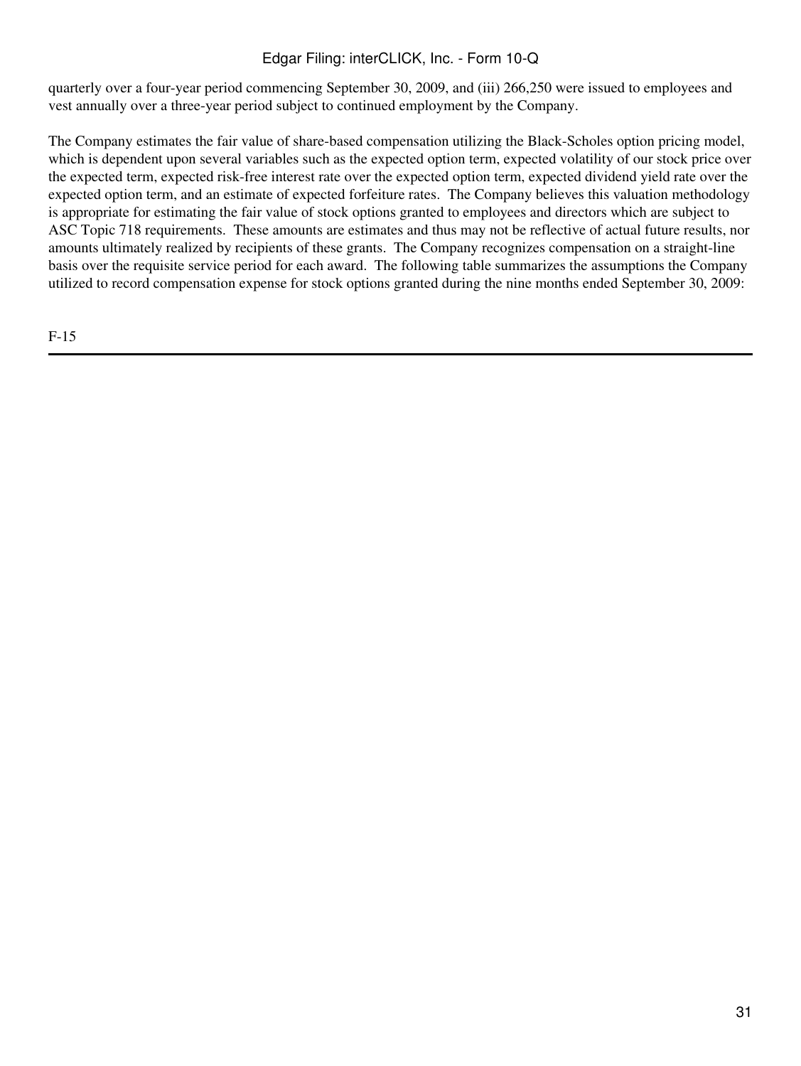quarterly over a four-year period commencing September 30, 2009, and (iii) 266,250 were issued to employees and vest annually over a three-year period subject to continued employment by the Company.

The Company estimates the fair value of share-based compensation utilizing the Black-Scholes option pricing model, which is dependent upon several variables such as the expected option term, expected volatility of our stock price over the expected term, expected risk-free interest rate over the expected option term, expected dividend yield rate over the expected option term, and an estimate of expected forfeiture rates. The Company believes this valuation methodology is appropriate for estimating the fair value of stock options granted to employees and directors which are subject to ASC Topic 718 requirements. These amounts are estimates and thus may not be reflective of actual future results, nor amounts ultimately realized by recipients of these grants. The Company recognizes compensation on a straight-line basis over the requisite service period for each award. The following table summarizes the assumptions the Company utilized to record compensation expense for stock options granted during the nine months ended September 30, 2009: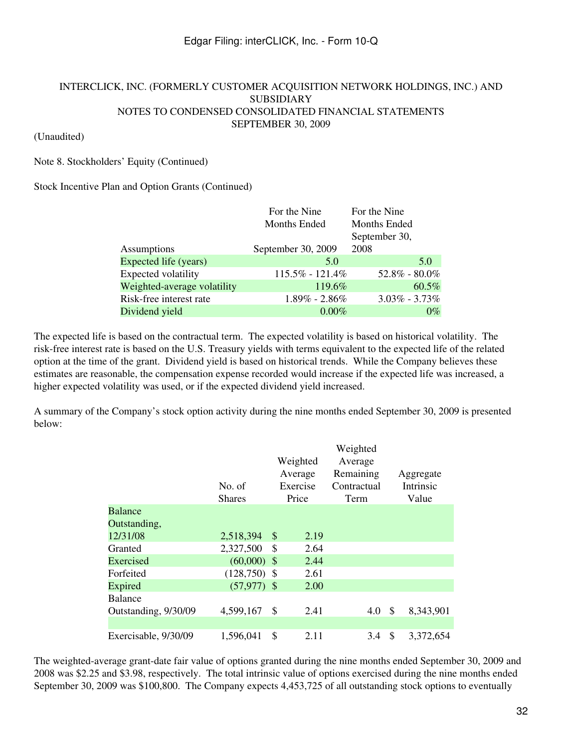INTERCLICK, INC. (FORMERLY CUSTOMER ACQUISITION NETWORK HOLDINGS, INC.) AND SUBSIDIARY
NOTES TO CONDENSED CONSOLIDATED FINANCIAL STATEMENTS
SEPTEMBER 30, 2009

(Unaudited)

Note 8. Stockholders' Equity (Continued)

Stock Incentive Plan and Option Grants (Continued)

| Assumptions | For the Nine Months Ended September 30, 2009 | For the Nine Months Ended September 30, 2008 |
|---|---|---|
| Expected life (years) | 5.0 | 5.0 |
| Expected volatility | 115.5% - 121.4% | 52.8% - 80.0% |
| Weighted-average volatility | 119.6% | 60.5% |
| Risk-free interest rate | 1.89% - 2.86% | 3.03% - 3.73% |
| Dividend yield | 0.00% | 0% |

The expected life is based on the contractual term. The expected volatility is based on historical volatility. The risk-free interest rate is based on the U.S. Treasury yields with terms equivalent to the expected life of the related option at the time of the grant. Dividend yield is based on historical trends. While the Company believes these estimates are reasonable, the compensation expense recorded would increase if the expected life was increased, a higher expected volatility was used, or if the expected dividend yield increased.

A summary of the Company's stock option activity during the nine months ended September 30, 2009 is presented below:

| | No. of Shares | Weighted Average Exercise Price | Weighted Average Remaining Contractual Term | Aggregate Intrinsic Value |
|---|---|---|---|---|
| Balance Outstanding, 12/31/08 | 2,518,394 | $ 2.19 | | |
| Granted | 2,327,500 | $ 2.64 | | |
| Exercised | (60,000) | $ 2.44 | | |
| Forfeited | (128,750) | $ 2.61 | | |
| Expired | (57,977) | $ 2.00 | | |
| Balance Outstanding, 9/30/09 | 4,599,167 | $ 2.41 | 4.0 | $ 8,343,901 |
| | | | | |
| Exercisable, 9/30/09 | 1,596,041 | $ 2.11 | 3.4 | $ 3,372,654 |

The weighted-average grant-date fair value of options granted during the nine months ended September 30, 2009 and 2008 was $2.25 and $3.98, respectively. The total intrinsic value of options exercised during the nine months ended September 30, 2009 was $100,800. The Company expects 4,453,725 of all outstanding stock options to eventually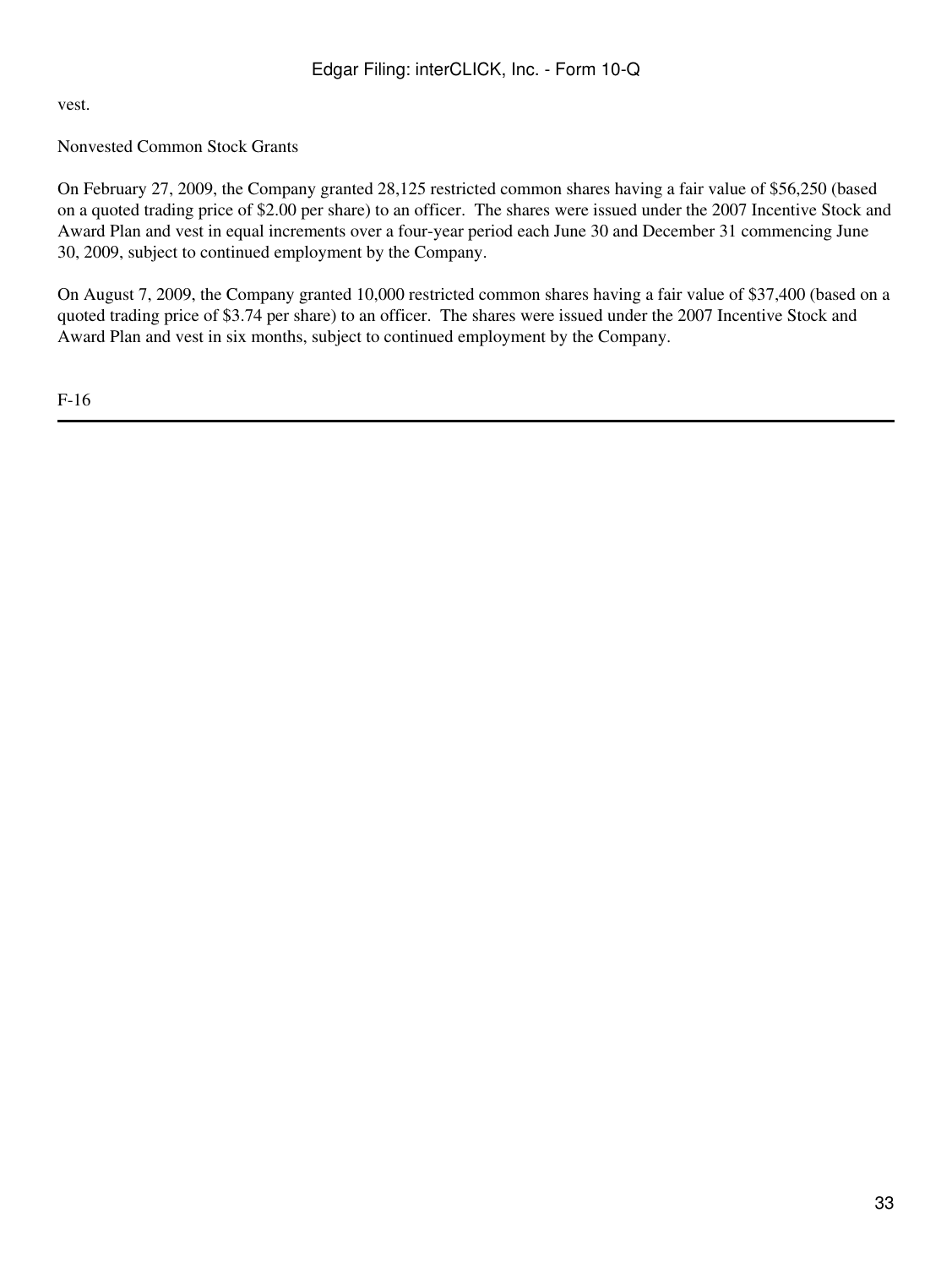vest.

Nonvested Common Stock Grants

On February 27, 2009, the Company granted 28,125 restricted common shares having a fair value of $56,250 (based on a quoted trading price of $2.00 per share) to an officer. The shares were issued under the 2007 Incentive Stock and Award Plan and vest in equal increments over a four-year period each June 30 and December 31 commencing June 30, 2009, subject to continued employment by the Company.

On August 7, 2009, the Company granted 10,000 restricted common shares having a fair value of $37,400 (based on a quoted trading price of $3.74 per share) to an officer. The shares were issued under the 2007 Incentive Stock and Award Plan and vest in six months, subject to continued employment by the Company.

F-16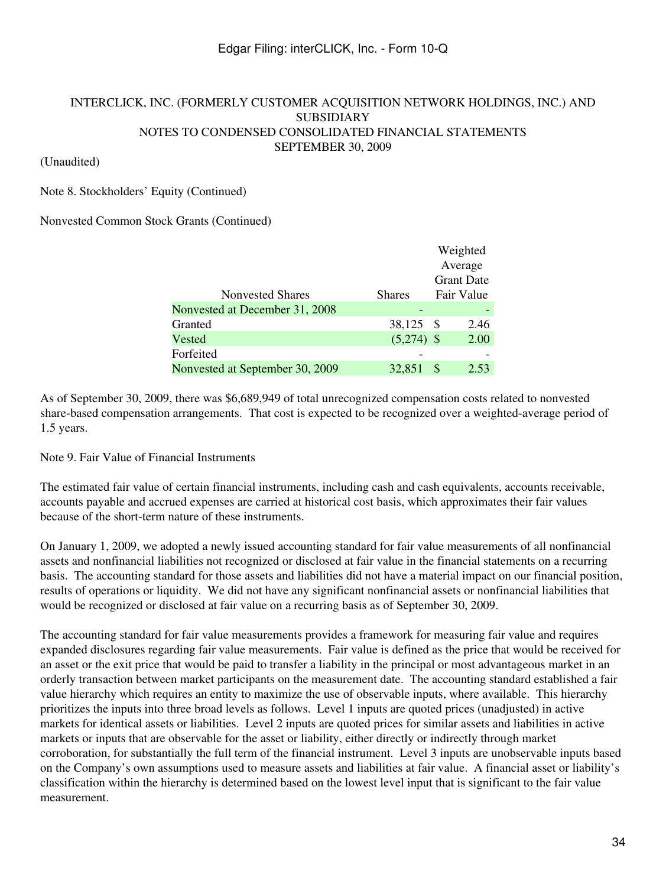INTERCLICK, INC. (FORMERLY CUSTOMER ACQUISITION NETWORK HOLDINGS, INC.) AND SUBSIDIARY
NOTES TO CONDENSED CONSOLIDATED FINANCIAL STATEMENTS
SEPTEMBER 30, 2009

(Unaudited)

Note 8. Stockholders' Equity (Continued)

Nonvested Common Stock Grants (Continued)

| Nonvested Shares | Shares | Weighted Average Grant Date Fair Value |
|---|---|---|
| Nonvested at December 31, 2008 | - | - |
| Granted | 38,125 | $ 2.46 |
| Vested | (5,274) | $ 2.00 |
| Forfeited | - | - |
| Nonvested at September 30, 2009 | 32,851 | $ 2.53 |

As of September 30, 2009, there was $6,689,949 of total unrecognized compensation costs related to nonvested share-based compensation arrangements. That cost is expected to be recognized over a weighted-average period of 1.5 years.

Note 9. Fair Value of Financial Instruments

The estimated fair value of certain financial instruments, including cash and cash equivalents, accounts receivable, accounts payable and accrued expenses are carried at historical cost basis, which approximates their fair values because of the short-term nature of these instruments.

On January 1, 2009, we adopted a newly issued accounting standard for fair value measurements of all nonfinancial assets and nonfinancial liabilities not recognized or disclosed at fair value in the financial statements on a recurring basis. The accounting standard for those assets and liabilities did not have a material impact on our financial position, results of operations or liquidity. We did not have any significant nonfinancial assets or nonfinancial liabilities that would be recognized or disclosed at fair value on a recurring basis as of September 30, 2009.

The accounting standard for fair value measurements provides a framework for measuring fair value and requires expanded disclosures regarding fair value measurements. Fair value is defined as the price that would be received for an asset or the exit price that would be paid to transfer a liability in the principal or most advantageous market in an orderly transaction between market participants on the measurement date. The accounting standard established a fair value hierarchy which requires an entity to maximize the use of observable inputs, where available. This hierarchy prioritizes the inputs into three broad levels as follows. Level 1 inputs are quoted prices (unadjusted) in active markets for identical assets or liabilities. Level 2 inputs are quoted prices for similar assets and liabilities in active markets or inputs that are observable for the asset or liability, either directly or indirectly through market corroboration, for substantially the full term of the financial instrument. Level 3 inputs are unobservable inputs based on the Company's own assumptions used to measure assets and liabilities at fair value. A financial asset or liability's classification within the hierarchy is determined based on the lowest level input that is significant to the fair value measurement.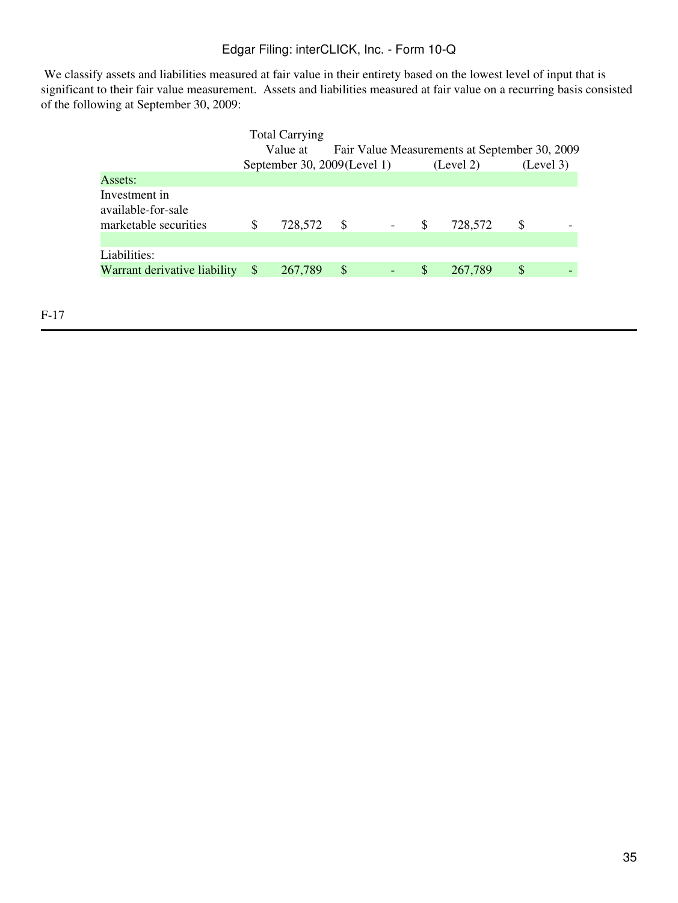We classify assets and liabilities measured at fair value in their entirety based on the lowest level of input that is significant to their fair value measurement. Assets and liabilities measured at fair value on a recurring basis consisted of the following at September 30, 2009:

| | Total Carrying Value at September 30, 2009 | Fair Value Measurements at September 30, 2009 (Level 1) | (Level 2) | (Level 3) |
|---|---|---|---|---|
| Assets: | | | | |
| Investment in available-for-sale marketable securities | $ 728,572 | $ - | $ 728,572 | $ - |
| Liabilities: | | | | |
| Warrant derivative liability | $ 267,789 | $ - | $ 267,789 | $ - |

F-17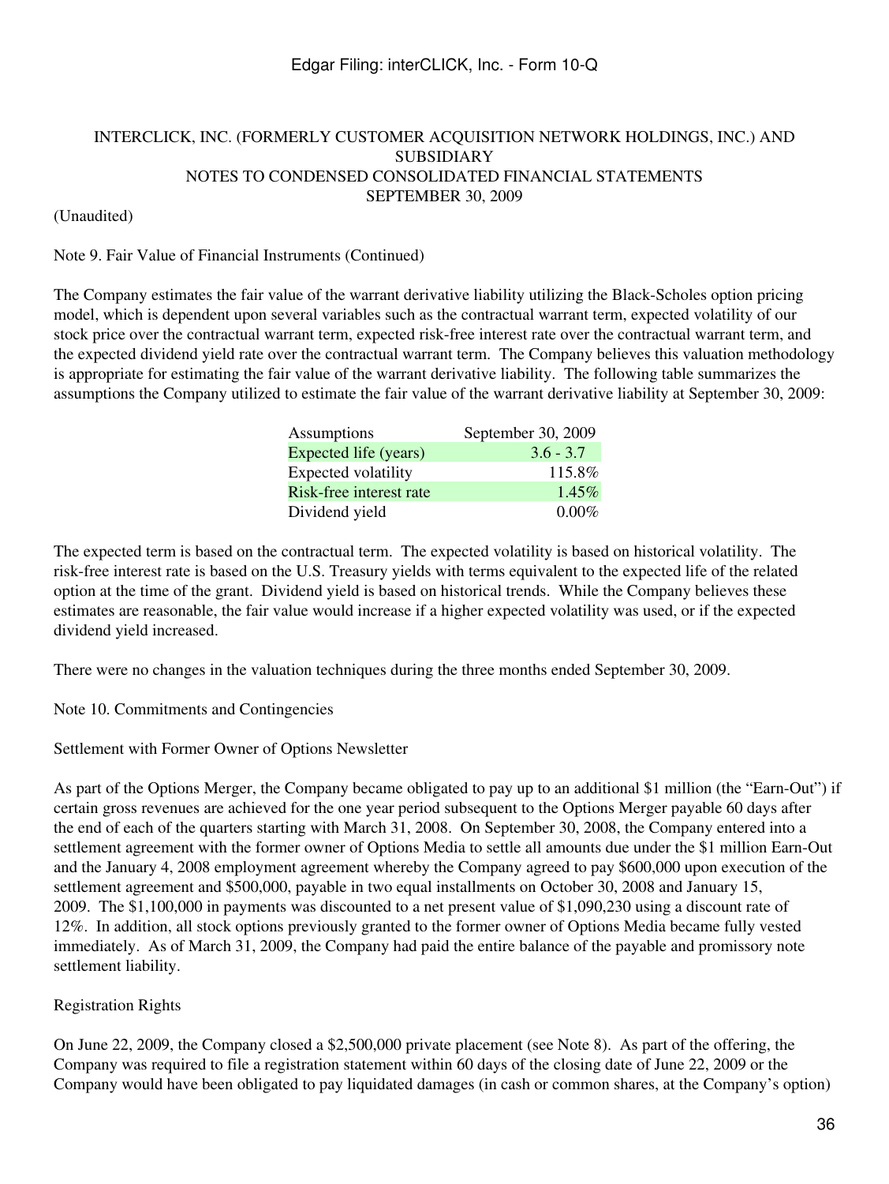INTERCLICK, INC. (FORMERLY CUSTOMER ACQUISITION NETWORK HOLDINGS, INC.) AND SUBSIDIARY
NOTES TO CONDENSED CONSOLIDATED FINANCIAL STATEMENTS
SEPTEMBER 30, 2009

(Unaudited)

Note 9. Fair Value of Financial Instruments (Continued)

The Company estimates the fair value of the warrant derivative liability utilizing the Black-Scholes option pricing model, which is dependent upon several variables such as the contractual warrant term, expected volatility of our stock price over the contractual warrant term, expected risk-free interest rate over the contractual warrant term, and the expected dividend yield rate over the contractual warrant term. The Company believes this valuation methodology is appropriate for estimating the fair value of the warrant derivative liability. The following table summarizes the assumptions the Company utilized to estimate the fair value of the warrant derivative liability at September 30, 2009:

| Assumptions | September 30, 2009 |
|---|---|
| Expected life (years) | 3.6 - 3.7 |
| Expected volatility | 115.8% |
| Risk-free interest rate | 1.45% |
| Dividend yield | 0.00% |

The expected term is based on the contractual term. The expected volatility is based on historical volatility. The risk-free interest rate is based on the U.S. Treasury yields with terms equivalent to the expected life of the related option at the time of the grant. Dividend yield is based on historical trends. While the Company believes these estimates are reasonable, the fair value would increase if a higher expected volatility was used, or if the expected dividend yield increased.

There were no changes in the valuation techniques during the three months ended September 30, 2009.

Note 10. Commitments and Contingencies

Settlement with Former Owner of Options Newsletter

As part of the Options Merger, the Company became obligated to pay up to an additional $1 million (the "Earn-Out") if certain gross revenues are achieved for the one year period subsequent to the Options Merger payable 60 days after the end of each of the quarters starting with March 31, 2008. On September 30, 2008, the Company entered into a settlement agreement with the former owner of Options Media to settle all amounts due under the $1 million Earn-Out and the January 4, 2008 employment agreement whereby the Company agreed to pay $600,000 upon execution of the settlement agreement and $500,000, payable in two equal installments on October 30, 2008 and January 15, 2009. The $1,100,000 in payments was discounted to a net present value of $1,090,230 using a discount rate of 12%. In addition, all stock options previously granted to the former owner of Options Media became fully vested immediately. As of March 31, 2009, the Company had paid the entire balance of the payable and promissory note settlement liability.

Registration Rights

On June 22, 2009, the Company closed a $2,500,000 private placement (see Note 8). As part of the offering, the Company was required to file a registration statement within 60 days of the closing date of June 22, 2009 or the Company would have been obligated to pay liquidated damages (in cash or common shares, at the Company's option)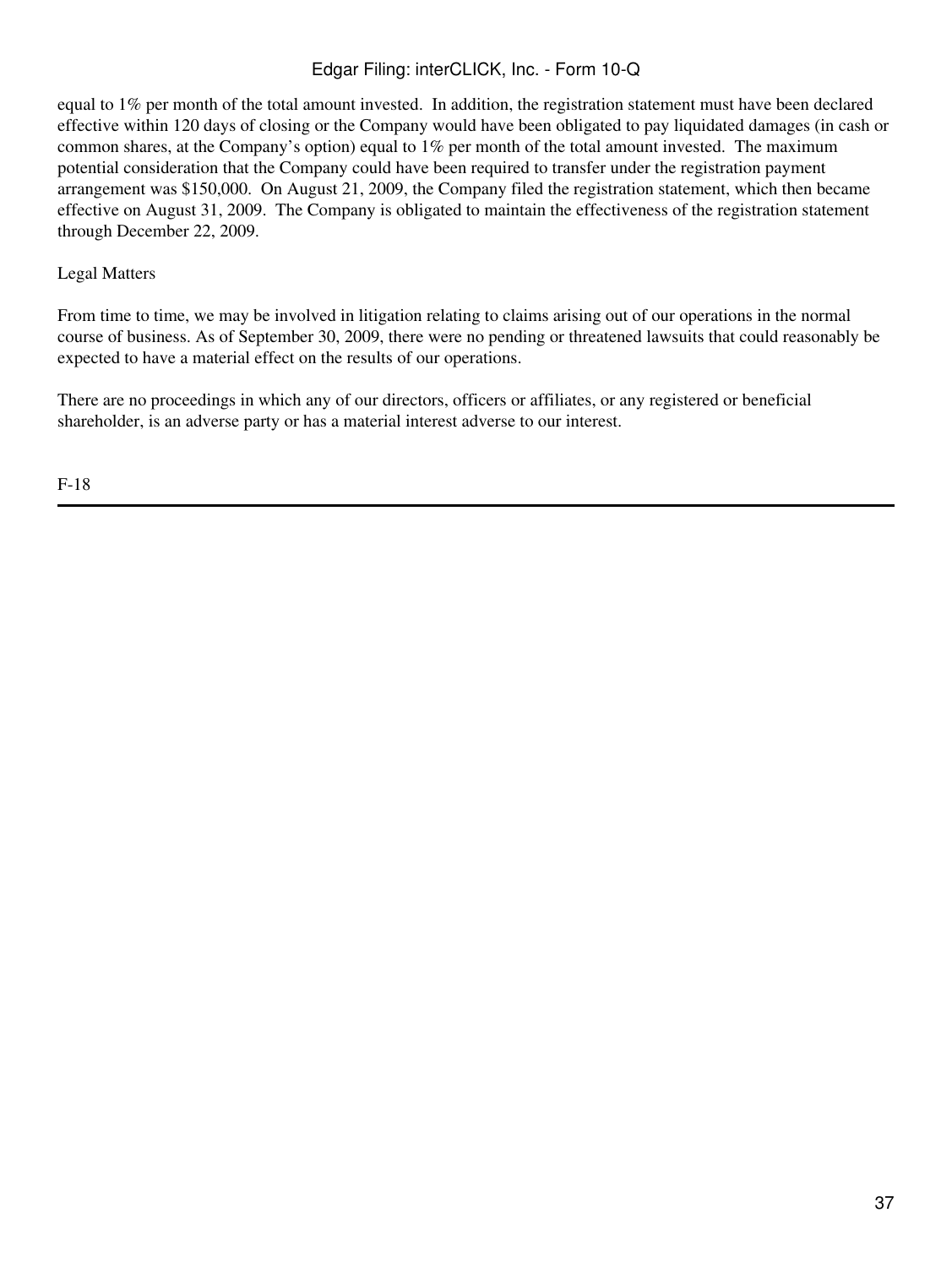equal to 1% per month of the total amount invested. In addition, the registration statement must have been declared effective within 120 days of closing or the Company would have been obligated to pay liquidated damages (in cash or common shares, at the Company's option) equal to 1% per month of the total amount invested. The maximum potential consideration that the Company could have been required to transfer under the registration payment arrangement was $150,000. On August 21, 2009, the Company filed the registration statement, which then became effective on August 31, 2009. The Company is obligated to maintain the effectiveness of the registration statement through December 22, 2009.

Legal Matters

From time to time, we may be involved in litigation relating to claims arising out of our operations in the normal course of business. As of September 30, 2009, there were no pending or threatened lawsuits that could reasonably be expected to have a material effect on the results of our operations.

There are no proceedings in which any of our directors, officers or affiliates, or any registered or beneficial shareholder, is an adverse party or has a material interest adverse to our interest.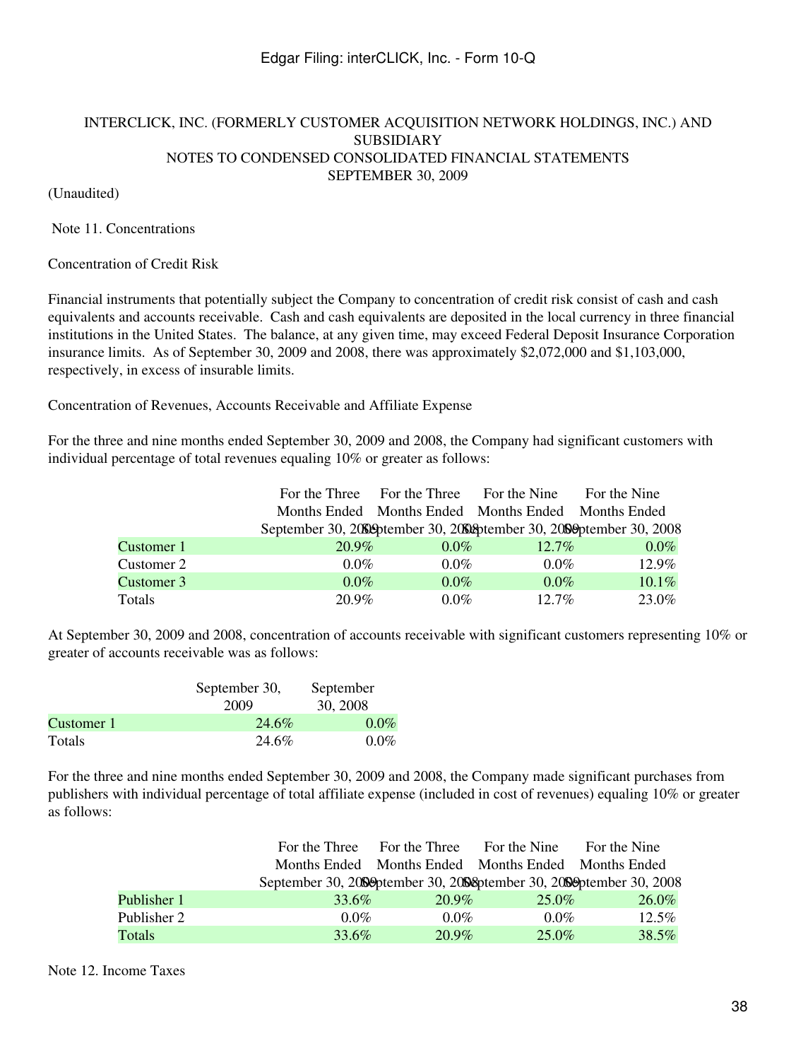INTERCLICK, INC. (FORMERLY CUSTOMER ACQUISITION NETWORK HOLDINGS, INC.) AND SUBSIDIARY
NOTES TO CONDENSED CONSOLIDATED FINANCIAL STATEMENTS
SEPTEMBER 30, 2009

(Unaudited)

Note 11. Concentrations

Concentration of Credit Risk

Financial instruments that potentially subject the Company to concentration of credit risk consist of cash and cash equivalents and accounts receivable. Cash and cash equivalents are deposited in the local currency in three financial institutions in the United States. The balance, at any given time, may exceed Federal Deposit Insurance Corporation insurance limits. As of September 30, 2009 and 2008, there was approximately $2,072,000 and $1,103,000, respectively, in excess of insurable limits.

Concentration of Revenues, Accounts Receivable and Affiliate Expense

For the three and nine months ended September 30, 2009 and 2008, the Company had significant customers with individual percentage of total revenues equaling 10% or greater as follows:

| | For the Three Months Ended September 30, 2009 | For the Three Months Ended September 30, 2008 | For the Nine Months Ended September 30, 2009 | For the Nine Months Ended September 30, 2008 |
|---|---|---|---|---|
| Customer 1 | 20.9% | 0.0% | 12.7% | 0.0% |
| Customer 2 | 0.0% | 0.0% | 0.0% | 12.9% |
| Customer 3 | 0.0% | 0.0% | 0.0% | 10.1% |
| Totals | 20.9% | 0.0% | 12.7% | 23.0% |

At September 30, 2009 and 2008, concentration of accounts receivable with significant customers representing 10% or greater of accounts receivable was as follows:

| | September 30, 2009 | September 30, 2008 |
|---|---|---|
| Customer 1 | 24.6% | 0.0% |
| Totals | 24.6% | 0.0% |

For the three and nine months ended September 30, 2009 and 2008, the Company made significant purchases from publishers with individual percentage of total affiliate expense (included in cost of revenues) equaling 10% or greater as follows:

| | For the Three Months Ended September 30, 2009 | For the Three Months Ended September 30, 2008 | For the Nine Months Ended September 30, 2009 | For the Nine Months Ended September 30, 2008 |
|---|---|---|---|---|
| Publisher 1 | 33.6% | 20.9% | 25.0% | 26.0% |
| Publisher 2 | 0.0% | 0.0% | 0.0% | 12.5% |
| Totals | 33.6% | 20.9% | 25.0% | 38.5% |

Note 12. Income Taxes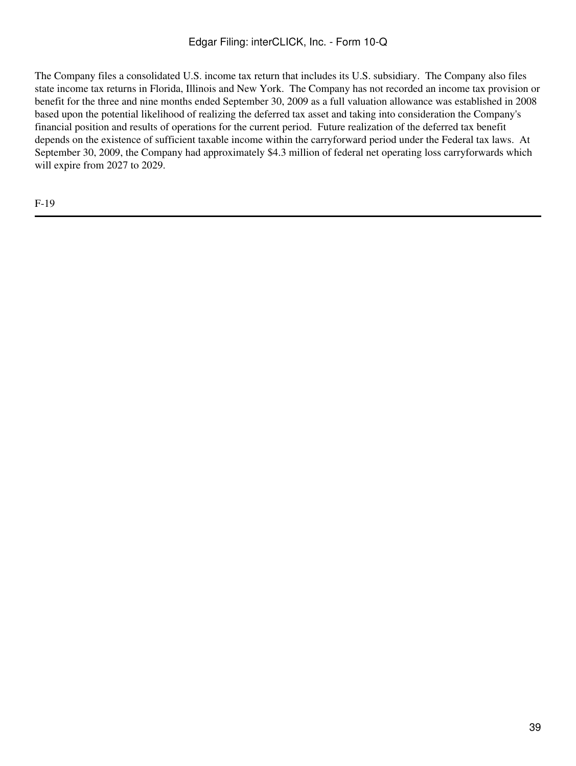The Company files a consolidated U.S. income tax return that includes its U.S. subsidiary. The Company also files state income tax returns in Florida, Illinois and New York. The Company has not recorded an income tax provision or benefit for the three and nine months ended September 30, 2009 as a full valuation allowance was established in 2008 based upon the potential likelihood of realizing the deferred tax asset and taking into consideration the Company's financial position and results of operations for the current period. Future realization of the deferred tax benefit depends on the existence of sufficient taxable income within the carryforward period under the Federal tax laws. At September 30, 2009, the Company had approximately $4.3 million of federal net operating loss carryforwards which will expire from 2027 to 2029.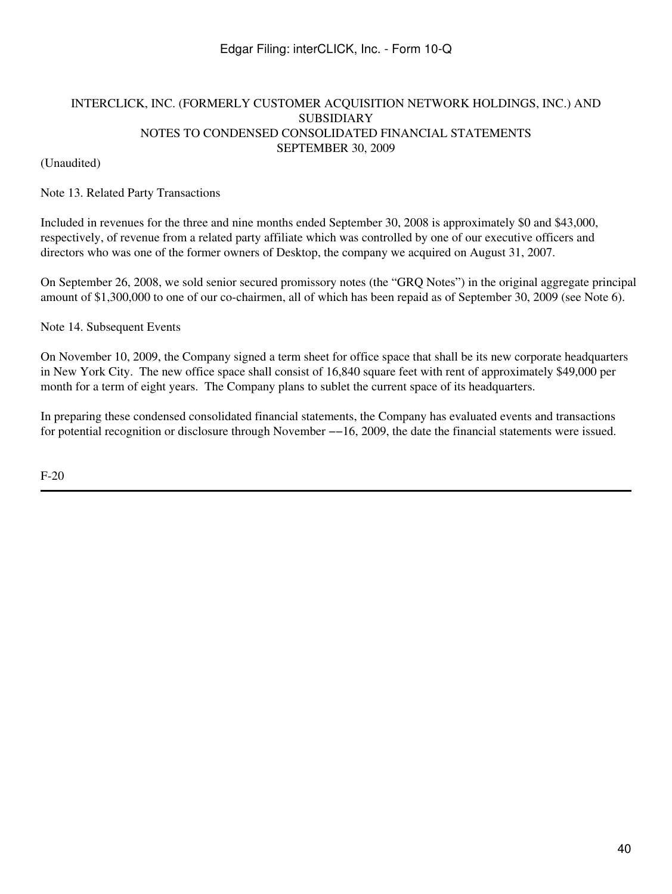INTERCLICK, INC. (FORMERLY CUSTOMER ACQUISITION NETWORK HOLDINGS, INC.) AND SUBSIDIARY
NOTES TO CONDENSED CONSOLIDATED FINANCIAL STATEMENTS
SEPTEMBER 30, 2009

(Unaudited)

Note 13. Related Party Transactions

Included in revenues for the three and nine months ended September 30, 2008 is approximately $0 and $43,000, respectively, of revenue from a related party affiliate which was controlled by one of our executive officers and directors who was one of the former owners of Desktop, the company we acquired on August 31, 2007.

On September 26, 2008, we sold senior secured promissory notes (the "GRQ Notes") in the original aggregate principal amount of $1,300,000 to one of our co-chairmen, all of which has been repaid as of September 30, 2009 (see Note 6).

Note 14. Subsequent Events

On November 10, 2009, the Company signed a term sheet for office space that shall be its new corporate headquarters in New York City. The new office space shall consist of 16,840 square feet with rent of approximately $49,000 per month for a term of eight years. The Company plans to sublet the current space of its headquarters.

In preparing these condensed consolidated financial statements, the Company has evaluated events and transactions for potential recognition or disclosure through November ––16, 2009, the date the financial statements were issued.

F-20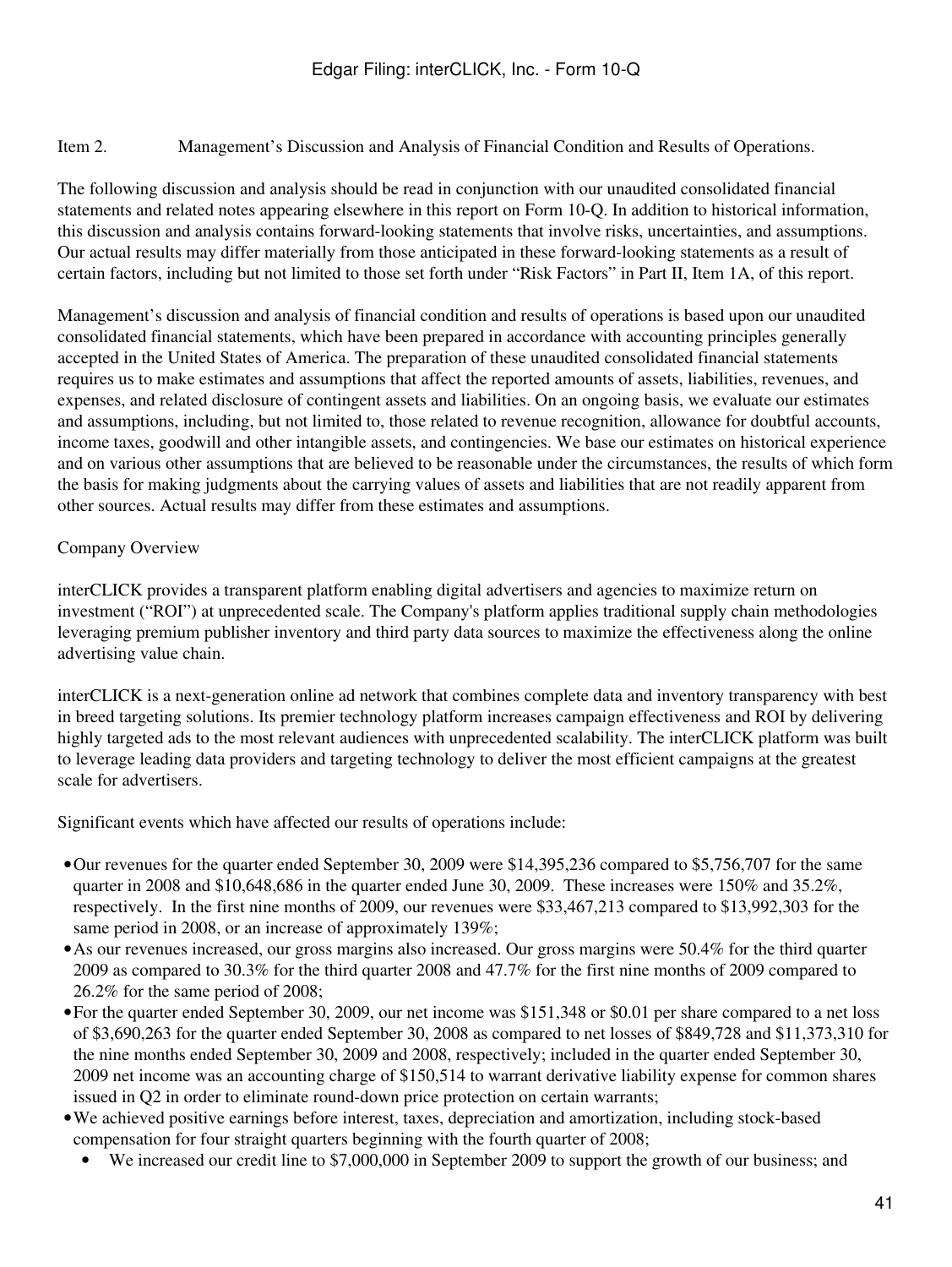Item 2. Management's Discussion and Analysis of Financial Condition and Results of Operations.

The following discussion and analysis should be read in conjunction with our unaudited consolidated financial statements and related notes appearing elsewhere in this report on Form 10-Q. In addition to historical information, this discussion and analysis contains forward-looking statements that involve risks, uncertainties, and assumptions. Our actual results may differ materially from those anticipated in these forward-looking statements as a result of certain factors, including but not limited to those set forth under "Risk Factors" in Part II, Item 1A, of this report.

Management's discussion and analysis of financial condition and results of operations is based upon our unaudited consolidated financial statements, which have been prepared in accordance with accounting principles generally accepted in the United States of America. The preparation of these unaudited consolidated financial statements requires us to make estimates and assumptions that affect the reported amounts of assets, liabilities, revenues, and expenses, and related disclosure of contingent assets and liabilities. On an ongoing basis, we evaluate our estimates and assumptions, including, but not limited to, those related to revenue recognition, allowance for doubtful accounts, income taxes, goodwill and other intangible assets, and contingencies. We base our estimates on historical experience and on various other assumptions that are believed to be reasonable under the circumstances, the results of which form the basis for making judgments about the carrying values of assets and liabilities that are not readily apparent from other sources. Actual results may differ from these estimates and assumptions.

Company Overview

interCLICK provides a transparent platform enabling digital advertisers and agencies to maximize return on investment ("ROI") at unprecedented scale. The Company's platform applies traditional supply chain methodologies leveraging premium publisher inventory and third party data sources to maximize the effectiveness along the online advertising value chain.

interCLICK is a next-generation online ad network that combines complete data and inventory transparency with best in breed targeting solutions. Its premier technology platform increases campaign effectiveness and ROI by delivering highly targeted ads to the most relevant audiences with unprecedented scalability. The interCLICK platform was built to leverage leading data providers and targeting technology to deliver the most efficient campaigns at the greatest scale for advertisers.

Significant events which have affected our results of operations include:

- Our revenues for the quarter ended September 30, 2009 were $14,395,236 compared to $5,756,707 for the same quarter in 2008 and $10,648,686 in the quarter ended June 30, 2009. These increases were 150% and 35.2%, respectively. In the first nine months of 2009, our revenues were $33,467,213 compared to $13,992,303 for the same period in 2008, or an increase of approximately 139%;
- As our revenues increased, our gross margins also increased. Our gross margins were 50.4% for the third quarter 2009 as compared to 30.3% for the third quarter 2008 and 47.7% for the first nine months of 2009 compared to 26.2% for the same period of 2008;
- For the quarter ended September 30, 2009, our net income was $151,348 or $0.01 per share compared to a net loss of $3,690,263 for the quarter ended September 30, 2008 as compared to net losses of $849,728 and $11,373,310 for the nine months ended September 30, 2009 and 2008, respectively; included in the quarter ended September 30, 2009 net income was an accounting charge of $150,514 to warrant derivative liability expense for common shares issued in Q2 in order to eliminate round-down price protection on certain warrants;
- We achieved positive earnings before interest, taxes, depreciation and amortization, including stock-based compensation for four straight quarters beginning with the fourth quarter of 2008;
- We increased our credit line to $7,000,000 in September 2009 to support the growth of our business; and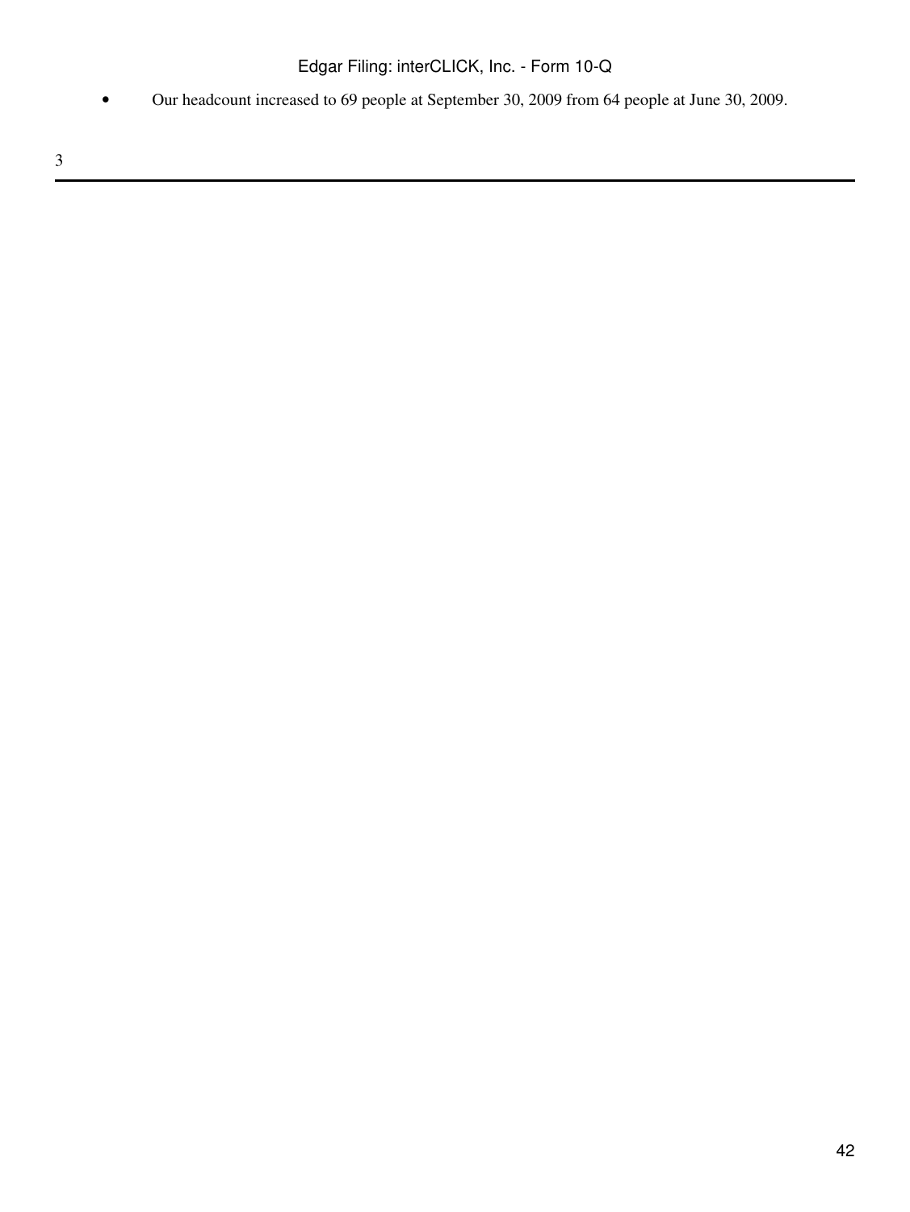- Our headcount increased to 69 people at September 30, 2009 from 64 people at June 30, 2009.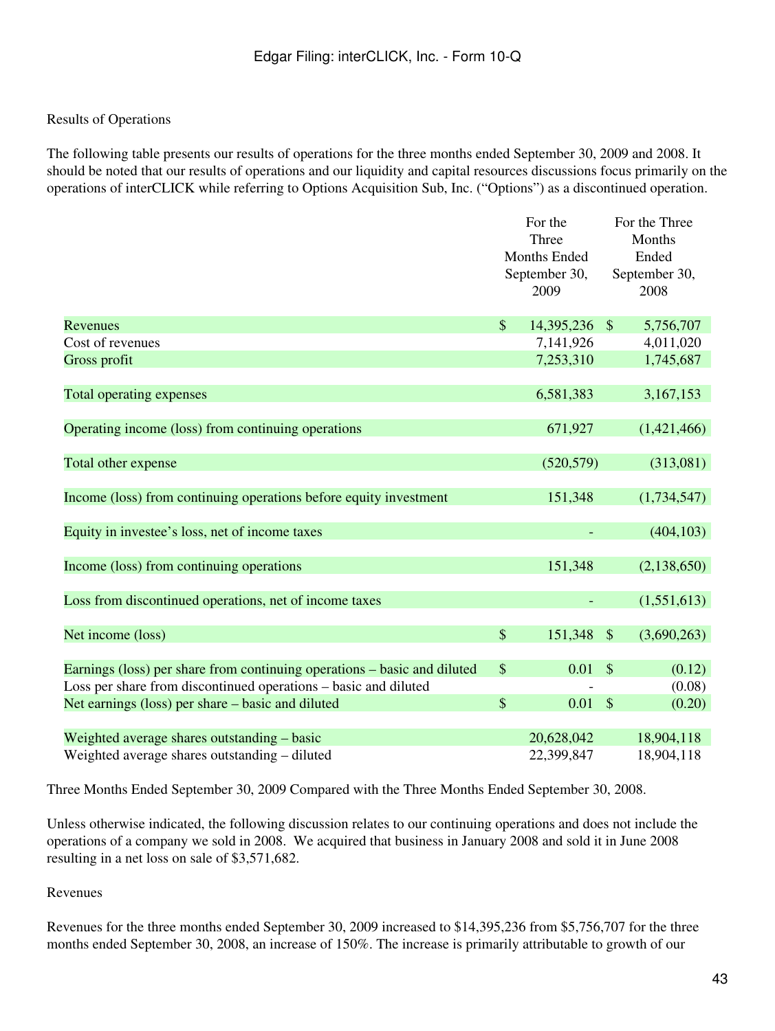Results of Operations

The following table presents our results of operations for the three months ended September 30, 2009 and 2008. It should be noted that our results of operations and our liquidity and capital resources discussions focus primarily on the operations of interCLICK while referring to Options Acquisition Sub, Inc. ("Options") as a discontinued operation.

| | For the Three Months Ended September 30, 2009 | For the Three Months Ended September 30, 2008 |
|---|---|---|
| Revenues | $ 14,395,236 | $ 5,756,707 |
| Cost of revenues | 7,141,926 | 4,011,020 |
| Gross profit | 7,253,310 | 1,745,687 |
| | | |
| Total operating expenses | 6,581,383 | 3,167,153 |
| | | |
| Operating income (loss) from continuing operations | 671,927 | (1,421,466) |
| | | |
| Total other expense | (520,579) | (313,081) |
| | | |
| Income (loss) from continuing operations before equity investment | 151,348 | (1,734,547) |
| | | |
| Equity in investee's loss, net of income taxes | - | (404,103) |
| | | |
| Income (loss) from continuing operations | 151,348 | (2,138,650) |
| | | |
| Loss from discontinued operations, net of income taxes | - | (1,551,613) |
| | | |
| Net income (loss) | $ 151,348 | $ (3,690,263) |
| | | |
| Earnings (loss) per share from continuing operations – basic and diluted | $ 0.01 | $ (0.12) |
| Loss per share from discontinued operations – basic and diluted | - | (0.08) |
| Net earnings (loss) per share – basic and diluted | $ 0.01 | $ (0.20) |
| | | |
| Weighted average shares outstanding – basic | 20,628,042 | 18,904,118 |
| Weighted average shares outstanding – diluted | 22,399,847 | 18,904,118 |

Three Months Ended September 30, 2009 Compared with the Three Months Ended September 30, 2008.

Unless otherwise indicated, the following discussion relates to our continuing operations and does not include the operations of a company we sold in 2008. We acquired that business in January 2008 and sold it in June 2008 resulting in a net loss on sale of $3,571,682.

Revenues

Revenues for the three months ended September 30, 2009 increased to $14,395,236 from $5,756,707 for the three months ended September 30, 2008, an increase of 150%. The increase is primarily attributable to growth of our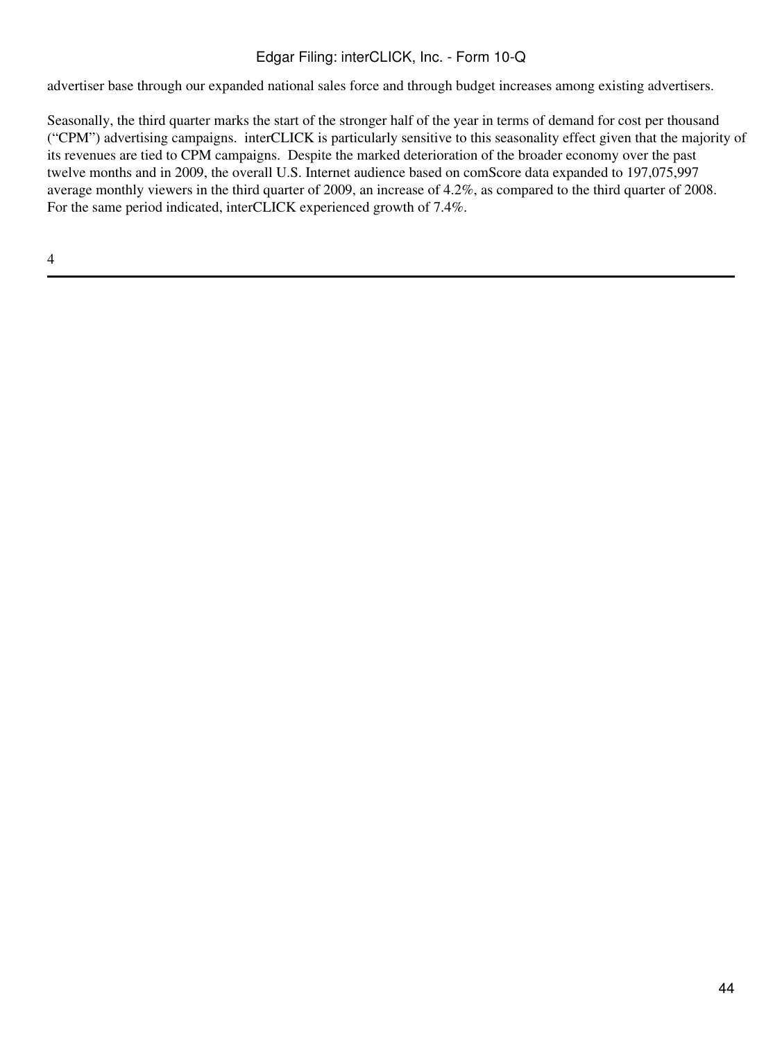advertiser base through our expanded national sales force and through budget increases among existing advertisers.

Seasonally, the third quarter marks the start of the stronger half of the year in terms of demand for cost per thousand ("CPM") advertising campaigns.  interCLICK is particularly sensitive to this seasonality effect given that the majority of its revenues are tied to CPM campaigns.  Despite the marked deterioration of the broader economy over the past twelve months and in 2009, the overall U.S. Internet audience based on comScore data expanded to 197,075,997 average monthly viewers in the third quarter of 2009, an increase of 4.2%, as compared to the third quarter of 2008.  For the same period indicated, interCLICK experienced growth of 7.4%.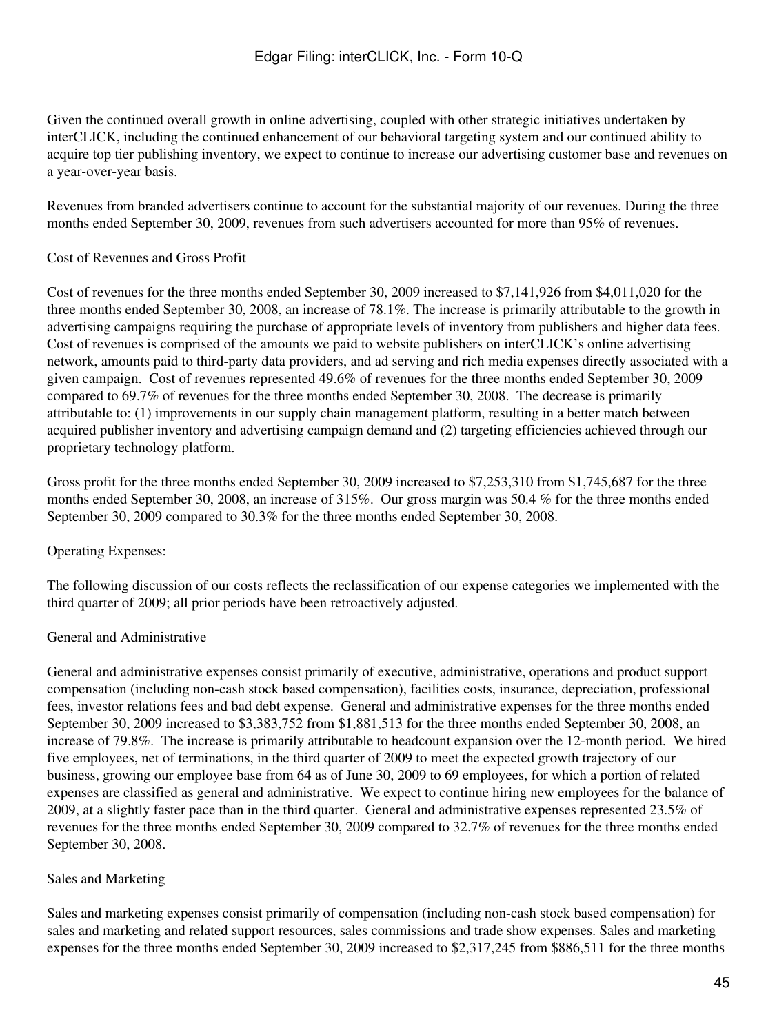Given the continued overall growth in online advertising, coupled with other strategic initiatives undertaken by interCLICK, including the continued enhancement of our behavioral targeting system and our continued ability to acquire top tier publishing inventory, we expect to continue to increase our advertising customer base and revenues on a year-over-year basis.

Revenues from branded advertisers continue to account for the substantial majority of our revenues. During the three months ended September 30, 2009, revenues from such advertisers accounted for more than 95% of revenues.

Cost of Revenues and Gross Profit

Cost of revenues for the three months ended September 30, 2009 increased to $7,141,926 from $4,011,020 for the three months ended September 30, 2008, an increase of 78.1%. The increase is primarily attributable to the growth in advertising campaigns requiring the purchase of appropriate levels of inventory from publishers and higher data fees. Cost of revenues is comprised of the amounts we paid to website publishers on interCLICK's online advertising network, amounts paid to third-party data providers, and ad serving and rich media expenses directly associated with a given campaign. Cost of revenues represented 49.6% of revenues for the three months ended September 30, 2009 compared to 69.7% of revenues for the three months ended September 30, 2008. The decrease is primarily attributable to: (1) improvements in our supply chain management platform, resulting in a better match between acquired publisher inventory and advertising campaign demand and (2) targeting efficiencies achieved through our proprietary technology platform.

Gross profit for the three months ended September 30, 2009 increased to $7,253,310 from $1,745,687 for the three months ended September 30, 2008, an increase of 315%. Our gross margin was 50.4 % for the three months ended September 30, 2009 compared to 30.3% for the three months ended September 30, 2008.

Operating Expenses:

The following discussion of our costs reflects the reclassification of our expense categories we implemented with the third quarter of 2009; all prior periods have been retroactively adjusted.

General and Administrative

General and administrative expenses consist primarily of executive, administrative, operations and product support compensation (including non-cash stock based compensation), facilities costs, insurance, depreciation, professional fees, investor relations fees and bad debt expense. General and administrative expenses for the three months ended September 30, 2009 increased to $3,383,752 from $1,881,513 for the three months ended September 30, 2008, an increase of 79.8%. The increase is primarily attributable to headcount expansion over the 12-month period. We hired five employees, net of terminations, in the third quarter of 2009 to meet the expected growth trajectory of our business, growing our employee base from 64 as of June 30, 2009 to 69 employees, for which a portion of related expenses are classified as general and administrative. We expect to continue hiring new employees for the balance of 2009, at a slightly faster pace than in the third quarter. General and administrative expenses represented 23.5% of revenues for the three months ended September 30, 2009 compared to 32.7% of revenues for the three months ended September 30, 2008.

Sales and Marketing

Sales and marketing expenses consist primarily of compensation (including non-cash stock based compensation) for sales and marketing and related support resources, sales commissions and trade show expenses. Sales and marketing expenses for the three months ended September 30, 2009 increased to $2,317,245 from $886,511 for the three months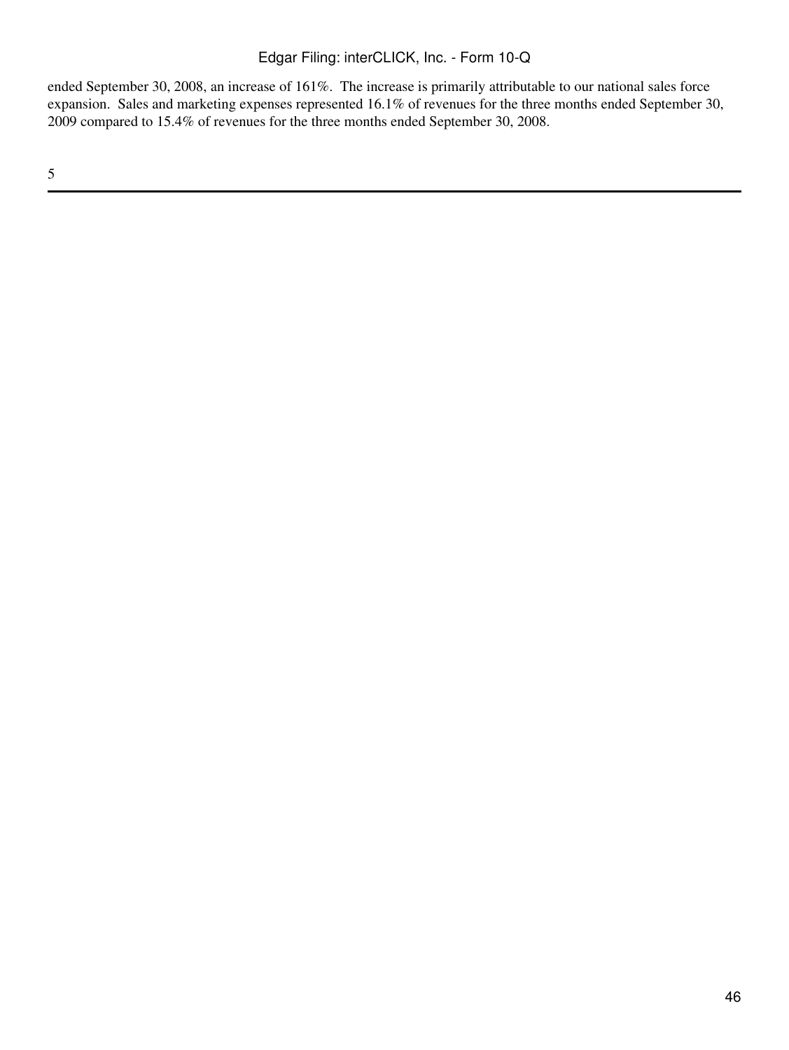ended September 30, 2008, an increase of 161%. The increase is primarily attributable to our national sales force expansion. Sales and marketing expenses represented 16.1% of revenues for the three months ended September 30, 2009 compared to 15.4% of revenues for the three months ended September 30, 2008.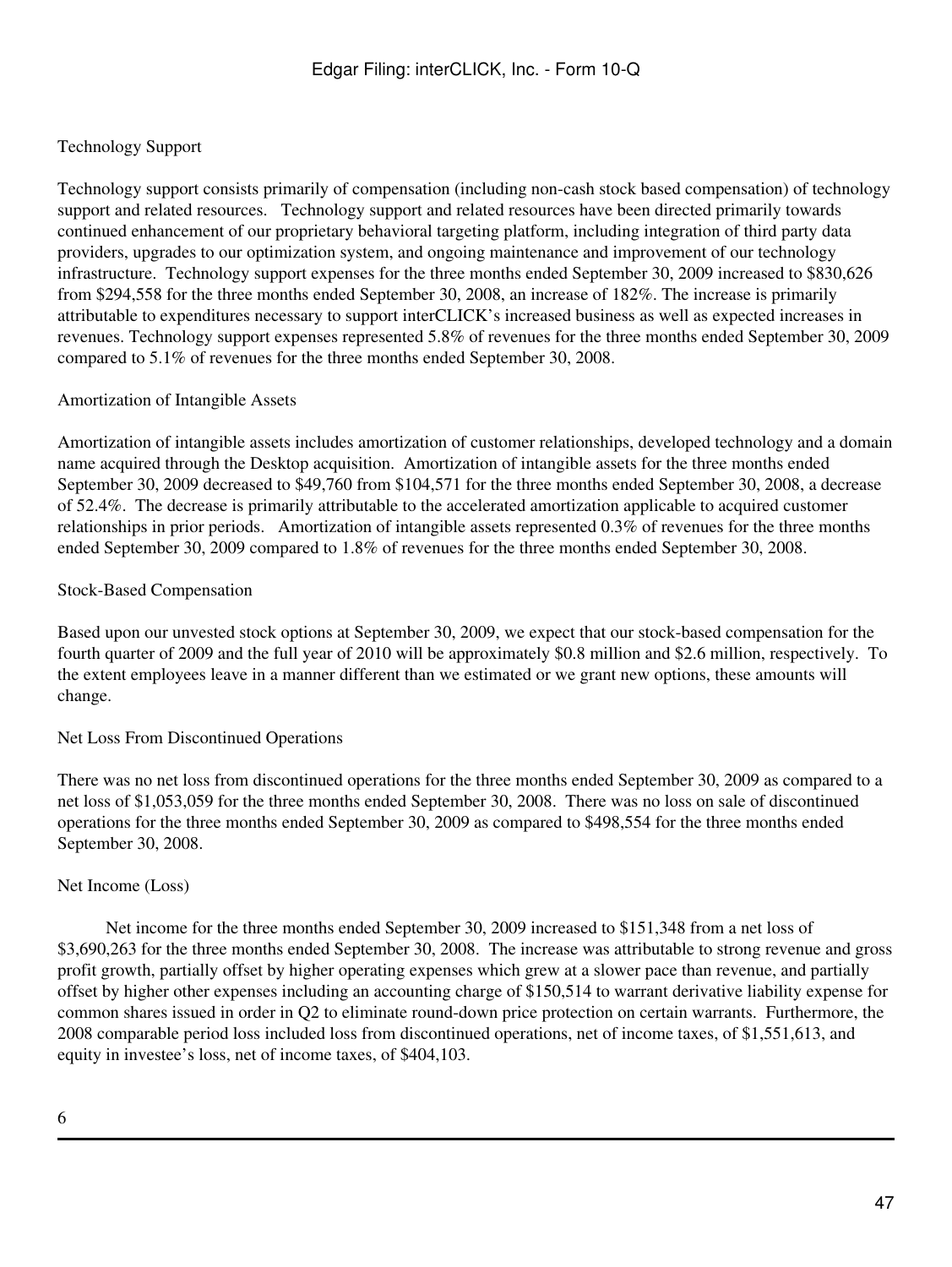Technology Support

Technology support consists primarily of compensation (including non-cash stock based compensation) of technology support and related resources. Technology support and related resources have been directed primarily towards continued enhancement of our proprietary behavioral targeting platform, including integration of third party data providers, upgrades to our optimization system, and ongoing maintenance and improvement of our technology infrastructure. Technology support expenses for the three months ended September 30, 2009 increased to $830,626 from $294,558 for the three months ended September 30, 2008, an increase of 182%. The increase is primarily attributable to expenditures necessary to support interCLICK's increased business as well as expected increases in revenues. Technology support expenses represented 5.8% of revenues for the three months ended September 30, 2009 compared to 5.1% of revenues for the three months ended September 30, 2008.

Amortization of Intangible Assets

Amortization of intangible assets includes amortization of customer relationships, developed technology and a domain name acquired through the Desktop acquisition. Amortization of intangible assets for the three months ended September 30, 2009 decreased to $49,760 from $104,571 for the three months ended September 30, 2008, a decrease of 52.4%. The decrease is primarily attributable to the accelerated amortization applicable to acquired customer relationships in prior periods. Amortization of intangible assets represented 0.3% of revenues for the three months ended September 30, 2009 compared to 1.8% of revenues for the three months ended September 30, 2008.

Stock-Based Compensation

Based upon our unvested stock options at September 30, 2009, we expect that our stock-based compensation for the fourth quarter of 2009 and the full year of 2010 will be approximately $0.8 million and $2.6 million, respectively. To the extent employees leave in a manner different than we estimated or we grant new options, these amounts will change.

Net Loss From Discontinued Operations

There was no net loss from discontinued operations for the three months ended September 30, 2009 as compared to a net loss of $1,053,059 for the three months ended September 30, 2008. There was no loss on sale of discontinued operations for the three months ended September 30, 2009 as compared to $498,554 for the three months ended September 30, 2008.

Net Income (Loss)

Net income for the three months ended September 30, 2009 increased to $151,348 from a net loss of $3,690,263 for the three months ended September 30, 2008. The increase was attributable to strong revenue and gross profit growth, partially offset by higher operating expenses which grew at a slower pace than revenue, and partially offset by higher other expenses including an accounting charge of $150,514 to warrant derivative liability expense for common shares issued in order in Q2 to eliminate round-down price protection on certain warrants. Furthermore, the 2008 comparable period loss included loss from discontinued operations, net of income taxes, of $1,551,613, and equity in investee's loss, net of income taxes, of $404,103.

6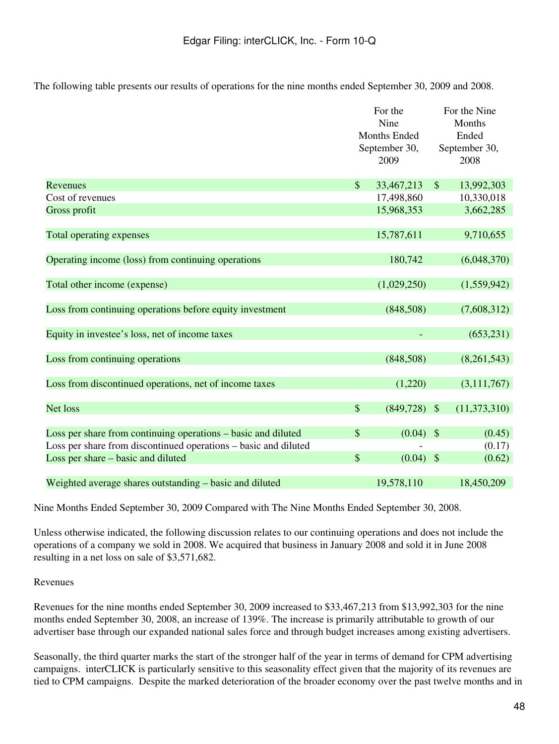The following table presents our results of operations for the nine months ended September 30, 2009 and 2008.

| | For the Nine Months Ended September 30, 2009 | For the Nine Months Ended September 30, 2008 |
|---|---|---|
| Revenues | $ 33,467,213 | $ 13,992,303 |
| Cost of revenues | 17,498,860 | 10,330,018 |
| Gross profit | 15,968,353 | 3,662,285 |
| | | |
| Total operating expenses | 15,787,611 | 9,710,655 |
| | | |
| Operating income (loss) from continuing operations | 180,742 | (6,048,370) |
| | | |
| Total other income (expense) | (1,029,250) | (1,559,942) |
| | | |
| Loss from continuing operations before equity investment | (848,508) | (7,608,312) |
| | | |
| Equity in investee's loss, net of income taxes | - | (653,231) |
| | | |
| Loss from continuing operations | (848,508) | (8,261,543) |
| | | |
| Loss from discontinued operations, net of income taxes | (1,220) | (3,111,767) |
| | | |
| Net loss | $ (849,728) | $ (11,373,310) |
| | | |
| Loss per share from continuing operations – basic and diluted | $ (0.04) | $ (0.45) |
| Loss per share from discontinued operations – basic and diluted | - | (0.17) |
| Loss per share – basic and diluted | $ (0.04) | $ (0.62) |
| | | |
| Weighted average shares outstanding – basic and diluted | 19,578,110 | 18,450,209 |

Nine Months Ended September 30, 2009 Compared with The Nine Months Ended September 30, 2008.

Unless otherwise indicated, the following discussion relates to our continuing operations and does not include the operations of a company we sold in 2008. We acquired that business in January 2008 and sold it in June 2008 resulting in a net loss on sale of $3,571,682.

Revenues

Revenues for the nine months ended September 30, 2009 increased to $33,467,213 from $13,992,303 for the nine months ended September 30, 2008, an increase of 139%. The increase is primarily attributable to growth of our advertiser base through our expanded national sales force and through budget increases among existing advertisers.

Seasonally, the third quarter marks the start of the stronger half of the year in terms of demand for CPM advertising campaigns. interCLICK is particularly sensitive to this seasonality effect given that the majority of its revenues are tied to CPM campaigns. Despite the marked deterioration of the broader economy over the past twelve months and in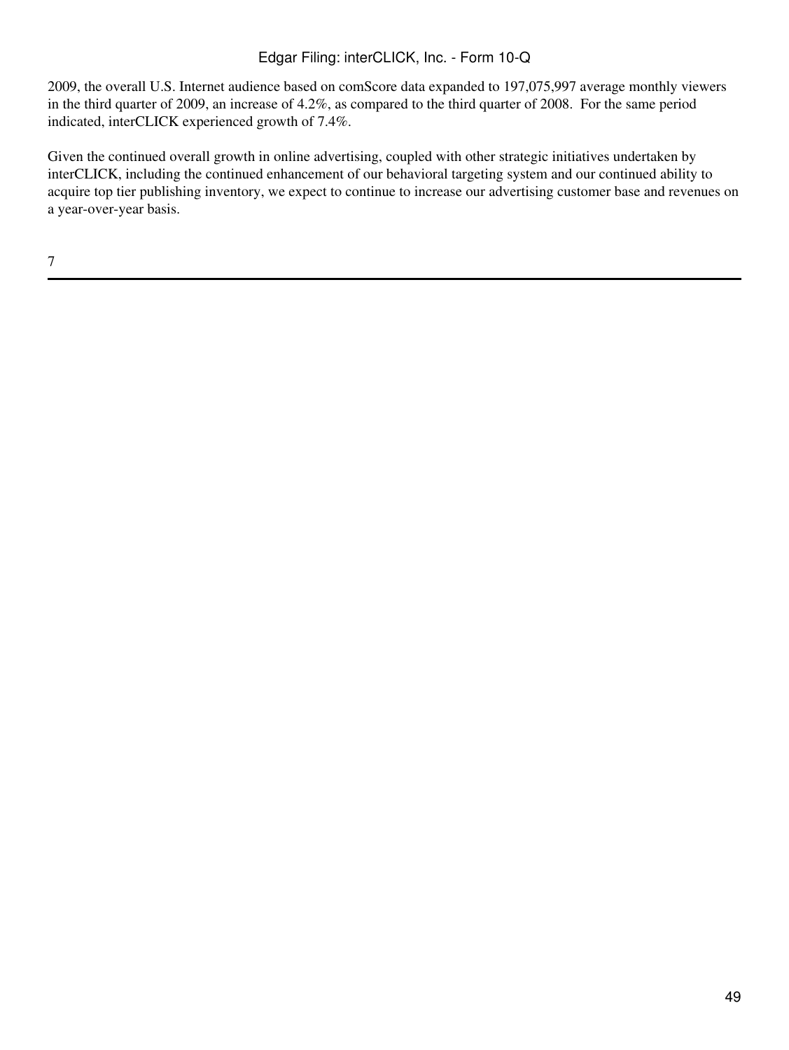2009, the overall U.S. Internet audience based on comScore data expanded to 197,075,997 average monthly viewers in the third quarter of 2009, an increase of 4.2%, as compared to the third quarter of 2008.  For the same period indicated, interCLICK experienced growth of 7.4%.

Given the continued overall growth in online advertising, coupled with other strategic initiatives undertaken by interCLICK, including the continued enhancement of our behavioral targeting system and our continued ability to acquire top tier publishing inventory, we expect to continue to increase our advertising customer base and revenues on a year-over-year basis.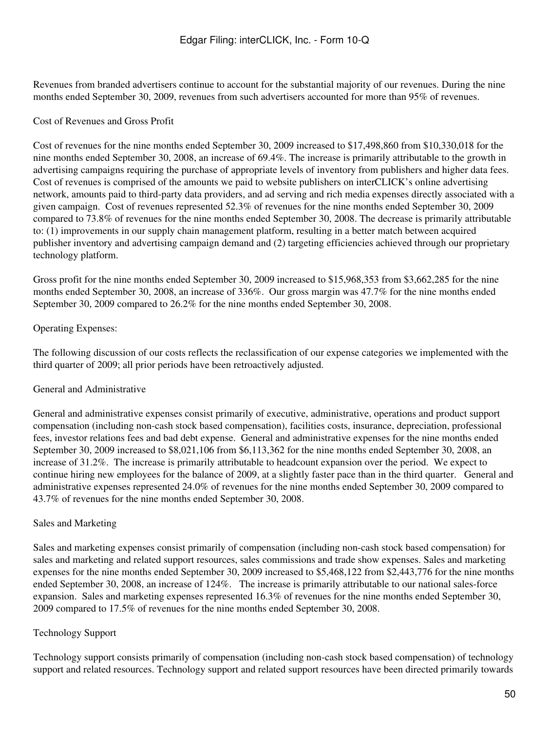Revenues from branded advertisers continue to account for the substantial majority of our revenues. During the nine months ended September 30, 2009, revenues from such advertisers accounted for more than 95% of revenues.

Cost of Revenues and Gross Profit

Cost of revenues for the nine months ended September 30, 2009 increased to $17,498,860 from $10,330,018 for the nine months ended September 30, 2008, an increase of 69.4%. The increase is primarily attributable to the growth in advertising campaigns requiring the purchase of appropriate levels of inventory from publishers and higher data fees. Cost of revenues is comprised of the amounts we paid to website publishers on interCLICK's online advertising network, amounts paid to third-party data providers, and ad serving and rich media expenses directly associated with a given campaign. Cost of revenues represented 52.3% of revenues for the nine months ended September 30, 2009 compared to 73.8% of revenues for the nine months ended September 30, 2008. The decrease is primarily attributable to: (1) improvements in our supply chain management platform, resulting in a better match between acquired publisher inventory and advertising campaign demand and (2) targeting efficiencies achieved through our proprietary technology platform.

Gross profit for the nine months ended September 30, 2009 increased to $15,968,353 from $3,662,285 for the nine months ended September 30, 2008, an increase of 336%. Our gross margin was 47.7% for the nine months ended September 30, 2009 compared to 26.2% for the nine months ended September 30, 2008.

Operating Expenses:

The following discussion of our costs reflects the reclassification of our expense categories we implemented with the third quarter of 2009; all prior periods have been retroactively adjusted.

General and Administrative

General and administrative expenses consist primarily of executive, administrative, operations and product support compensation (including non-cash stock based compensation), facilities costs, insurance, depreciation, professional fees, investor relations fees and bad debt expense. General and administrative expenses for the nine months ended September 30, 2009 increased to $8,021,106 from $6,113,362 for the nine months ended September 30, 2008, an increase of 31.2%. The increase is primarily attributable to headcount expansion over the period. We expect to continue hiring new employees for the balance of 2009, at a slightly faster pace than in the third quarter. General and administrative expenses represented 24.0% of revenues for the nine months ended September 30, 2009 compared to 43.7% of revenues for the nine months ended September 30, 2008.

Sales and Marketing

Sales and marketing expenses consist primarily of compensation (including non-cash stock based compensation) for sales and marketing and related support resources, sales commissions and trade show expenses. Sales and marketing expenses for the nine months ended September 30, 2009 increased to $5,468,122 from $2,443,776 for the nine months ended September 30, 2008, an increase of 124%. The increase is primarily attributable to our national sales-force expansion. Sales and marketing expenses represented 16.3% of revenues for the nine months ended September 30, 2009 compared to 17.5% of revenues for the nine months ended September 30, 2008.

Technology Support

Technology support consists primarily of compensation (including non-cash stock based compensation) of technology support and related resources. Technology support and related support resources have been directed primarily towards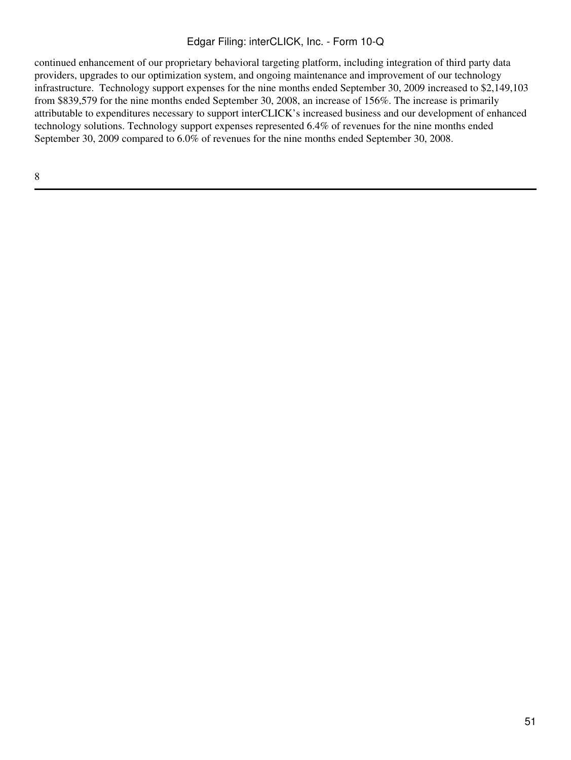continued enhancement of our proprietary behavioral targeting platform, including integration of third party data providers, upgrades to our optimization system, and ongoing maintenance and improvement of our technology infrastructure. Technology support expenses for the nine months ended September 30, 2009 increased to $2,149,103 from $839,579 for the nine months ended September 30, 2008, an increase of 156%. The increase is primarily attributable to expenditures necessary to support interCLICK's increased business and our development of enhanced technology solutions. Technology support expenses represented 6.4% of revenues for the nine months ended September 30, 2009 compared to 6.0% of revenues for the nine months ended September 30, 2008.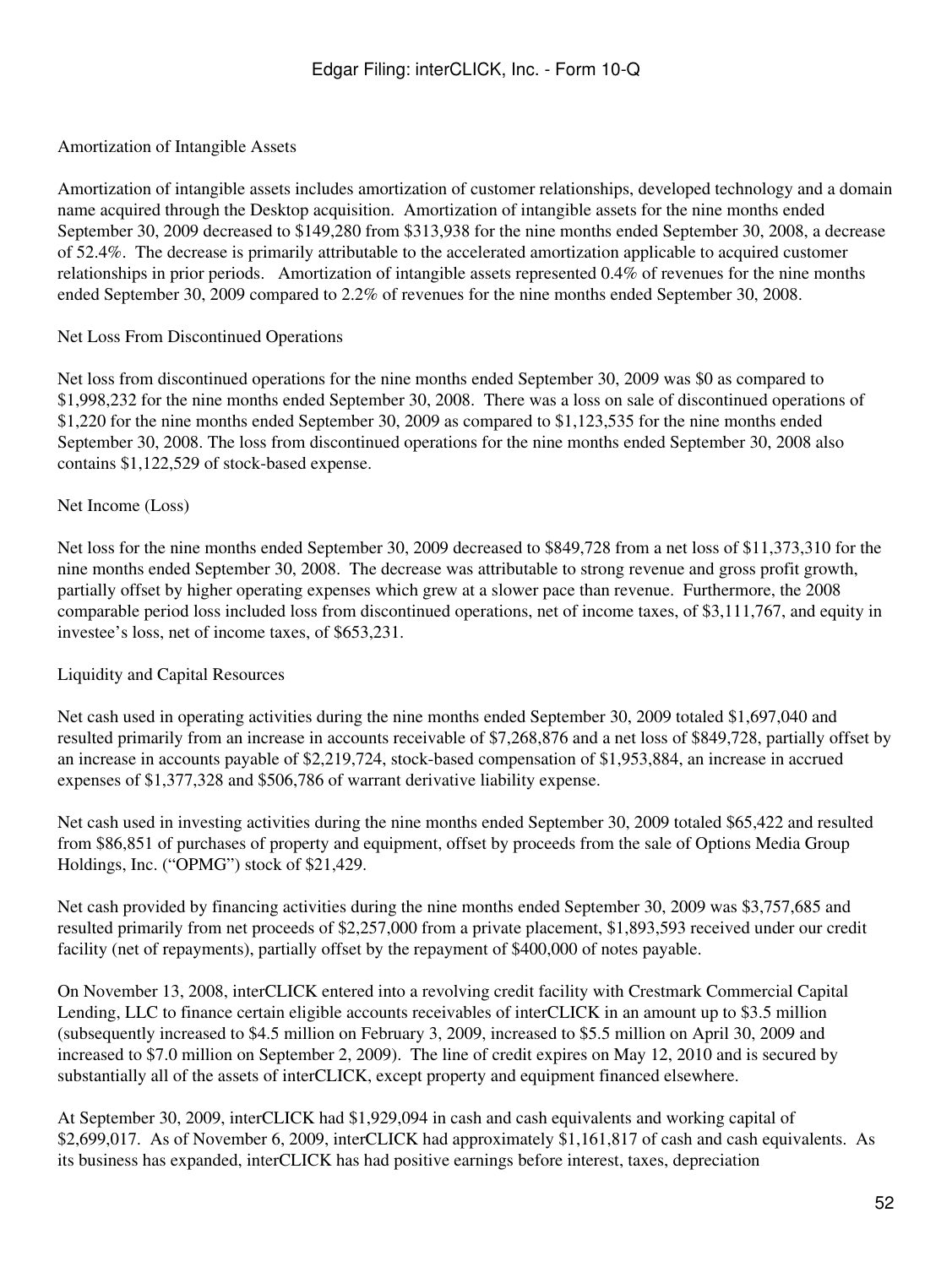### Amortization of Intangible Assets

Amortization of intangible assets includes amortization of customer relationships, developed technology and a domain name acquired through the Desktop acquisition. Amortization of intangible assets for the nine months ended September 30, 2009 decreased to $149,280 from $313,938 for the nine months ended September 30, 2008, a decrease of 52.4%. The decrease is primarily attributable to the accelerated amortization applicable to acquired customer relationships in prior periods. Amortization of intangible assets represented 0.4% of revenues for the nine months ended September 30, 2009 compared to 2.2% of revenues for the nine months ended September 30, 2008.

### Net Loss From Discontinued Operations

Net loss from discontinued operations for the nine months ended September 30, 2009 was $0 as compared to $1,998,232 for the nine months ended September 30, 2008. There was a loss on sale of discontinued operations of $1,220 for the nine months ended September 30, 2009 as compared to $1,123,535 for the nine months ended September 30, 2008. The loss from discontinued operations for the nine months ended September 30, 2008 also contains $1,122,529 of stock-based expense.

### Net Income (Loss)

Net loss for the nine months ended September 30, 2009 decreased to $849,728 from a net loss of $11,373,310 for the nine months ended September 30, 2008. The decrease was attributable to strong revenue and gross profit growth, partially offset by higher operating expenses which grew at a slower pace than revenue. Furthermore, the 2008 comparable period loss included loss from discontinued operations, net of income taxes, of $3,111,767, and equity in investee's loss, net of income taxes, of $653,231.

### Liquidity and Capital Resources

Net cash used in operating activities during the nine months ended September 30, 2009 totaled $1,697,040 and resulted primarily from an increase in accounts receivable of $7,268,876 and a net loss of $849,728, partially offset by an increase in accounts payable of $2,219,724, stock-based compensation of $1,953,884, an increase in accrued expenses of $1,377,328 and $506,786 of warrant derivative liability expense.

Net cash used in investing activities during the nine months ended September 30, 2009 totaled $65,422 and resulted from $86,851 of purchases of property and equipment, offset by proceeds from the sale of Options Media Group Holdings, Inc. ("OPMG") stock of $21,429.

Net cash provided by financing activities during the nine months ended September 30, 2009 was $3,757,685 and resulted primarily from net proceeds of $2,257,000 from a private placement, $1,893,593 received under our credit facility (net of repayments), partially offset by the repayment of $400,000 of notes payable.

On November 13, 2008, interCLICK entered into a revolving credit facility with Crestmark Commercial Capital Lending, LLC to finance certain eligible accounts receivables of interCLICK in an amount up to $3.5 million (subsequently increased to $4.5 million on February 3, 2009, increased to $5.5 million on April 30, 2009 and increased to $7.0 million on September 2, 2009). The line of credit expires on May 12, 2010 and is secured by substantially all of the assets of interCLICK, except property and equipment financed elsewhere.

At September 30, 2009, interCLICK had $1,929,094 in cash and cash equivalents and working capital of $2,699,017. As of November 6, 2009, interCLICK had approximately $1,161,817 of cash and cash equivalents. As its business has expanded, interCLICK has had positive earnings before interest, taxes, depreciation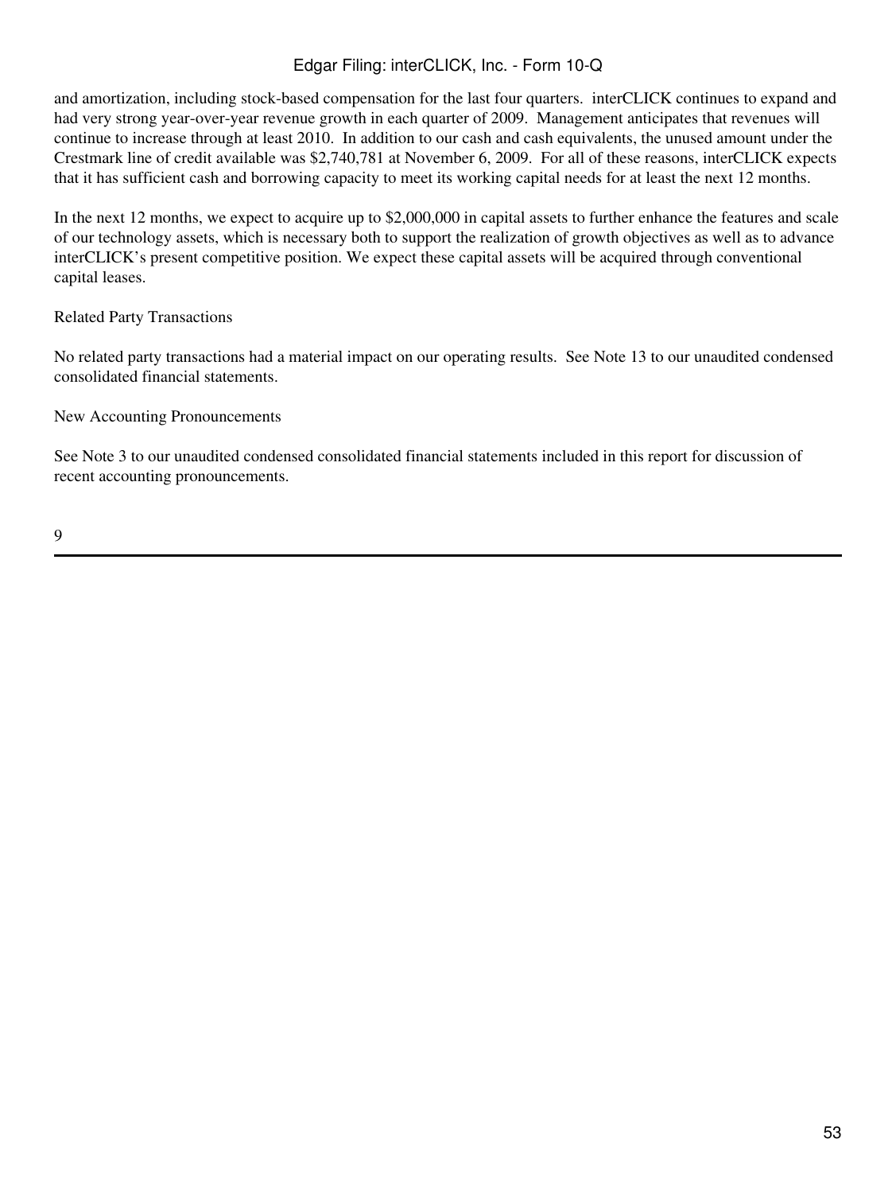and amortization, including stock-based compensation for the last four quarters.  interCLICK continues to expand and had very strong year-over-year revenue growth in each quarter of 2009.  Management anticipates that revenues will continue to increase through at least 2010.  In addition to our cash and cash equivalents, the unused amount under the Crestmark line of credit available was $2,740,781 at November 6, 2009.  For all of these reasons, interCLICK expects that it has sufficient cash and borrowing capacity to meet its working capital needs for at least the next 12 months.

In the next 12 months, we expect to acquire up to $2,000,000 in capital assets to further enhance the features and scale of our technology assets, which is necessary both to support the realization of growth objectives as well as to advance interCLICK's present competitive position. We expect these capital assets will be acquired through conventional capital leases.

Related Party Transactions

No related party transactions had a material impact on our operating results.  See Note 13 to our unaudited condensed consolidated financial statements.

New Accounting Pronouncements

See Note 3 to our unaudited condensed consolidated financial statements included in this report for discussion of recent accounting pronouncements.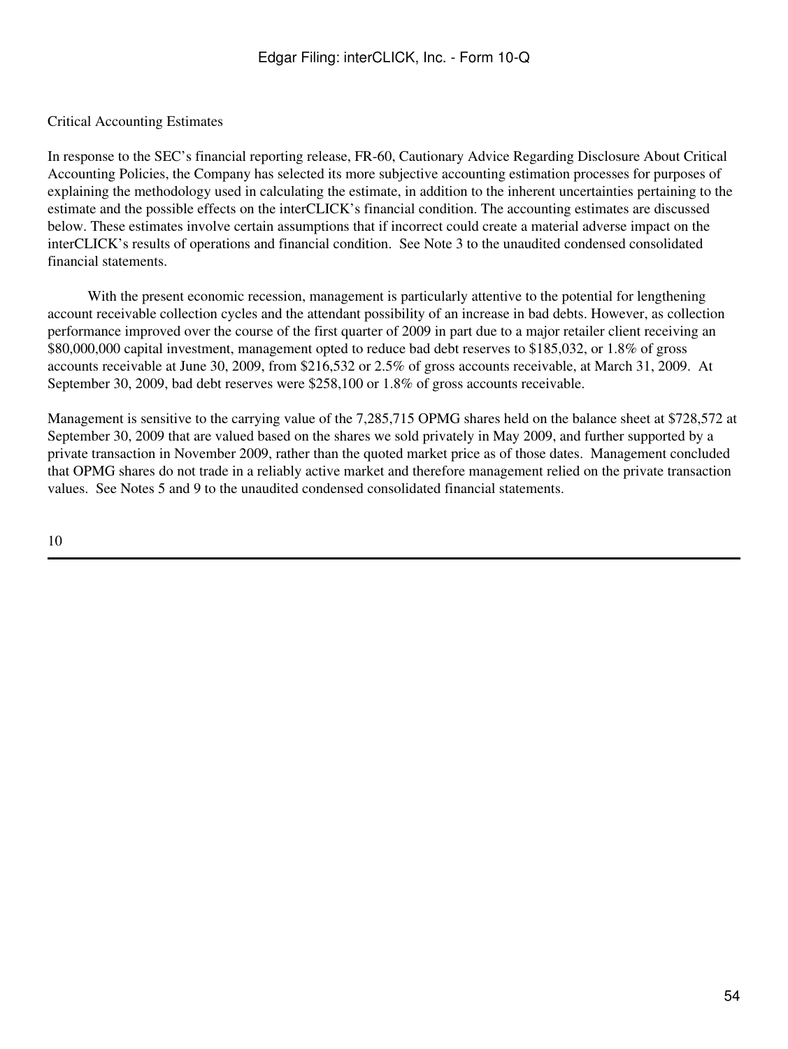Critical Accounting Estimates

In response to the SEC's financial reporting release, FR-60, Cautionary Advice Regarding Disclosure About Critical Accounting Policies, the Company has selected its more subjective accounting estimation processes for purposes of explaining the methodology used in calculating the estimate, in addition to the inherent uncertainties pertaining to the estimate and the possible effects on the interCLICK's financial condition. The accounting estimates are discussed below. These estimates involve certain assumptions that if incorrect could create a material adverse impact on the interCLICK's results of operations and financial condition. See Note 3 to the unaudited condensed consolidated financial statements.

With the present economic recession, management is particularly attentive to the potential for lengthening account receivable collection cycles and the attendant possibility of an increase in bad debts. However, as collection performance improved over the course of the first quarter of 2009 in part due to a major retailer client receiving an $80,000,000 capital investment, management opted to reduce bad debt reserves to $185,032, or 1.8% of gross accounts receivable at June 30, 2009, from $216,532 or 2.5% of gross accounts receivable, at March 31, 2009. At September 30, 2009, bad debt reserves were $258,100 or 1.8% of gross accounts receivable.

Management is sensitive to the carrying value of the 7,285,715 OPMG shares held on the balance sheet at $728,572 at September 30, 2009 that are valued based on the shares we sold privately in May 2009, and further supported by a private transaction in November 2009, rather than the quoted market price as of those dates. Management concluded that OPMG shares do not trade in a reliably active market and therefore management relied on the private transaction values. See Notes 5 and 9 to the unaudited condensed consolidated financial statements.

10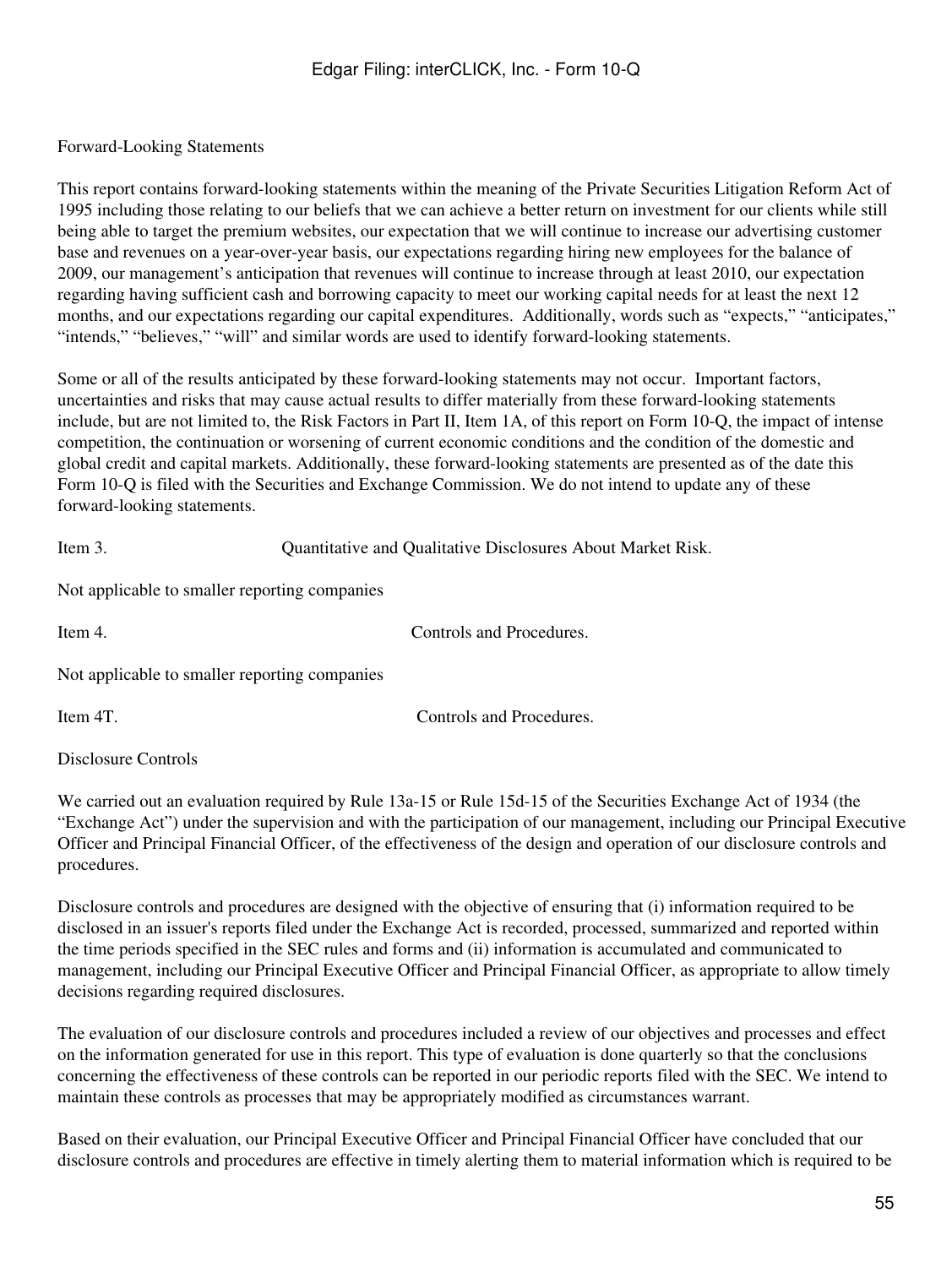Forward-Looking Statements

This report contains forward-looking statements within the meaning of the Private Securities Litigation Reform Act of 1995 including those relating to our beliefs that we can achieve a better return on investment for our clients while still being able to target the premium websites, our expectation that we will continue to increase our advertising customer base and revenues on a year-over-year basis, our expectations regarding hiring new employees for the balance of 2009, our management's anticipation that revenues will continue to increase through at least 2010, our expectation regarding having sufficient cash and borrowing capacity to meet our working capital needs for at least the next 12 months, and our expectations regarding our capital expenditures. Additionally, words such as "expects," "anticipates," "intends," "believes," "will" and similar words are used to identify forward-looking statements.

Some or all of the results anticipated by these forward-looking statements may not occur. Important factors, uncertainties and risks that may cause actual results to differ materially from these forward-looking statements include, but are not limited to, the Risk Factors in Part II, Item 1A, of this report on Form 10-Q, the impact of intense competition, the continuation or worsening of current economic conditions and the condition of the domestic and global credit and capital markets. Additionally, these forward-looking statements are presented as of the date this Form 10-Q is filed with the Securities and Exchange Commission. We do not intend to update any of these forward-looking statements.

Item 3. Quantitative and Qualitative Disclosures About Market Risk.

Not applicable to smaller reporting companies

Item 4. Controls and Procedures.

Not applicable to smaller reporting companies

Item 4T. Controls and Procedures.

Disclosure Controls

We carried out an evaluation required by Rule 13a-15 or Rule 15d-15 of the Securities Exchange Act of 1934 (the "Exchange Act") under the supervision and with the participation of our management, including our Principal Executive Officer and Principal Financial Officer, of the effectiveness of the design and operation of our disclosure controls and procedures.

Disclosure controls and procedures are designed with the objective of ensuring that (i) information required to be disclosed in an issuer's reports filed under the Exchange Act is recorded, processed, summarized and reported within the time periods specified in the SEC rules and forms and (ii) information is accumulated and communicated to management, including our Principal Executive Officer and Principal Financial Officer, as appropriate to allow timely decisions regarding required disclosures.

The evaluation of our disclosure controls and procedures included a review of our objectives and processes and effect on the information generated for use in this report. This type of evaluation is done quarterly so that the conclusions concerning the effectiveness of these controls can be reported in our periodic reports filed with the SEC. We intend to maintain these controls as processes that may be appropriately modified as circumstances warrant.

Based on their evaluation, our Principal Executive Officer and Principal Financial Officer have concluded that our disclosure controls and procedures are effective in timely alerting them to material information which is required to be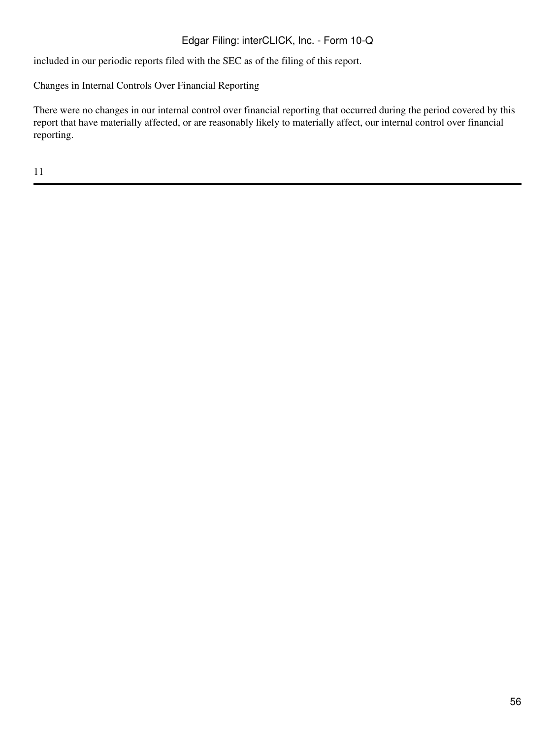included in our periodic reports filed with the SEC as of the filing of this report.

Changes in Internal Controls Over Financial Reporting

There were no changes in our internal control over financial reporting that occurred during the period covered by this report that have materially affected, or are reasonably likely to materially affect, our internal control over financial reporting.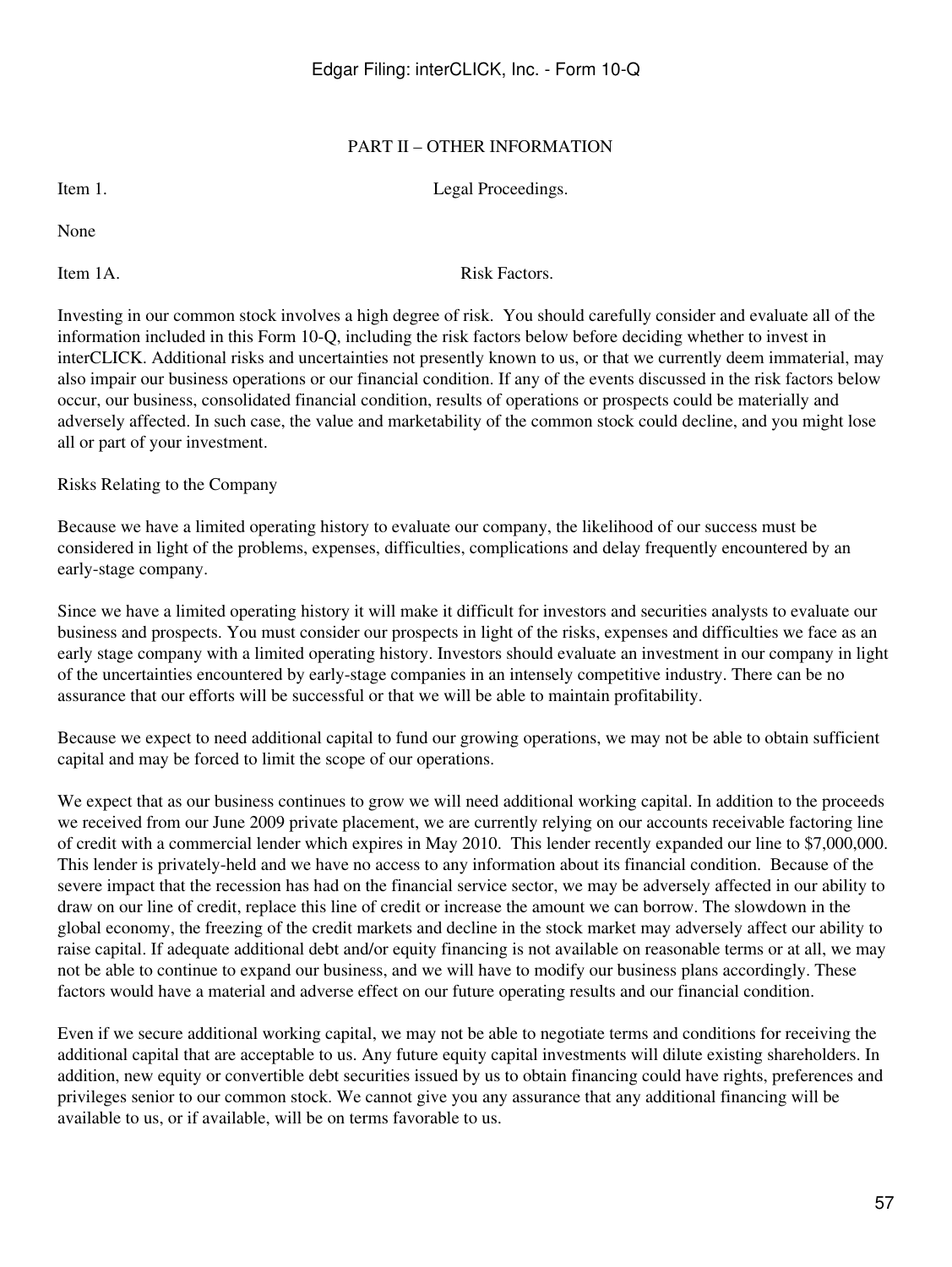## PART II – OTHER INFORMATION

### Item 1. Legal Proceedings.

None

### Item 1A. Risk Factors.

Investing in our common stock involves a high degree of risk. You should carefully consider and evaluate all of the information included in this Form 10-Q, including the risk factors below before deciding whether to invest in interCLICK. Additional risks and uncertainties not presently known to us, or that we currently deem immaterial, may also impair our business operations or our financial condition. If any of the events discussed in the risk factors below occur, our business, consolidated financial condition, results of operations or prospects could be materially and adversely affected. In such case, the value and marketability of the common stock could decline, and you might lose all or part of your investment.

Risks Relating to the Company

Because we have a limited operating history to evaluate our company, the likelihood of our success must be considered in light of the problems, expenses, difficulties, complications and delay frequently encountered by an early-stage company.

Since we have a limited operating history it will make it difficult for investors and securities analysts to evaluate our business and prospects. You must consider our prospects in light of the risks, expenses and difficulties we face as an early stage company with a limited operating history. Investors should evaluate an investment in our company in light of the uncertainties encountered by early-stage companies in an intensely competitive industry. There can be no assurance that our efforts will be successful or that we will be able to maintain profitability.

Because we expect to need additional capital to fund our growing operations, we may not be able to obtain sufficient capital and may be forced to limit the scope of our operations.

We expect that as our business continues to grow we will need additional working capital. In addition to the proceeds we received from our June 2009 private placement, we are currently relying on our accounts receivable factoring line of credit with a commercial lender which expires in May 2010. This lender recently expanded our line to $7,000,000. This lender is privately-held and we have no access to any information about its financial condition. Because of the severe impact that the recession has had on the financial service sector, we may be adversely affected in our ability to draw on our line of credit, replace this line of credit or increase the amount we can borrow. The slowdown in the global economy, the freezing of the credit markets and decline in the stock market may adversely affect our ability to raise capital. If adequate additional debt and/or equity financing is not available on reasonable terms or at all, we may not be able to continue to expand our business, and we will have to modify our business plans accordingly. These factors would have a material and adverse effect on our future operating results and our financial condition.

Even if we secure additional working capital, we may not be able to negotiate terms and conditions for receiving the additional capital that are acceptable to us. Any future equity capital investments will dilute existing shareholders. In addition, new equity or convertible debt securities issued by us to obtain financing could have rights, preferences and privileges senior to our common stock. We cannot give you any assurance that any additional financing will be available to us, or if available, will be on terms favorable to us.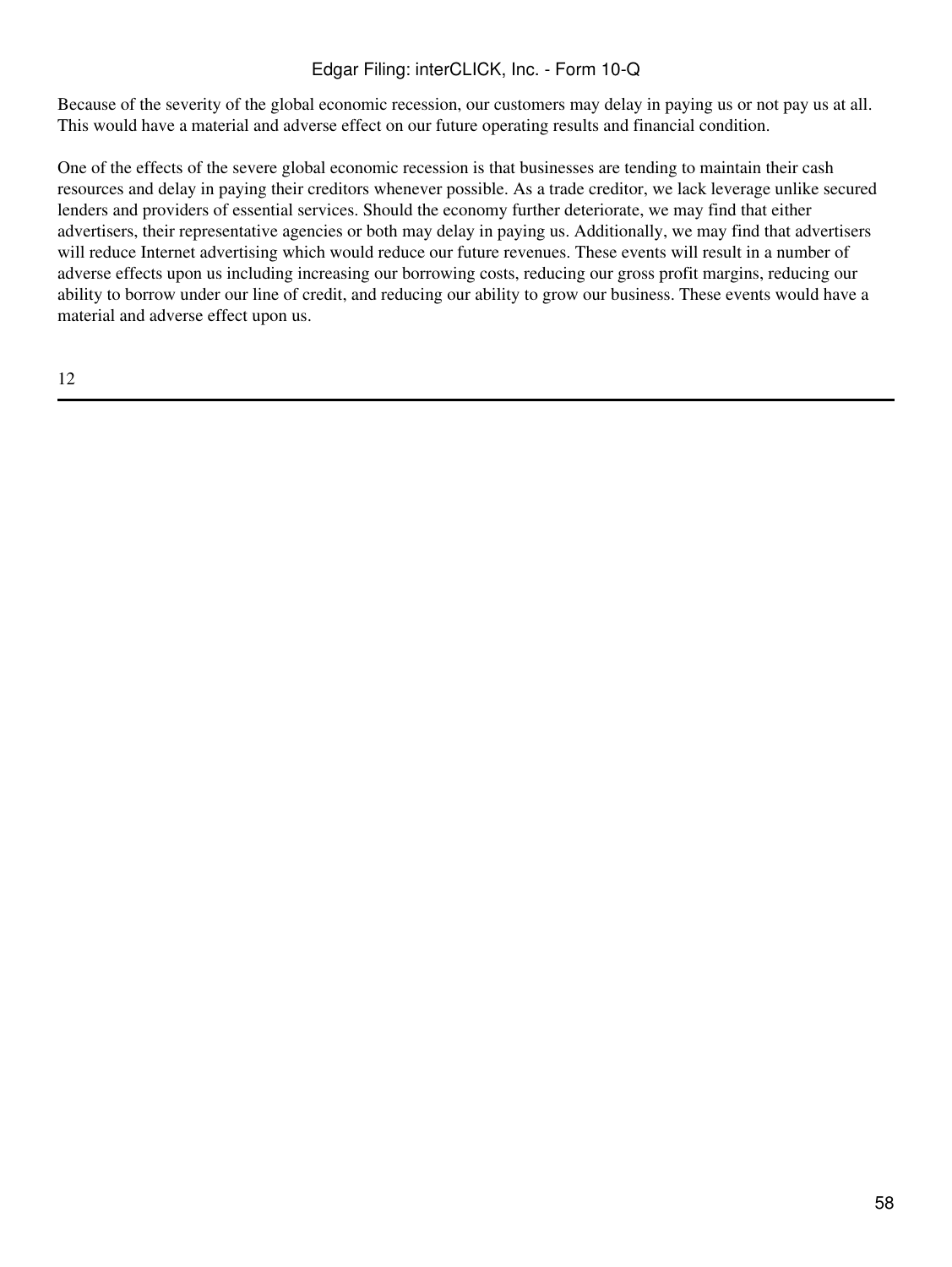Because of the severity of the global economic recession, our customers may delay in paying us or not pay us at all. This would have a material and adverse effect on our future operating results and financial condition.

One of the effects of the severe global economic recession is that businesses are tending to maintain their cash resources and delay in paying their creditors whenever possible. As a trade creditor, we lack leverage unlike secured lenders and providers of essential services. Should the economy further deteriorate, we may find that either advertisers, their representative agencies or both may delay in paying us. Additionally, we may find that advertisers will reduce Internet advertising which would reduce our future revenues. These events will result in a number of adverse effects upon us including increasing our borrowing costs, reducing our gross profit margins, reducing our ability to borrow under our line of credit, and reducing our ability to grow our business. These events would have a material and adverse effect upon us.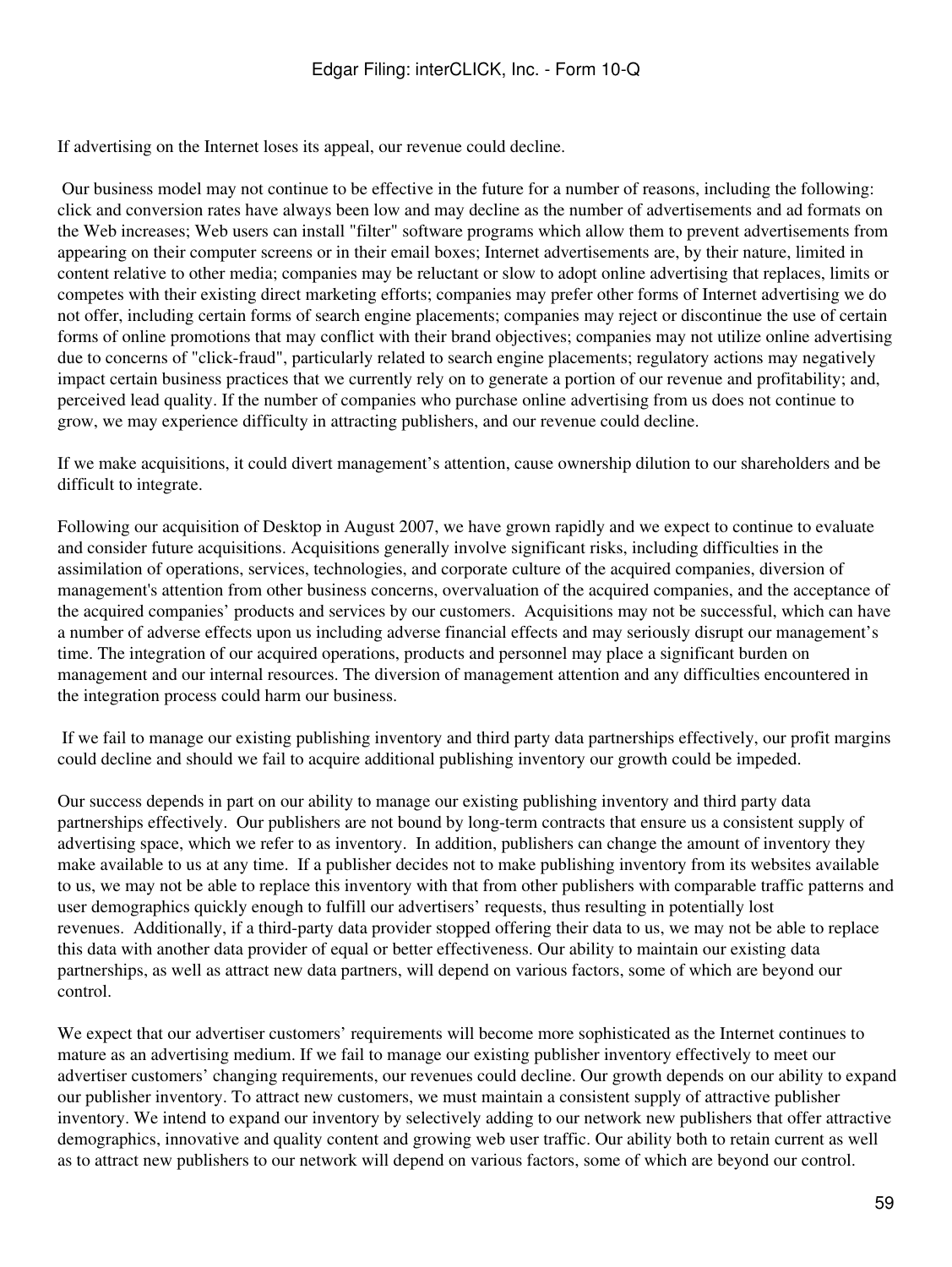If advertising on the Internet loses its appeal, our revenue could decline.

Our business model may not continue to be effective in the future for a number of reasons, including the following: click and conversion rates have always been low and may decline as the number of advertisements and ad formats on the Web increases; Web users can install "filter" software programs which allow them to prevent advertisements from appearing on their computer screens or in their email boxes; Internet advertisements are, by their nature, limited in content relative to other media; companies may be reluctant or slow to adopt online advertising that replaces, limits or competes with their existing direct marketing efforts; companies may prefer other forms of Internet advertising we do not offer, including certain forms of search engine placements; companies may reject or discontinue the use of certain forms of online promotions that may conflict with their brand objectives; companies may not utilize online advertising due to concerns of "click-fraud", particularly related to search engine placements; regulatory actions may negatively impact certain business practices that we currently rely on to generate a portion of our revenue and profitability; and, perceived lead quality. If the number of companies who purchase online advertising from us does not continue to grow, we may experience difficulty in attracting publishers, and our revenue could decline.

If we make acquisitions, it could divert management's attention, cause ownership dilution to our shareholders and be difficult to integrate.

Following our acquisition of Desktop in August 2007, we have grown rapidly and we expect to continue to evaluate and consider future acquisitions. Acquisitions generally involve significant risks, including difficulties in the assimilation of operations, services, technologies, and corporate culture of the acquired companies, diversion of management's attention from other business concerns, overvaluation of the acquired companies, and the acceptance of the acquired companies' products and services by our customers. Acquisitions may not be successful, which can have a number of adverse effects upon us including adverse financial effects and may seriously disrupt our management's time. The integration of our acquired operations, products and personnel may place a significant burden on management and our internal resources. The diversion of management attention and any difficulties encountered in the integration process could harm our business.

If we fail to manage our existing publishing inventory and third party data partnerships effectively, our profit margins could decline and should we fail to acquire additional publishing inventory our growth could be impeded.

Our success depends in part on our ability to manage our existing publishing inventory and third party data partnerships effectively. Our publishers are not bound by long-term contracts that ensure us a consistent supply of advertising space, which we refer to as inventory. In addition, publishers can change the amount of inventory they make available to us at any time. If a publisher decides not to make publishing inventory from its websites available to us, we may not be able to replace this inventory with that from other publishers with comparable traffic patterns and user demographics quickly enough to fulfill our advertisers' requests, thus resulting in potentially lost revenues. Additionally, if a third-party data provider stopped offering their data to us, we may not be able to replace this data with another data provider of equal or better effectiveness. Our ability to maintain our existing data partnerships, as well as attract new data partners, will depend on various factors, some of which are beyond our control.

We expect that our advertiser customers' requirements will become more sophisticated as the Internet continues to mature as an advertising medium. If we fail to manage our existing publisher inventory effectively to meet our advertiser customers' changing requirements, our revenues could decline. Our growth depends on our ability to expand our publisher inventory. To attract new customers, we must maintain a consistent supply of attractive publisher inventory. We intend to expand our inventory by selectively adding to our network new publishers that offer attractive demographics, innovative and quality content and growing web user traffic. Our ability both to retain current as well as to attract new publishers to our network will depend on various factors, some of which are beyond our control.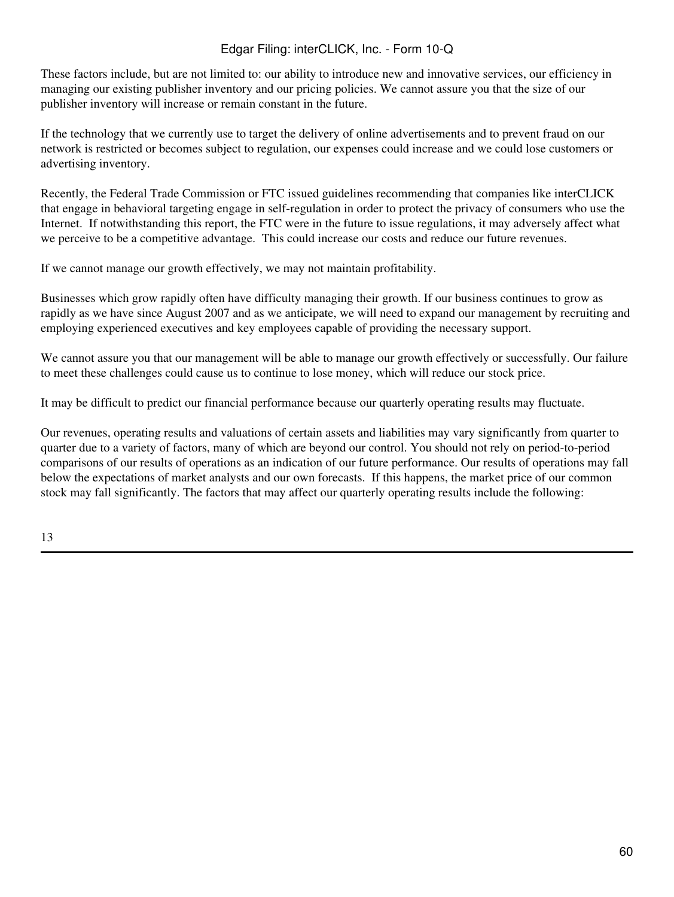These factors include, but are not limited to: our ability to introduce new and innovative services, our efficiency in managing our existing publisher inventory and our pricing policies. We cannot assure you that the size of our publisher inventory will increase or remain constant in the future.

If the technology that we currently use to target the delivery of online advertisements and to prevent fraud on our network is restricted or becomes subject to regulation, our expenses could increase and we could lose customers or advertising inventory.

Recently, the Federal Trade Commission or FTC issued guidelines recommending that companies like interCLICK that engage in behavioral targeting engage in self-regulation in order to protect the privacy of consumers who use the Internet.  If notwithstanding this report, the FTC were in the future to issue regulations, it may adversely affect what we perceive to be a competitive advantage.  This could increase our costs and reduce our future revenues.

If we cannot manage our growth effectively, we may not maintain profitability.

Businesses which grow rapidly often have difficulty managing their growth. If our business continues to grow as rapidly as we have since August 2007 and as we anticipate, we will need to expand our management by recruiting and employing experienced executives and key employees capable of providing the necessary support.

We cannot assure you that our management will be able to manage our growth effectively or successfully. Our failure to meet these challenges could cause us to continue to lose money, which will reduce our stock price.

It may be difficult to predict our financial performance because our quarterly operating results may fluctuate.

Our revenues, operating results and valuations of certain assets and liabilities may vary significantly from quarter to quarter due to a variety of factors, many of which are beyond our control. You should not rely on period-to-period comparisons of our results of operations as an indication of our future performance. Our results of operations may fall below the expectations of market analysts and our own forecasts.  If this happens, the market price of our common stock may fall significantly. The factors that may affect our quarterly operating results include the following: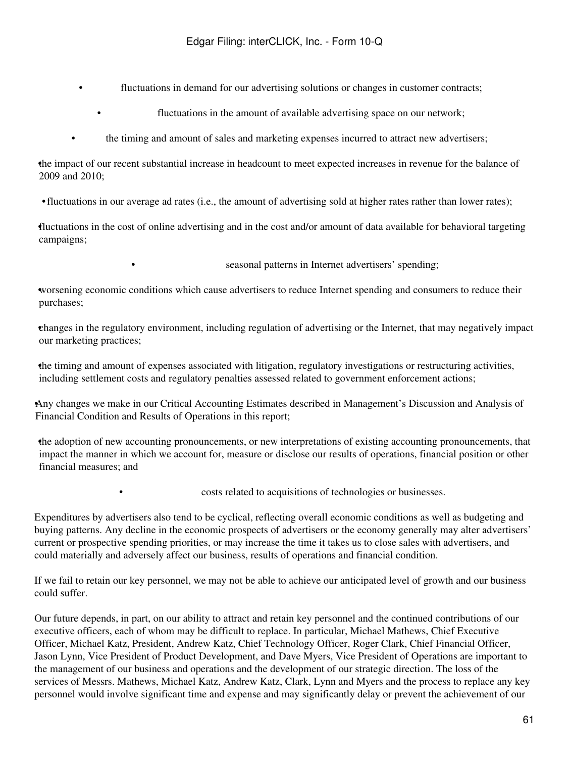- fluctuations in demand for our advertising solutions or changes in customer contracts;
- fluctuations in the amount of available advertising space on our network;
- the timing and amount of sales and marketing expenses incurred to attract new advertisers;
- the impact of our recent substantial increase in headcount to meet expected increases in revenue for the balance of 2009 and 2010;
- fluctuations in our average ad rates (i.e., the amount of advertising sold at higher rates rather than lower rates);
- fluctuations in the cost of online advertising and in the cost and/or amount of data available for behavioral targeting campaigns;
- seasonal patterns in Internet advertisers' spending;
- worsening economic conditions which cause advertisers to reduce Internet spending and consumers to reduce their purchases;
- changes in the regulatory environment, including regulation of advertising or the Internet, that may negatively impact our marketing practices;
- the timing and amount of expenses associated with litigation, regulatory investigations or restructuring activities, including settlement costs and regulatory penalties assessed related to government enforcement actions;
- Any changes we make in our Critical Accounting Estimates described in Management's Discussion and Analysis of Financial Condition and Results of Operations in this report;
- the adoption of new accounting pronouncements, or new interpretations of existing accounting pronouncements, that impact the manner in which we account for, measure or disclose our results of operations, financial position or other financial measures; and
- costs related to acquisitions of technologies or businesses.

Expenditures by advertisers also tend to be cyclical, reflecting overall economic conditions as well as budgeting and buying patterns. Any decline in the economic prospects of advertisers or the economy generally may alter advertisers' current or prospective spending priorities, or may increase the time it takes us to close sales with advertisers, and could materially and adversely affect our business, results of operations and financial condition.

If we fail to retain our key personnel, we may not be able to achieve our anticipated level of growth and our business could suffer.

Our future depends, in part, on our ability to attract and retain key personnel and the continued contributions of our executive officers, each of whom may be difficult to replace. In particular, Michael Mathews, Chief Executive Officer, Michael Katz, President, Andrew Katz, Chief Technology Officer, Roger Clark, Chief Financial Officer, Jason Lynn, Vice President of Product Development, and Dave Myers, Vice President of Operations are important to the management of our business and operations and the development of our strategic direction. The loss of the services of Messrs. Mathews, Michael Katz, Andrew Katz, Clark, Lynn and Myers and the process to replace any key personnel would involve significant time and expense and may significantly delay or prevent the achievement of our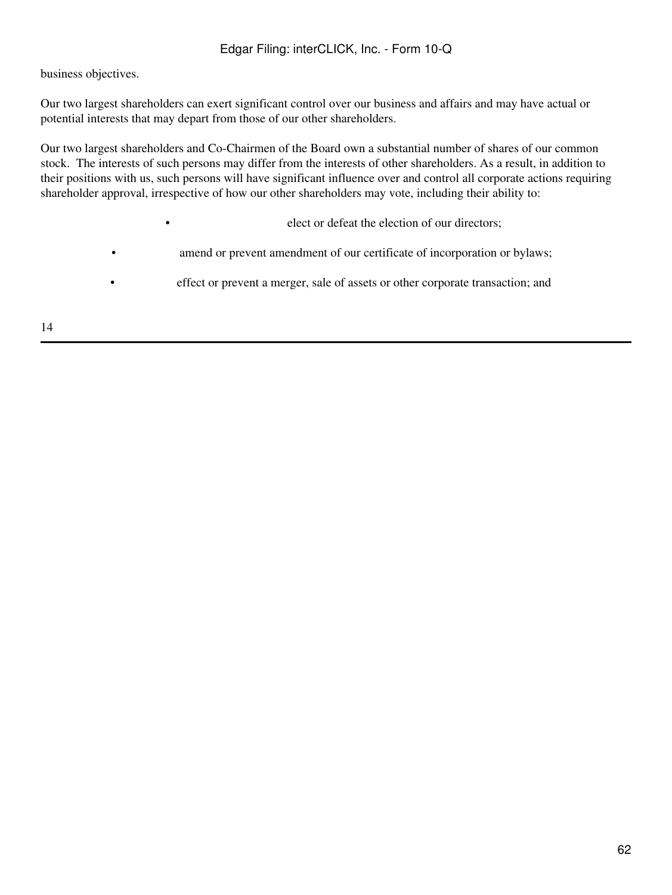business objectives.

Our two largest shareholders can exert significant control over our business and affairs and may have actual or potential interests that may depart from those of our other shareholders.

Our two largest shareholders and Co-Chairmen of the Board own a substantial number of shares of our common stock. The interests of such persons may differ from the interests of other shareholders. As a result, in addition to their positions with us, such persons will have significant influence over and control all corporate actions requiring shareholder approval, irrespective of how our other shareholders may vote, including their ability to:

- elect or defeat the election of our directors;
- amend or prevent amendment of our certificate of incorporation or bylaws;
- effect or prevent a merger, sale of assets or other corporate transaction; and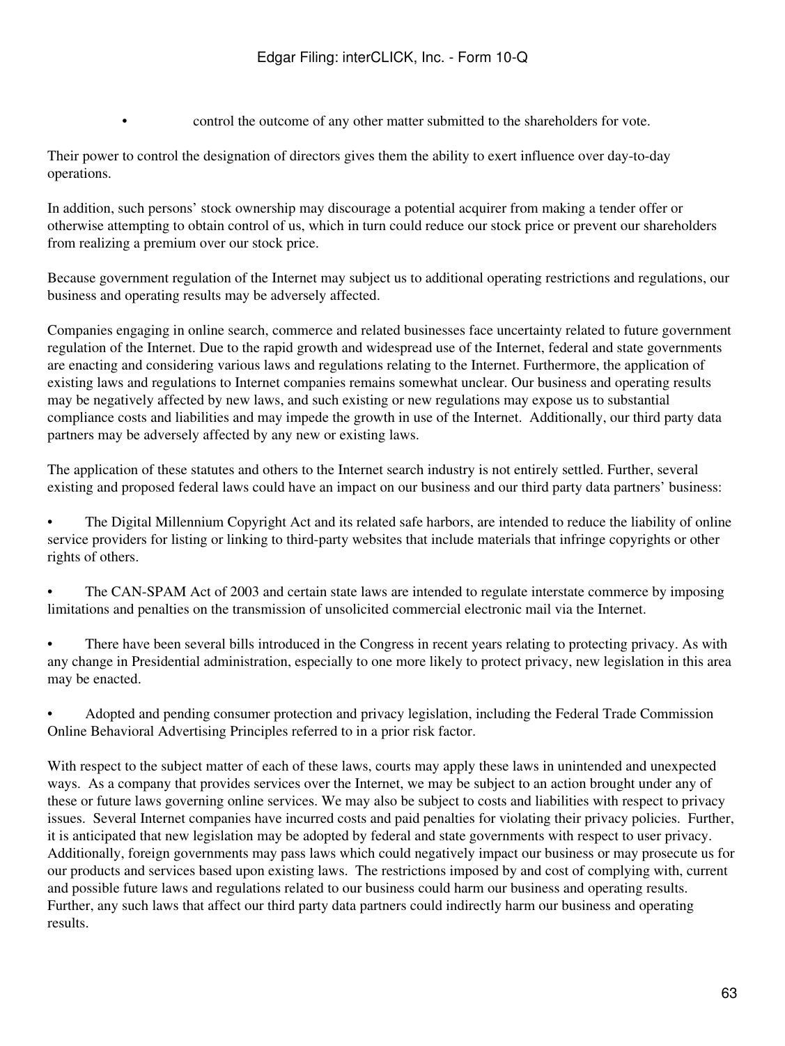- control the outcome of any other matter submitted to the shareholders for vote.

Their power to control the designation of directors gives them the ability to exert influence over day-to-day operations.

In addition, such persons' stock ownership may discourage a potential acquirer from making a tender offer or otherwise attempting to obtain control of us, which in turn could reduce our stock price or prevent our shareholders from realizing a premium over our stock price.

Because government regulation of the Internet may subject us to additional operating restrictions and regulations, our business and operating results may be adversely affected.

Companies engaging in online search, commerce and related businesses face uncertainty related to future government regulation of the Internet. Due to the rapid growth and widespread use of the Internet, federal and state governments are enacting and considering various laws and regulations relating to the Internet. Furthermore, the application of existing laws and regulations to Internet companies remains somewhat unclear. Our business and operating results may be negatively affected by new laws, and such existing or new regulations may expose us to substantial compliance costs and liabilities and may impede the growth in use of the Internet. Additionally, our third party data partners may be adversely affected by any new or existing laws.

The application of these statutes and others to the Internet search industry is not entirely settled. Further, several existing and proposed federal laws could have an impact on our business and our third party data partners' business:

- The Digital Millennium Copyright Act and its related safe harbors, are intended to reduce the liability of online service providers for listing or linking to third-party websites that include materials that infringe copyrights or other rights of others.

- The CAN-SPAM Act of 2003 and certain state laws are intended to regulate interstate commerce by imposing limitations and penalties on the transmission of unsolicited commercial electronic mail via the Internet.

- There have been several bills introduced in the Congress in recent years relating to protecting privacy. As with any change in Presidential administration, especially to one more likely to protect privacy, new legislation in this area may be enacted.

- Adopted and pending consumer protection and privacy legislation, including the Federal Trade Commission Online Behavioral Advertising Principles referred to in a prior risk factor.

With respect to the subject matter of each of these laws, courts may apply these laws in unintended and unexpected ways. As a company that provides services over the Internet, we may be subject to an action brought under any of these or future laws governing online services. We may also be subject to costs and liabilities with respect to privacy issues. Several Internet companies have incurred costs and paid penalties for violating their privacy policies. Further, it is anticipated that new legislation may be adopted by federal and state governments with respect to user privacy. Additionally, foreign governments may pass laws which could negatively impact our business or may prosecute us for our products and services based upon existing laws. The restrictions imposed by and cost of complying with, current and possible future laws and regulations related to our business could harm our business and operating results. Further, any such laws that affect our third party data partners could indirectly harm our business and operating results.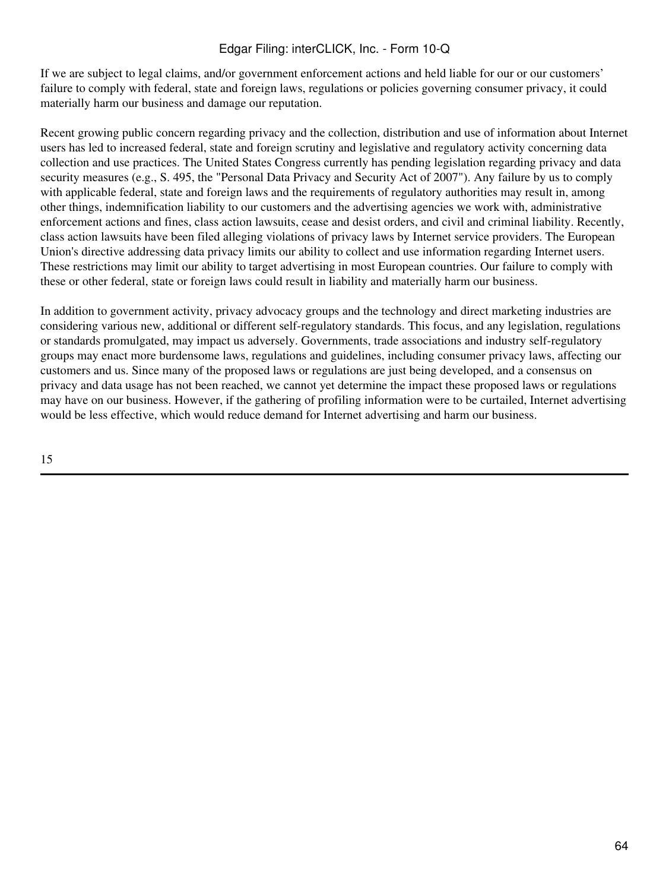If we are subject to legal claims, and/or government enforcement actions and held liable for our or our customers' failure to comply with federal, state and foreign laws, regulations or policies governing consumer privacy, it could materially harm our business and damage our reputation.

Recent growing public concern regarding privacy and the collection, distribution and use of information about Internet users has led to increased federal, state and foreign scrutiny and legislative and regulatory activity concerning data collection and use practices. The United States Congress currently has pending legislation regarding privacy and data security measures (e.g., S. 495, the "Personal Data Privacy and Security Act of 2007"). Any failure by us to comply with applicable federal, state and foreign laws and the requirements of regulatory authorities may result in, among other things, indemnification liability to our customers and the advertising agencies we work with, administrative enforcement actions and fines, class action lawsuits, cease and desist orders, and civil and criminal liability. Recently, class action lawsuits have been filed alleging violations of privacy laws by Internet service providers. The European Union's directive addressing data privacy limits our ability to collect and use information regarding Internet users. These restrictions may limit our ability to target advertising in most European countries. Our failure to comply with these or other federal, state or foreign laws could result in liability and materially harm our business.

In addition to government activity, privacy advocacy groups and the technology and direct marketing industries are considering various new, additional or different self-regulatory standards. This focus, and any legislation, regulations or standards promulgated, may impact us adversely. Governments, trade associations and industry self-regulatory groups may enact more burdensome laws, regulations and guidelines, including consumer privacy laws, affecting our customers and us. Since many of the proposed laws or regulations are just being developed, and a consensus on privacy and data usage has not been reached, we cannot yet determine the impact these proposed laws or regulations may have on our business. However, if the gathering of profiling information were to be curtailed, Internet advertising would be less effective, which would reduce demand for Internet advertising and harm our business.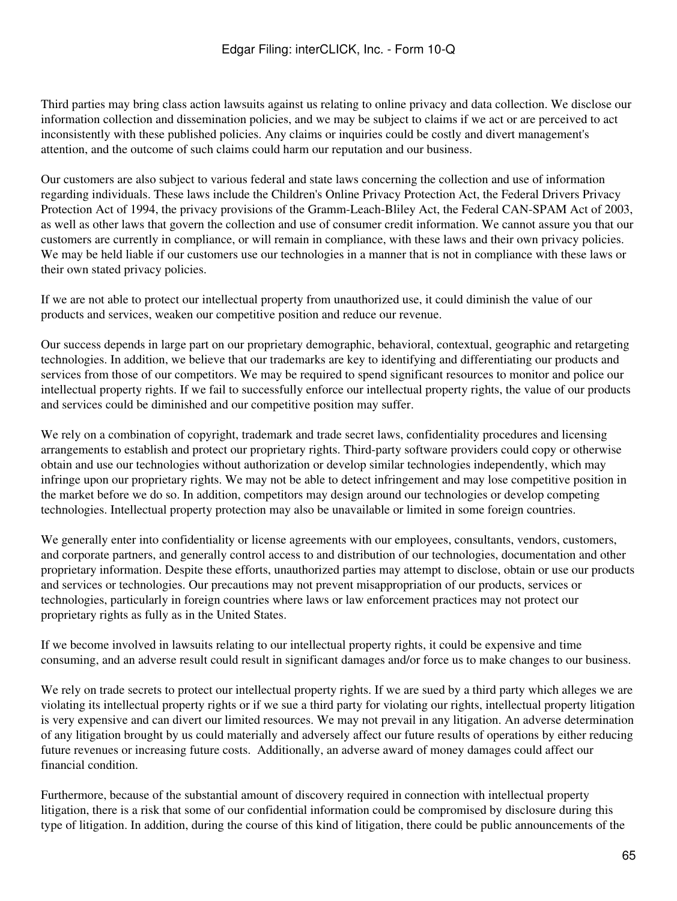Third parties may bring class action lawsuits against us relating to online privacy and data collection. We disclose our information collection and dissemination policies, and we may be subject to claims if we act or are perceived to act inconsistently with these published policies. Any claims or inquiries could be costly and divert management's attention, and the outcome of such claims could harm our reputation and our business.

Our customers are also subject to various federal and state laws concerning the collection and use of information regarding individuals. These laws include the Children's Online Privacy Protection Act, the Federal Drivers Privacy Protection Act of 1994, the privacy provisions of the Gramm-Leach-Bliley Act, the Federal CAN-SPAM Act of 2003, as well as other laws that govern the collection and use of consumer credit information. We cannot assure you that our customers are currently in compliance, or will remain in compliance, with these laws and their own privacy policies. We may be held liable if our customers use our technologies in a manner that is not in compliance with these laws or their own stated privacy policies.

If we are not able to protect our intellectual property from unauthorized use, it could diminish the value of our products and services, weaken our competitive position and reduce our revenue.

Our success depends in large part on our proprietary demographic, behavioral, contextual, geographic and retargeting technologies. In addition, we believe that our trademarks are key to identifying and differentiating our products and services from those of our competitors. We may be required to spend significant resources to monitor and police our intellectual property rights. If we fail to successfully enforce our intellectual property rights, the value of our products and services could be diminished and our competitive position may suffer.

We rely on a combination of copyright, trademark and trade secret laws, confidentiality procedures and licensing arrangements to establish and protect our proprietary rights. Third-party software providers could copy or otherwise obtain and use our technologies without authorization or develop similar technologies independently, which may infringe upon our proprietary rights. We may not be able to detect infringement and may lose competitive position in the market before we do so. In addition, competitors may design around our technologies or develop competing technologies. Intellectual property protection may also be unavailable or limited in some foreign countries.

We generally enter into confidentiality or license agreements with our employees, consultants, vendors, customers, and corporate partners, and generally control access to and distribution of our technologies, documentation and other proprietary information. Despite these efforts, unauthorized parties may attempt to disclose, obtain or use our products and services or technologies. Our precautions may not prevent misappropriation of our products, services or technologies, particularly in foreign countries where laws or law enforcement practices may not protect our proprietary rights as fully as in the United States.

If we become involved in lawsuits relating to our intellectual property rights, it could be expensive and time consuming, and an adverse result could result in significant damages and/or force us to make changes to our business.

We rely on trade secrets to protect our intellectual property rights. If we are sued by a third party which alleges we are violating its intellectual property rights or if we sue a third party for violating our rights, intellectual property litigation is very expensive and can divert our limited resources. We may not prevail in any litigation. An adverse determination of any litigation brought by us could materially and adversely affect our future results of operations by either reducing future revenues or increasing future costs. Additionally, an adverse award of money damages could affect our financial condition.

Furthermore, because of the substantial amount of discovery required in connection with intellectual property litigation, there is a risk that some of our confidential information could be compromised by disclosure during this type of litigation. In addition, during the course of this kind of litigation, there could be public announcements of the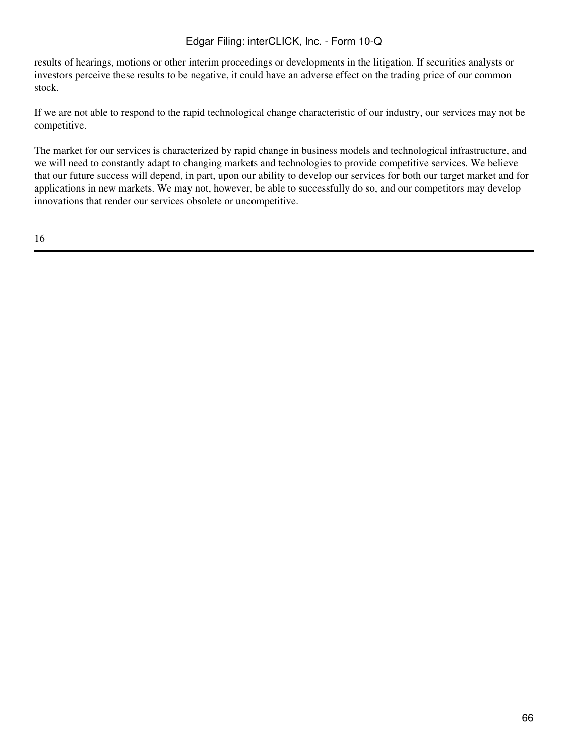results of hearings, motions or other interim proceedings or developments in the litigation. If securities analysts or investors perceive these results to be negative, it could have an adverse effect on the trading price of our common stock.

If we are not able to respond to the rapid technological change characteristic of our industry, our services may not be competitive.

The market for our services is characterized by rapid change in business models and technological infrastructure, and we will need to constantly adapt to changing markets and technologies to provide competitive services. We believe that our future success will depend, in part, upon our ability to develop our services for both our target market and for applications in new markets. We may not, however, be able to successfully do so, and our competitors may develop innovations that render our services obsolete or uncompetitive.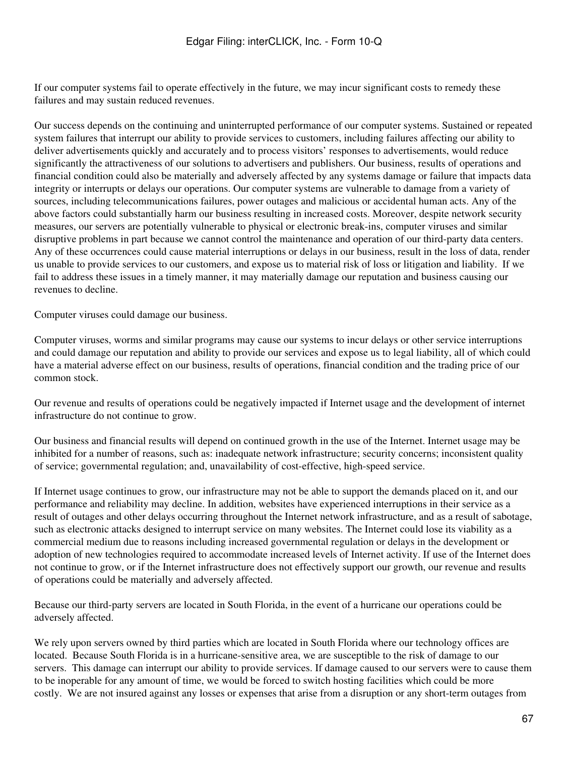If our computer systems fail to operate effectively in the future, we may incur significant costs to remedy these failures and may sustain reduced revenues.

Our success depends on the continuing and uninterrupted performance of our computer systems. Sustained or repeated system failures that interrupt our ability to provide services to customers, including failures affecting our ability to deliver advertisements quickly and accurately and to process visitors' responses to advertisements, would reduce significantly the attractiveness of our solutions to advertisers and publishers. Our business, results of operations and financial condition could also be materially and adversely affected by any systems damage or failure that impacts data integrity or interrupts or delays our operations. Our computer systems are vulnerable to damage from a variety of sources, including telecommunications failures, power outages and malicious or accidental human acts. Any of the above factors could substantially harm our business resulting in increased costs. Moreover, despite network security measures, our servers are potentially vulnerable to physical or electronic break-ins, computer viruses and similar disruptive problems in part because we cannot control the maintenance and operation of our third-party data centers. Any of these occurrences could cause material interruptions or delays in our business, result in the loss of data, render us unable to provide services to our customers, and expose us to material risk of loss or litigation and liability. If we fail to address these issues in a timely manner, it may materially damage our reputation and business causing our revenues to decline.

Computer viruses could damage our business.

Computer viruses, worms and similar programs may cause our systems to incur delays or other service interruptions and could damage our reputation and ability to provide our services and expose us to legal liability, all of which could have a material adverse effect on our business, results of operations, financial condition and the trading price of our common stock.

Our revenue and results of operations could be negatively impacted if Internet usage and the development of internet infrastructure do not continue to grow.

Our business and financial results will depend on continued growth in the use of the Internet. Internet usage may be inhibited for a number of reasons, such as: inadequate network infrastructure; security concerns; inconsistent quality of service; governmental regulation; and, unavailability of cost-effective, high-speed service.

If Internet usage continues to grow, our infrastructure may not be able to support the demands placed on it, and our performance and reliability may decline. In addition, websites have experienced interruptions in their service as a result of outages and other delays occurring throughout the Internet network infrastructure, and as a result of sabotage, such as electronic attacks designed to interrupt service on many websites. The Internet could lose its viability as a commercial medium due to reasons including increased governmental regulation or delays in the development or adoption of new technologies required to accommodate increased levels of Internet activity. If use of the Internet does not continue to grow, or if the Internet infrastructure does not effectively support our growth, our revenue and results of operations could be materially and adversely affected.

Because our third-party servers are located in South Florida, in the event of a hurricane our operations could be adversely affected.

We rely upon servers owned by third parties which are located in South Florida where our technology offices are located. Because South Florida is in a hurricane-sensitive area, we are susceptible to the risk of damage to our servers. This damage can interrupt our ability to provide services. If damage caused to our servers were to cause them to be inoperable for any amount of time, we would be forced to switch hosting facilities which could be more costly. We are not insured against any losses or expenses that arise from a disruption or any short-term outages from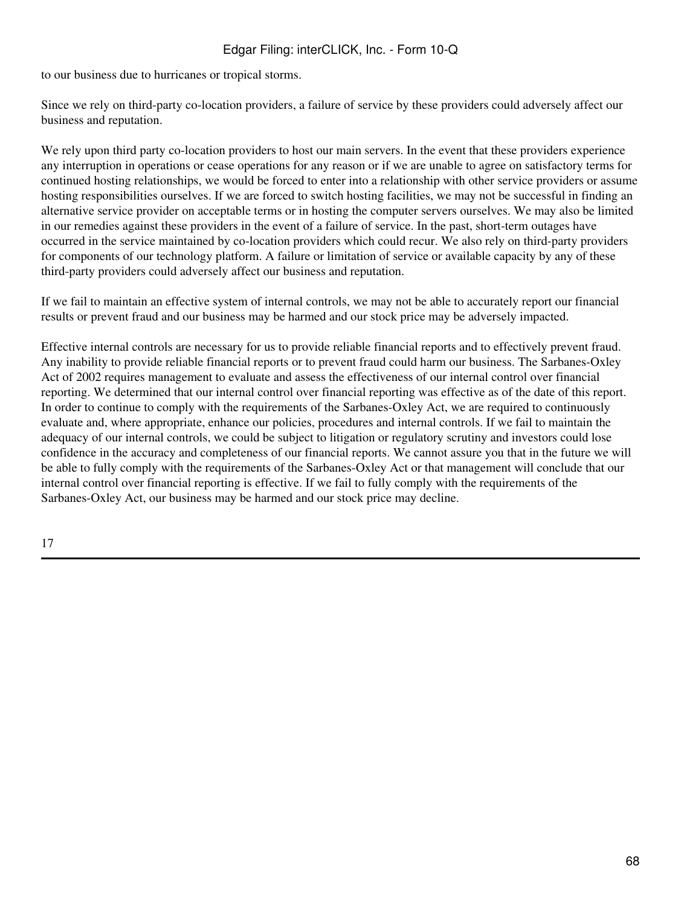to our business due to hurricanes or tropical storms.

Since we rely on third-party co-location providers, a failure of service by these providers could adversely affect our business and reputation.

We rely upon third party co-location providers to host our main servers. In the event that these providers experience any interruption in operations or cease operations for any reason or if we are unable to agree on satisfactory terms for continued hosting relationships, we would be forced to enter into a relationship with other service providers or assume hosting responsibilities ourselves. If we are forced to switch hosting facilities, we may not be successful in finding an alternative service provider on acceptable terms or in hosting the computer servers ourselves. We may also be limited in our remedies against these providers in the event of a failure of service. In the past, short-term outages have occurred in the service maintained by co-location providers which could recur. We also rely on third-party providers for components of our technology platform. A failure or limitation of service or available capacity by any of these third-party providers could adversely affect our business and reputation.

If we fail to maintain an effective system of internal controls, we may not be able to accurately report our financial results or prevent fraud and our business may be harmed and our stock price may be adversely impacted.

Effective internal controls are necessary for us to provide reliable financial reports and to effectively prevent fraud. Any inability to provide reliable financial reports or to prevent fraud could harm our business. The Sarbanes-Oxley Act of 2002 requires management to evaluate and assess the effectiveness of our internal control over financial reporting. We determined that our internal control over financial reporting was effective as of the date of this report. In order to continue to comply with the requirements of the Sarbanes-Oxley Act, we are required to continuously evaluate and, where appropriate, enhance our policies, procedures and internal controls. If we fail to maintain the adequacy of our internal controls, we could be subject to litigation or regulatory scrutiny and investors could lose confidence in the accuracy and completeness of our financial reports. We cannot assure you that in the future we will be able to fully comply with the requirements of the Sarbanes-Oxley Act or that management will conclude that our internal control over financial reporting is effective. If we fail to fully comply with the requirements of the Sarbanes-Oxley Act, our business may be harmed and our stock price may decline.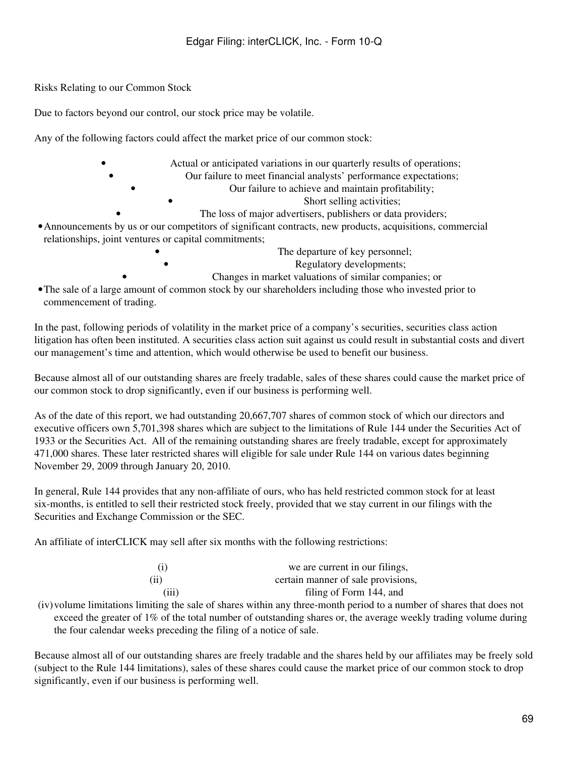Risks Relating to our Common Stock

Due to factors beyond our control, our stock price may be volatile.

Any of the following factors could affect the market price of our common stock:

- Actual or anticipated variations in our quarterly results of operations;
- Our failure to meet financial analysts' performance expectations;
- Our failure to achieve and maintain profitability;
- Short selling activities;
- The loss of major advertisers, publishers or data providers;
- Announcements by us or our competitors of significant contracts, new products, acquisitions, commercial relationships, joint ventures or capital commitments;
- The departure of key personnel;
- Regulatory developments;
- Changes in market valuations of similar companies; or
- The sale of a large amount of common stock by our shareholders including those who invested prior to commencement of trading.

In the past, following periods of volatility in the market price of a company's securities, securities class action litigation has often been instituted. A securities class action suit against us could result in substantial costs and divert our management's time and attention, which would otherwise be used to benefit our business.

Because almost all of our outstanding shares are freely tradable, sales of these shares could cause the market price of our common stock to drop significantly, even if our business is performing well.

As of the date of this report, we had outstanding 20,667,707 shares of common stock of which our directors and executive officers own 5,701,398 shares which are subject to the limitations of Rule 144 under the Securities Act of 1933 or the Securities Act. All of the remaining outstanding shares are freely tradable, except for approximately 471,000 shares. These later restricted shares will eligible for sale under Rule 144 on various dates beginning November 29, 2009 through January 20, 2010.

In general, Rule 144 provides that any non-affiliate of ours, who has held restricted common stock for at least six-months, is entitled to sell their restricted stock freely, provided that we stay current in our filings with the Securities and Exchange Commission or the SEC.

An affiliate of interCLICK may sell after six months with the following restrictions:

(i) we are current in our filings,
(ii) certain manner of sale provisions,
(iii) filing of Form 144, and
(iv) volume limitations limiting the sale of shares within any three-month period to a number of shares that does not exceed the greater of 1% of the total number of outstanding shares or, the average weekly trading volume during the four calendar weeks preceding the filing of a notice of sale.

Because almost all of our outstanding shares are freely tradable and the shares held by our affiliates may be freely sold (subject to the Rule 144 limitations), sales of these shares could cause the market price of our common stock to drop significantly, even if our business is performing well.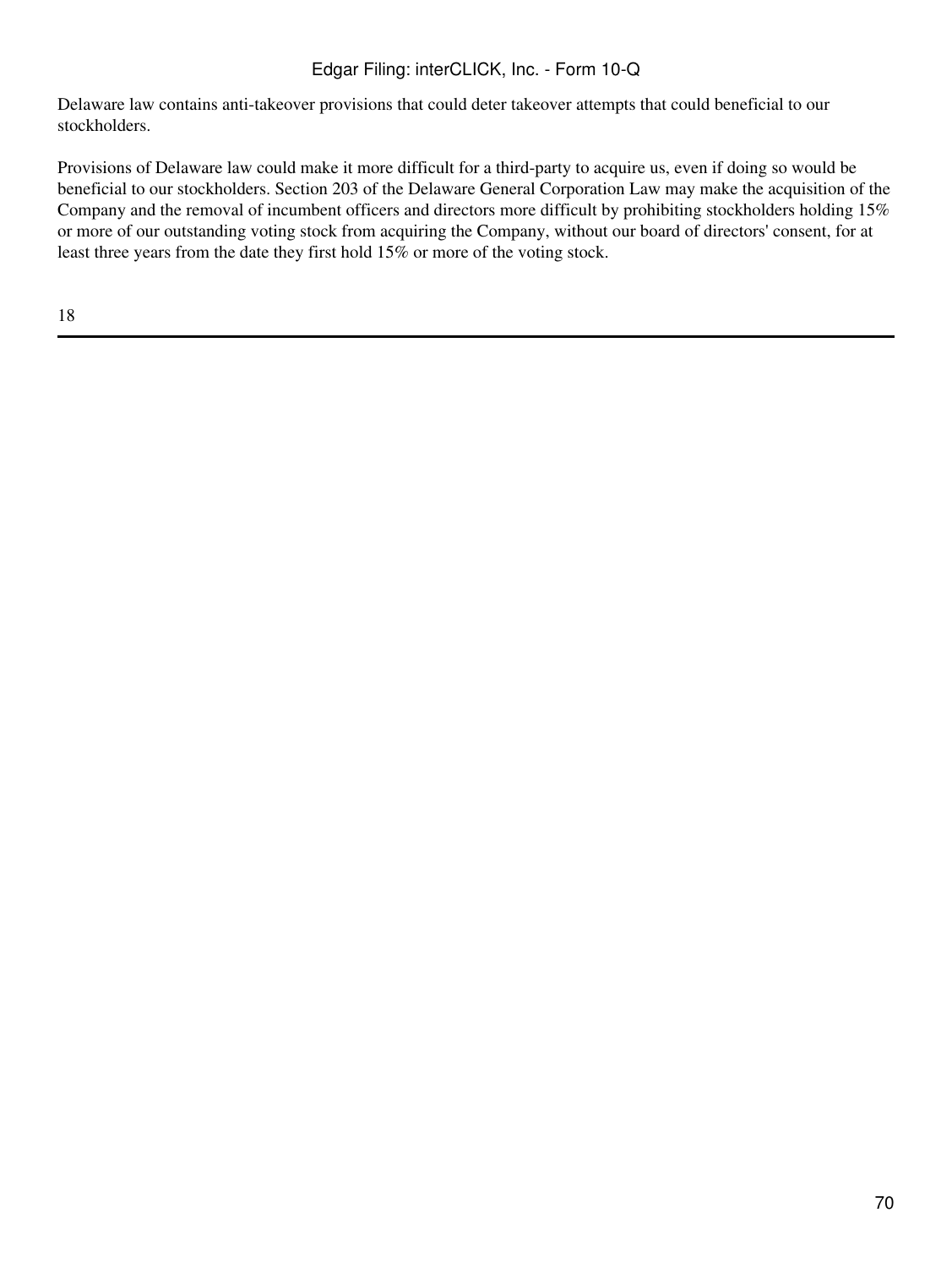Delaware law contains anti-takeover provisions that could deter takeover attempts that could beneficial to our stockholders.

Provisions of Delaware law could make it more difficult for a third-party to acquire us, even if doing so would be beneficial to our stockholders. Section 203 of the Delaware General Corporation Law may make the acquisition of the Company and the removal of incumbent officers and directors more difficult by prohibiting stockholders holding 15% or more of our outstanding voting stock from acquiring the Company, without our board of directors' consent, for at least three years from the date they first hold 15% or more of the voting stock.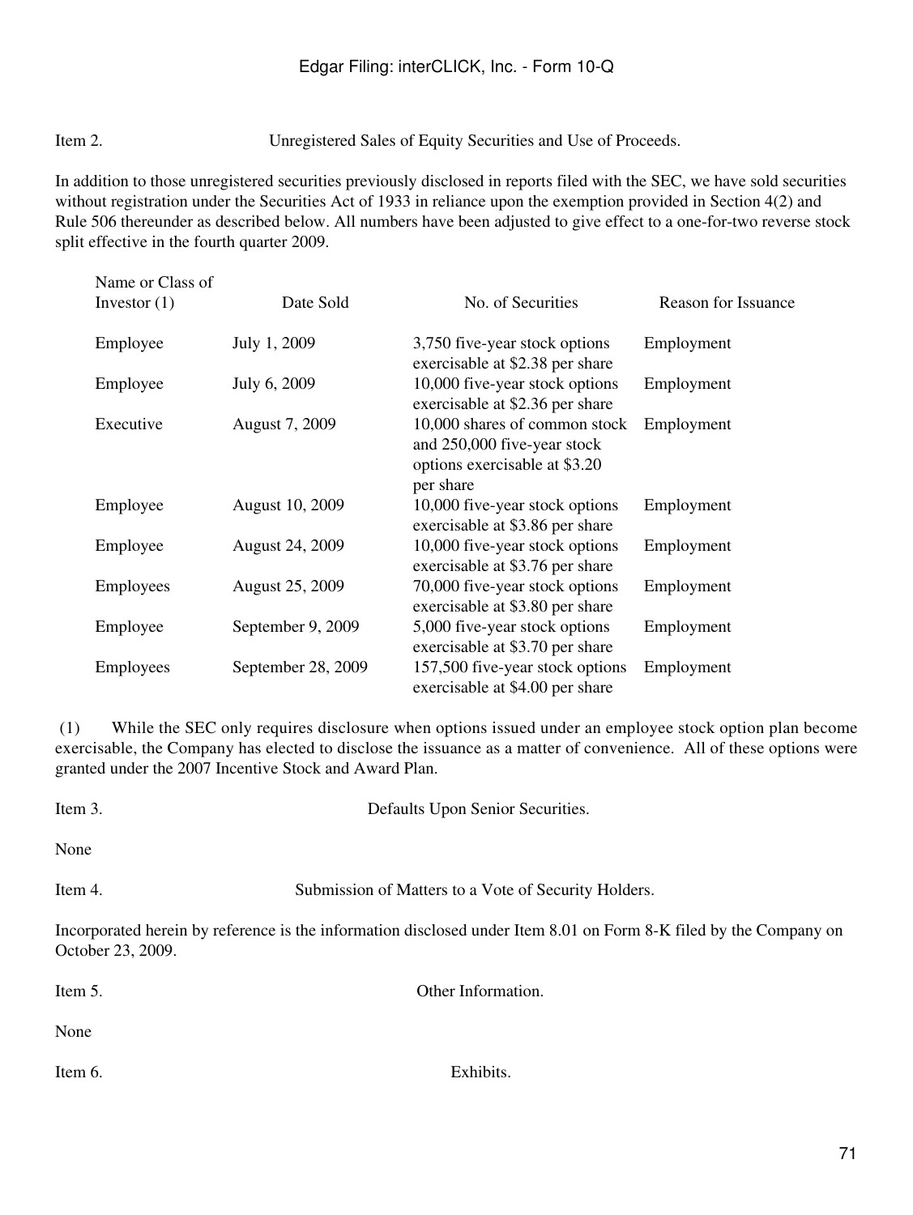Item 2. Unregistered Sales of Equity Securities and Use of Proceeds.

In addition to those unregistered securities previously disclosed in reports filed with the SEC, we have sold securities without registration under the Securities Act of 1933 in reliance upon the exemption provided in Section 4(2) and Rule 506 thereunder as described below. All numbers have been adjusted to give effect to a one-for-two reverse stock split effective in the fourth quarter 2009.

| Name or Class of Investor (1) | Date Sold | No. of Securities | Reason for Issuance |
|---|---|---|---|
| Employee | July 1, 2009 | 3,750 five-year stock options exercisable at $2.38 per share | Employment |
| Employee | July 6, 2009 | 10,000 five-year stock options exercisable at $2.36 per share | Employment |
| Executive | August 7, 2009 | 10,000 shares of common stock and 250,000 five-year stock options exercisable at $3.20 per share | Employment |
| Employee | August 10, 2009 | 10,000 five-year stock options exercisable at $3.86 per share | Employment |
| Employee | August 24, 2009 | 10,000 five-year stock options exercisable at $3.76 per share | Employment |
| Employees | August 25, 2009 | 70,000 five-year stock options exercisable at $3.80 per share | Employment |
| Employee | September 9, 2009 | 5,000 five-year stock options exercisable at $3.70 per share | Employment |
| Employees | September 28, 2009 | 157,500 five-year stock options exercisable at $4.00 per share | Employment |

(1) While the SEC only requires disclosure when options issued under an employee stock option plan become exercisable, the Company has elected to disclose the issuance as a matter of convenience. All of these options were granted under the 2007 Incentive Stock and Award Plan.

Item 3. Defaults Upon Senior Securities.

None

Item 4. Submission of Matters to a Vote of Security Holders.

Incorporated herein by reference is the information disclosed under Item 8.01 on Form 8-K filed by the Company on October 23, 2009.

Item 5. Other Information.

None

Item 6. Exhibits.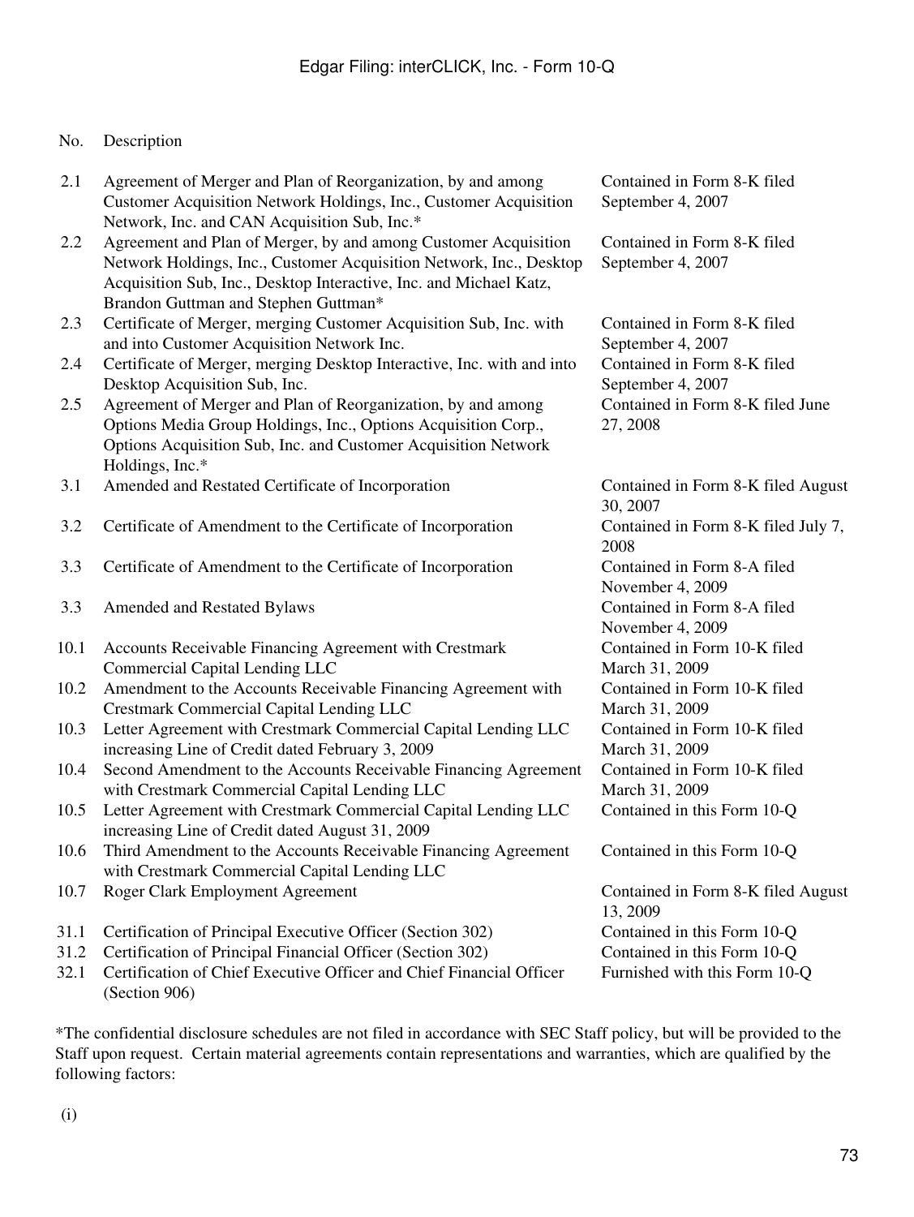| No. | Description | |
|---|---|---|
| 2.1 | Agreement of Merger and Plan of Reorganization, by and among Customer Acquisition Network Holdings, Inc., Customer Acquisition Network, Inc. and CAN Acquisition Sub, Inc.* | Contained in Form 8-K filed September 4, 2007 |
| 2.2 | Agreement and Plan of Merger, by and among Customer Acquisition Network Holdings, Inc., Customer Acquisition Network, Inc., Desktop Acquisition Sub, Inc., Desktop Interactive, Inc. and Michael Katz, Brandon Guttman and Stephen Guttman* | Contained in Form 8-K filed September 4, 2007 |
| 2.3 | Certificate of Merger, merging Customer Acquisition Sub, Inc. with and into Customer Acquisition Network Inc. | Contained in Form 8-K filed September 4, 2007 |
| 2.4 | Certificate of Merger, merging Desktop Interactive, Inc. with and into Desktop Acquisition Sub, Inc. | Contained in Form 8-K filed September 4, 2007 |
| 2.5 | Agreement of Merger and Plan of Reorganization, by and among Options Media Group Holdings, Inc., Options Acquisition Corp., Options Acquisition Sub, Inc. and Customer Acquisition Network Holdings, Inc.* | Contained in Form 8-K filed June 27, 2008 |
| 3.1 | Amended and Restated Certificate of Incorporation | Contained in Form 8-K filed August 30, 2007 |
| 3.2 | Certificate of Amendment to the Certificate of Incorporation | Contained in Form 8-K filed July 7, 2008 |
| 3.3 | Certificate of Amendment to the Certificate of Incorporation | Contained in Form 8-A filed November 4, 2009 |
| 3.3 | Amended and Restated Bylaws | Contained in Form 8-A filed November 4, 2009 |
| 10.1 | Accounts Receivable Financing Agreement with Crestmark Commercial Capital Lending LLC | Contained in Form 10-K filed March 31, 2009 |
| 10.2 | Amendment to the Accounts Receivable Financing Agreement with Crestmark Commercial Capital Lending LLC | Contained in Form 10-K filed March 31, 2009 |
| 10.3 | Letter Agreement with Crestmark Commercial Capital Lending LLC increasing Line of Credit dated February 3, 2009 | Contained in Form 10-K filed March 31, 2009 |
| 10.4 | Second Amendment to the Accounts Receivable Financing Agreement with Crestmark Commercial Capital Lending LLC | Contained in Form 10-K filed March 31, 2009 |
| 10.5 | Letter Agreement with Crestmark Commercial Capital Lending LLC increasing Line of Credit dated August 31, 2009 | Contained in this Form 10-Q |
| 10.6 | Third Amendment to the Accounts Receivable Financing Agreement with Crestmark Commercial Capital Lending LLC | Contained in this Form 10-Q |
| 10.7 | Roger Clark Employment Agreement | Contained in Form 8-K filed August 13, 2009 |
| 31.1 | Certification of Principal Executive Officer (Section 302) | Contained in this Form 10-Q |
| 31.2 | Certification of Principal Financial Officer (Section 302) | Contained in this Form 10-Q |
| 32.1 | Certification of Chief Executive Officer and Chief Financial Officer (Section 906) | Furnished with this Form 10-Q |

*The confidential disclosure schedules are not filed in accordance with SEC Staff policy, but will be provided to the Staff upon request. Certain material agreements contain representations and warranties, which are qualified by the following factors:

(i)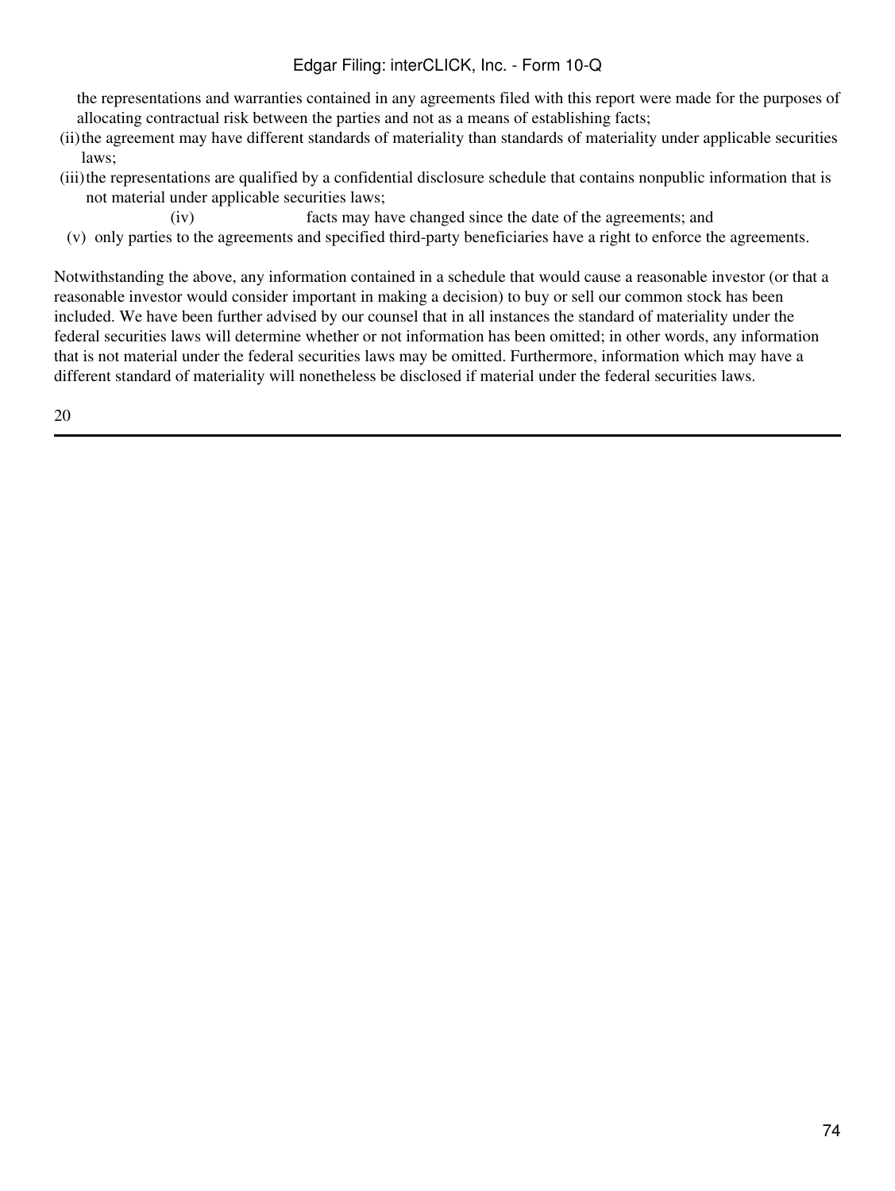the representations and warranties contained in any agreements filed with this report were made for the purposes of allocating contractual risk between the parties and not as a means of establishing facts;

(ii) the agreement may have different standards of materiality than standards of materiality under applicable securities laws;

(iii) the representations are qualified by a confidential disclosure schedule that contains nonpublic information that is not material under applicable securities laws;

(iv) facts may have changed since the date of the agreements; and

(v) only parties to the agreements and specified third-party beneficiaries have a right to enforce the agreements.

Notwithstanding the above, any information contained in a schedule that would cause a reasonable investor (or that a reasonable investor would consider important in making a decision) to buy or sell our common stock has been included. We have been further advised by our counsel that in all instances the standard of materiality under the federal securities laws will determine whether or not information has been omitted; in other words, any information that is not material under the federal securities laws may be omitted. Furthermore, information which may have a different standard of materiality will nonetheless be disclosed if material under the federal securities laws.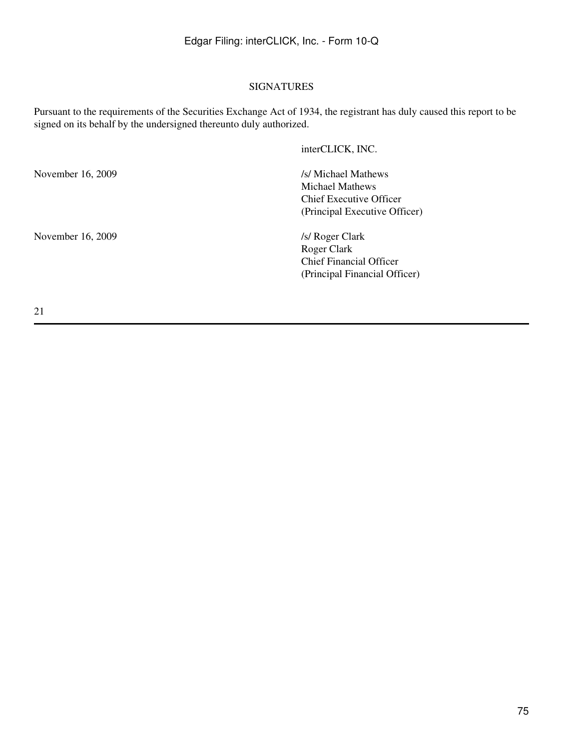# SIGNATURES

Pursuant to the requirements of the Securities Exchange Act of 1934, the registrant has duly caused this report to be signed on its behalf by the undersigned thereunto duly authorized.

| | |
|---|---|
| | interCLICK, INC. |
| November 16, 2009 | /s/ Michael Mathews<br>Michael Mathews<br>Chief Executive Officer<br>(Principal Executive Officer) |
| November 16, 2009 | /s/ Roger Clark<br>Roger Clark<br>Chief Financial Officer<br>(Principal Financial Officer) |